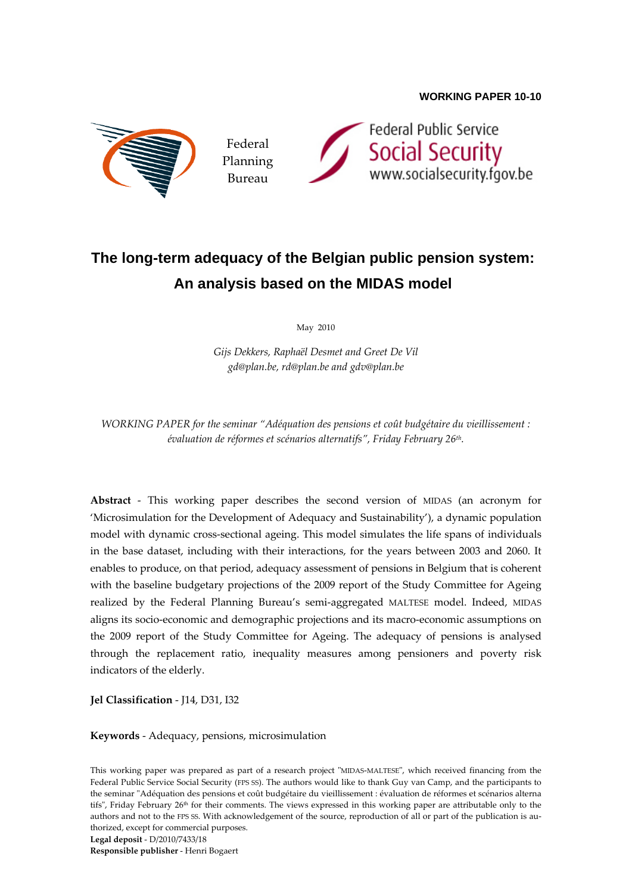**WORKING PAPER 10-10**

Federal Planning Bureau

Federal Public Service Social Security www.socialsecurity.fgov.be

# The long-term adequacy of the Belgian public pension system: An analysis based on the MIDAS model

May 2010

*Gijs Dekkers, Raphaël Desmet and Greet De Vil*
*gd@plan.be, rd@plan.be and gdv@plan.be*

*WORKING PAPER for the seminar "Adéquation des pensions et coût budgétaire du vieillissement : évaluation de réformes et scénarios alternatifs", Friday February 26th.*

**Abstract** - This working paper describes the second version of MIDAS (an acronym for 'Microsimulation for the Development of Adequacy and Sustainability'), a dynamic population model with dynamic cross-sectional ageing. This model simulates the life spans of individuals in the base dataset, including with their interactions, for the years between 2003 and 2060. It enables to produce, on that period, adequacy assessment of pensions in Belgium that is coherent with the baseline budgetary projections of the 2009 report of the Study Committee for Ageing realized by the Federal Planning Bureau's semi-aggregated MALTESE model. Indeed, MIDAS aligns its socio-economic and demographic projections and its macro-economic assumptions on the 2009 report of the Study Committee for Ageing. The adequacy of pensions is analysed through the replacement ratio, inequality measures among pensioners and poverty risk indicators of the elderly.

**Jel Classification** - J14, D31, I32

**Keywords** - Adequacy, pensions, microsimulation

This working paper was prepared as part of a research project "MIDAS-MALTESE", which received financing from the Federal Public Service Social Security (FPS SS). The authors would like to thank Guy van Camp, and the participants to the seminar "Adéquation des pensions et coût budgétaire du vieillissement : évaluation de réformes et scénarios alternatifs", Friday February 26th for their comments. The views expressed in this working paper are attributable only to the authors and not to the FPS SS. With acknowledgement of the source, reproduction of all or part of the publication is authorized, except for commercial purposes.

**Legal deposit** - D/2010/7433/18

**Responsible publisher** - Henri Bogaert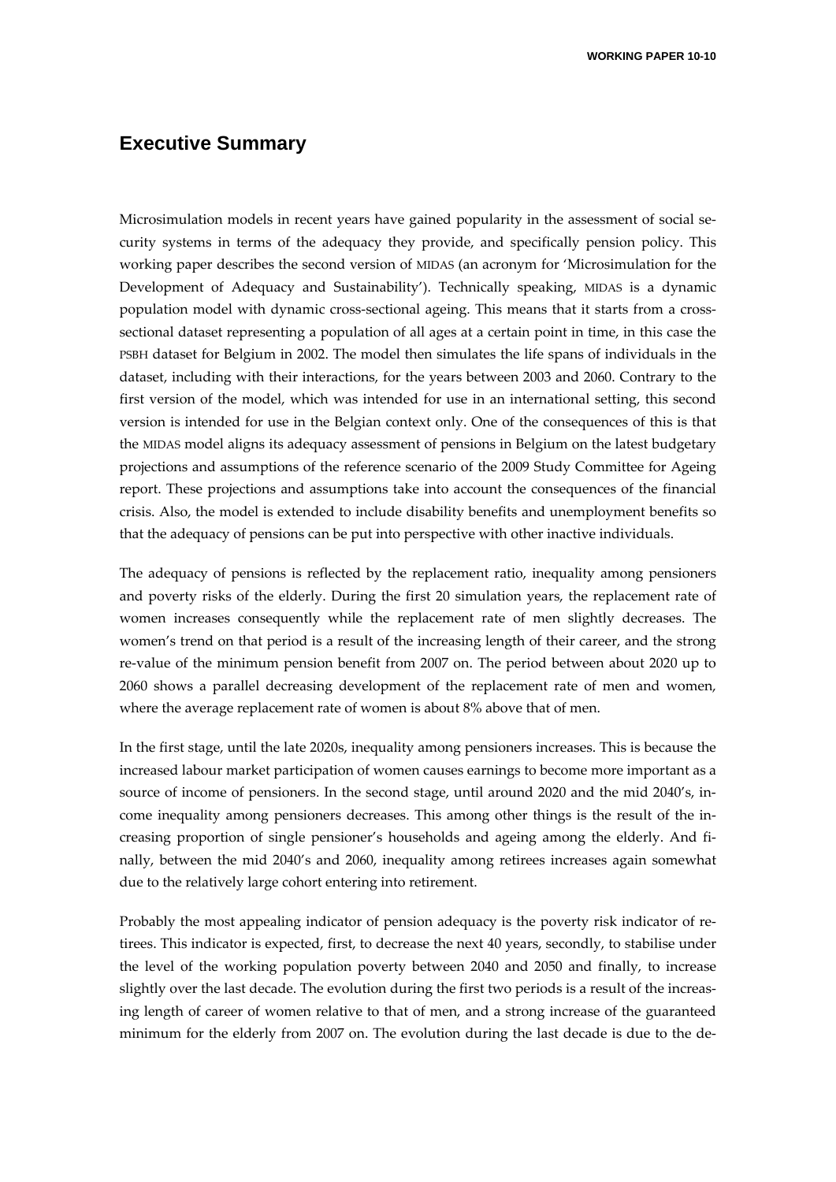# Executive Summary

Microsimulation models in recent years have gained popularity in the assessment of social security systems in terms of the adequacy they provide, and specifically pension policy. This working paper describes the second version of MIDAS (an acronym for 'Microsimulation for the Development of Adequacy and Sustainability'). Technically speaking, MIDAS is a dynamic population model with dynamic cross-sectional ageing. This means that it starts from a cross-sectional dataset representing a population of all ages at a certain point in time, in this case the PSBH dataset for Belgium in 2002. The model then simulates the life spans of individuals in the dataset, including with their interactions, for the years between 2003 and 2060. Contrary to the first version of the model, which was intended for use in an international setting, this second version is intended for use in the Belgian context only. One of the consequences of this is that the MIDAS model aligns its adequacy assessment of pensions in Belgium on the latest budgetary projections and assumptions of the reference scenario of the 2009 Study Committee for Ageing report. These projections and assumptions take into account the consequences of the financial crisis. Also, the model is extended to include disability benefits and unemployment benefits so that the adequacy of pensions can be put into perspective with other inactive individuals.

The adequacy of pensions is reflected by the replacement ratio, inequality among pensioners and poverty risks of the elderly. During the first 20 simulation years, the replacement rate of women increases consequently while the replacement rate of men slightly decreases. The women's trend on that period is a result of the increasing length of their career, and the strong re-value of the minimum pension benefit from 2007 on. The period between about 2020 up to 2060 shows a parallel decreasing development of the replacement rate of men and women, where the average replacement rate of women is about 8% above that of men.

In the first stage, until the late 2020s, inequality among pensioners increases. This is because the increased labour market participation of women causes earnings to become more important as a source of income of pensioners. In the second stage, until around 2020 and the mid 2040's, income inequality among pensioners decreases. This among other things is the result of the increasing proportion of single pensioner's households and ageing among the elderly. And finally, between the mid 2040's and 2060, inequality among retirees increases again somewhat due to the relatively large cohort entering into retirement.

Probably the most appealing indicator of pension adequacy is the poverty risk indicator of retirees. This indicator is expected, first, to decrease the next 40 years, secondly, to stabilise under the level of the working population poverty between 2040 and 2050 and finally, to increase slightly over the last decade. The evolution during the first two periods is a result of the increasing length of career of women relative to that of men, and a strong increase of the guaranteed minimum for the elderly from 2007 on. The evolution during the last decade is due to the de-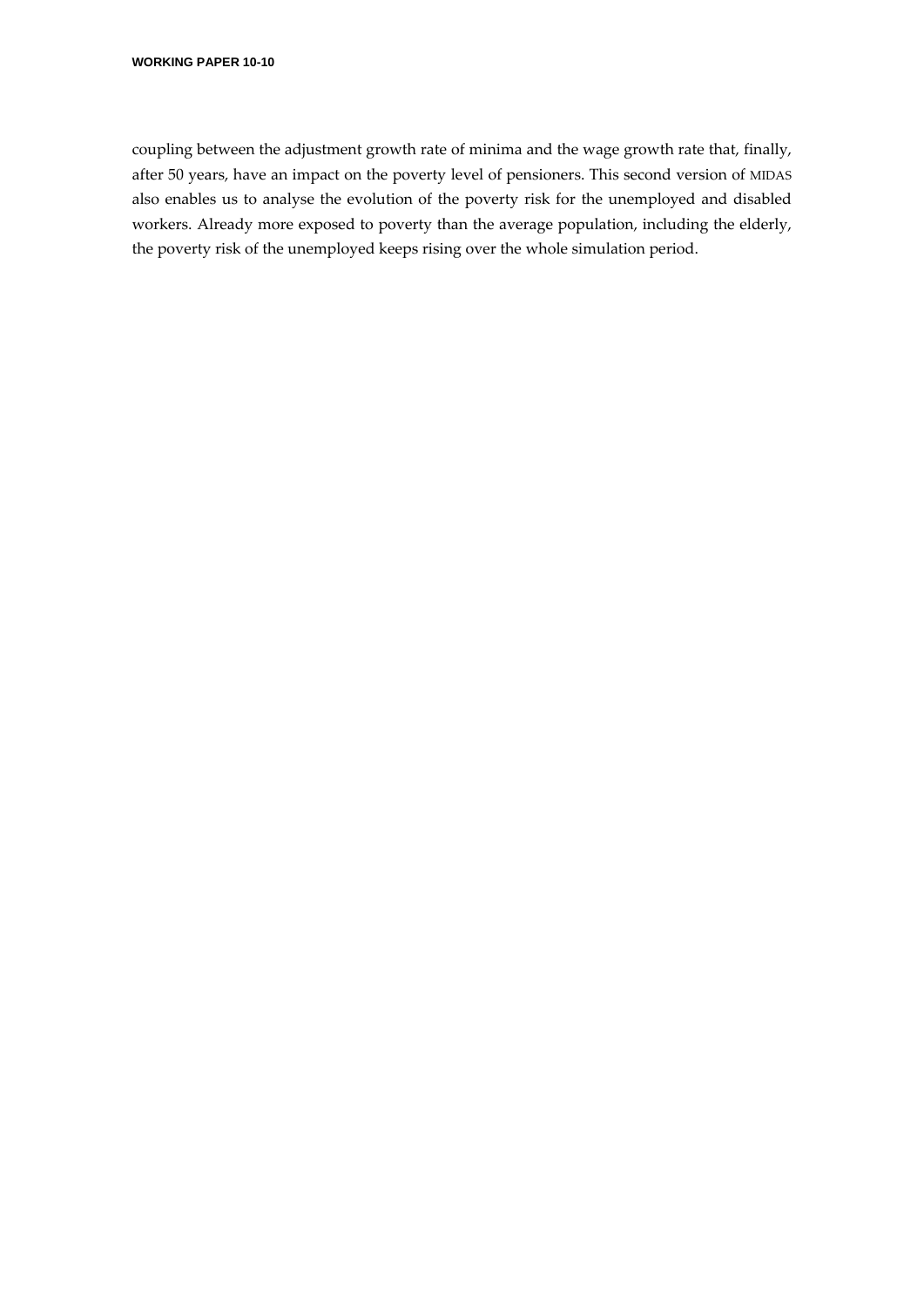coupling between the adjustment growth rate of minima and the wage growth rate that, finally, after 50 years, have an impact on the poverty level of pensioners. This second version of MIDAS also enables us to analyse the evolution of the poverty risk for the unemployed and disabled workers. Already more exposed to poverty than the average population, including the elderly, the poverty risk of the unemployed keeps rising over the whole simulation period.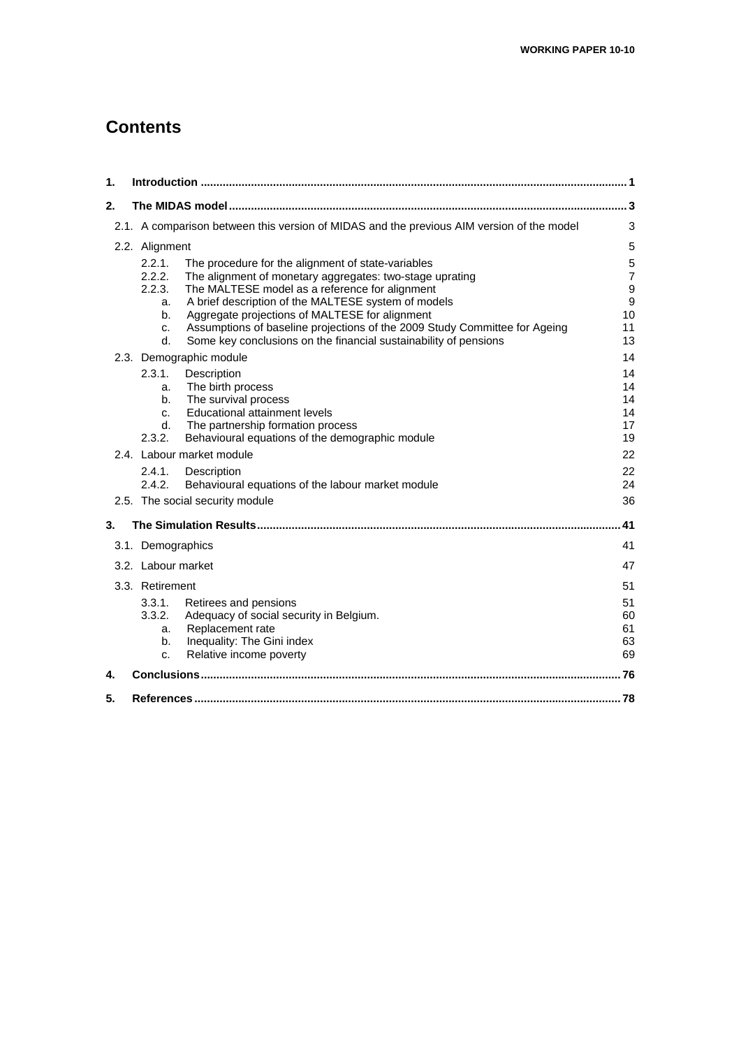# Contents

1. **Introduction** ..... 1
2. **The MIDAS model** ..... 3
   - 2.1. A comparison between this version of MIDAS and the previous AIM version of the model ..... 3
   - 2.2. Alignment ..... 5
     - 2.2.1. The procedure for the alignment of state-variables ..... 5
     - 2.2.2. The alignment of monetary aggregates: two-stage uprating ..... 7
     - 2.2.3. The MALTESE model as a reference for alignment ..... 9
       - a. A brief description of the MALTESE system of models ..... 9
       - b. Aggregate projections of MALTESE for alignment ..... 10
       - c. Assumptions of baseline projections of the 2009 Study Committee for Ageing ..... 11
       - d. Some key conclusions on the financial sustainability of pensions ..... 13
   - 2.3. Demographic module ..... 14
     - 2.3.1. Description ..... 14
       - a. The birth process ..... 14
       - b. The survival process ..... 14
       - c. Educational attainment levels ..... 14
       - d. The partnership formation process ..... 17
     - 2.3.2. Behavioural equations of the demographic module ..... 19
   - 2.4. Labour market module ..... 22
     - 2.4.1. Description ..... 22
     - 2.4.2. Behavioural equations of the labour market module ..... 24
   - 2.5. The social security module ..... 36
3. **The Simulation Results** ..... 41
   - 3.1. Demographics ..... 41
   - 3.2. Labour market ..... 47
   - 3.3. Retirement ..... 51
     - 3.3.1. Retirees and pensions ..... 51
     - 3.3.2. Adequacy of social security in Belgium. ..... 60
       - a. Replacement rate ..... 61
       - b. Inequality: The Gini index ..... 63
       - c. Relative income poverty ..... 69
4. **Conclusions** ..... 76
5. **References** ..... 78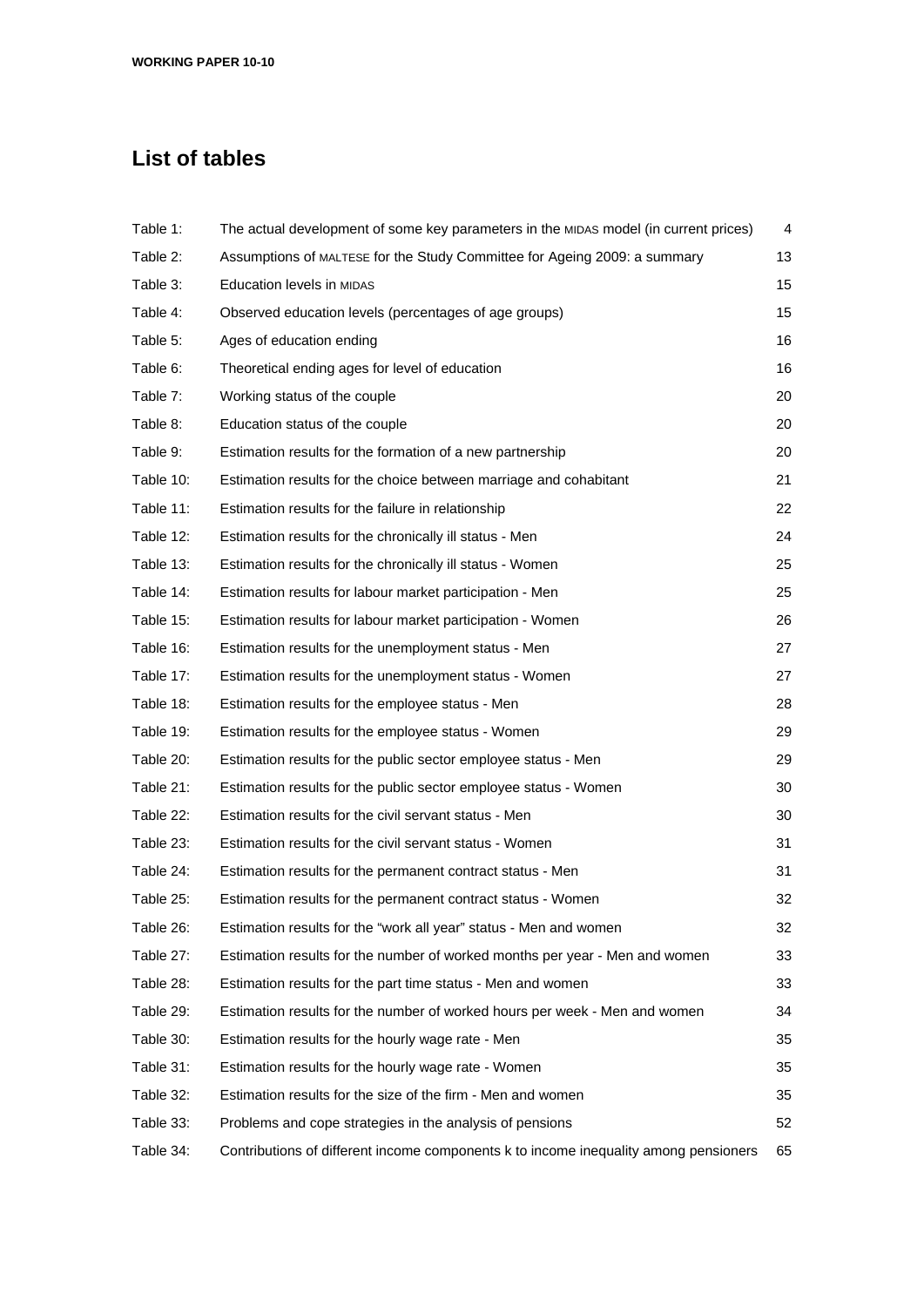## List of tables

| | | |
|---|---|---|
| Table 1: | The actual development of some key parameters in the MIDAS model (in current prices) | 4 |
| Table 2: | Assumptions of MALTESE for the Study Committee for Ageing 2009: a summary | 13 |
| Table 3: | Education levels in MIDAS | 15 |
| Table 4: | Observed education levels (percentages of age groups) | 15 |
| Table 5: | Ages of education ending | 16 |
| Table 6: | Theoretical ending ages for level of education | 16 |
| Table 7: | Working status of the couple | 20 |
| Table 8: | Education status of the couple | 20 |
| Table 9: | Estimation results for the formation of a new partnership | 20 |
| Table 10: | Estimation results for the choice between marriage and cohabitant | 21 |
| Table 11: | Estimation results for the failure in relationship | 22 |
| Table 12: | Estimation results for the chronically ill status - Men | 24 |
| Table 13: | Estimation results for the chronically ill status - Women | 25 |
| Table 14: | Estimation results for labour market participation - Men | 25 |
| Table 15: | Estimation results for labour market participation - Women | 26 |
| Table 16: | Estimation results for the unemployment status - Men | 27 |
| Table 17: | Estimation results for the unemployment status - Women | 27 |
| Table 18: | Estimation results for the employee status - Men | 28 |
| Table 19: | Estimation results for the employee status - Women | 29 |
| Table 20: | Estimation results for the public sector employee status - Men | 29 |
| Table 21: | Estimation results for the public sector employee status - Women | 30 |
| Table 22: | Estimation results for the civil servant status - Men | 30 |
| Table 23: | Estimation results for the civil servant status - Women | 31 |
| Table 24: | Estimation results for the permanent contract status - Men | 31 |
| Table 25: | Estimation results for the permanent contract status - Women | 32 |
| Table 26: | Estimation results for the "work all year" status - Men and women | 32 |
| Table 27: | Estimation results for the number of worked months per year - Men and women | 33 |
| Table 28: | Estimation results for the part time status - Men and women | 33 |
| Table 29: | Estimation results for the number of worked hours per week - Men and women | 34 |
| Table 30: | Estimation results for the hourly wage rate - Men | 35 |
| Table 31: | Estimation results for the hourly wage rate - Women | 35 |
| Table 32: | Estimation results for the size of the firm - Men and women | 35 |
| Table 33: | Problems and cope strategies in the analysis of pensions | 52 |
| Table 34: | Contributions of different income components k to income inequality among pensioners | 65 |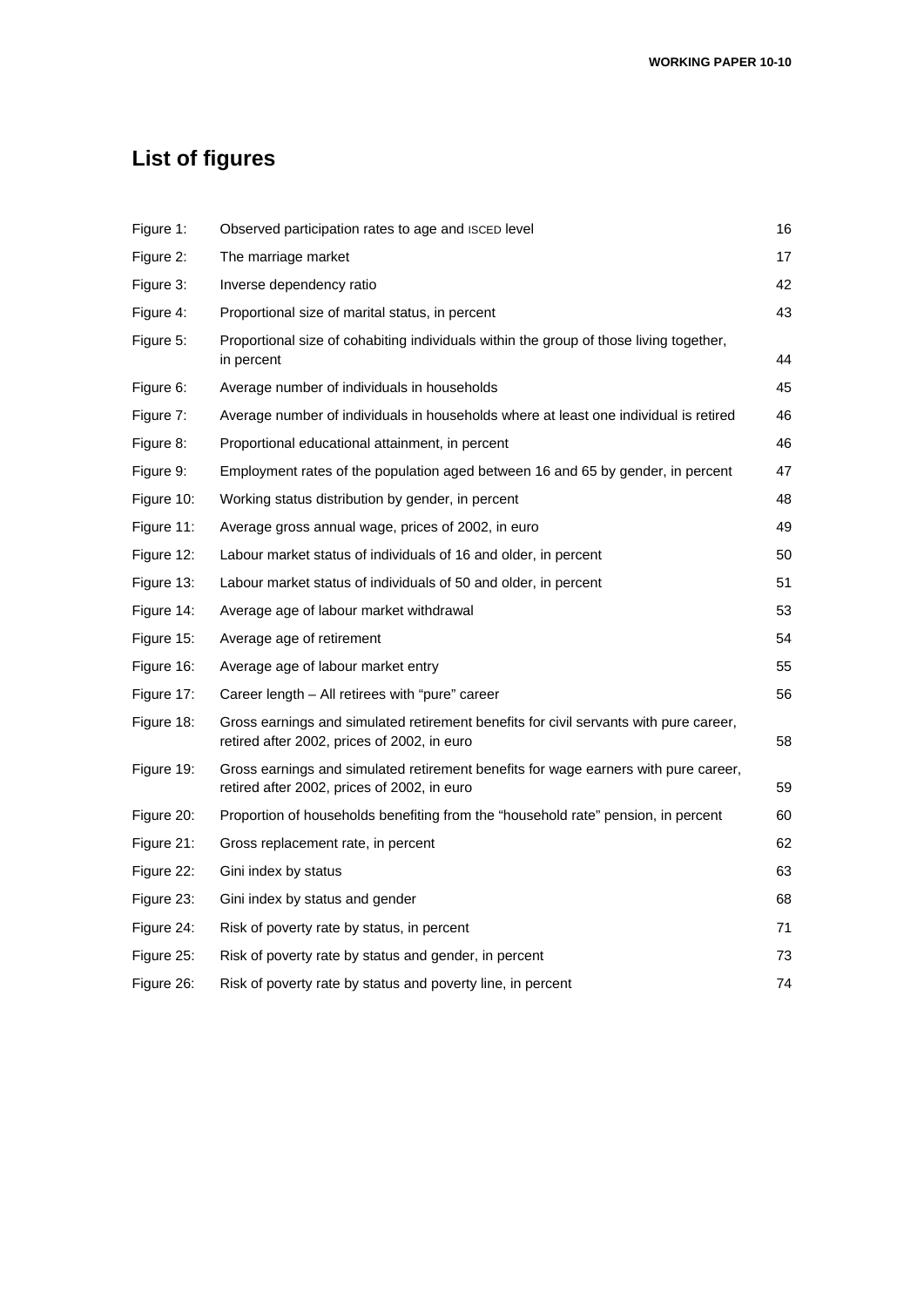# List of figures

| | | |
|---|---|---|
| Figure 1: | Observed participation rates to age and ISCED level | 16 |
| Figure 2: | The marriage market | 17 |
| Figure 3: | Inverse dependency ratio | 42 |
| Figure 4: | Proportional size of marital status, in percent | 43 |
| Figure 5: | Proportional size of cohabiting individuals within the group of those living together, in percent | 44 |
| Figure 6: | Average number of individuals in households | 45 |
| Figure 7: | Average number of individuals in households where at least one individual is retired | 46 |
| Figure 8: | Proportional educational attainment, in percent | 46 |
| Figure 9: | Employment rates of the population aged between 16 and 65 by gender, in percent | 47 |
| Figure 10: | Working status distribution by gender, in percent | 48 |
| Figure 11: | Average gross annual wage, prices of 2002, in euro | 49 |
| Figure 12: | Labour market status of individuals of 16 and older, in percent | 50 |
| Figure 13: | Labour market status of individuals of 50 and older, in percent | 51 |
| Figure 14: | Average age of labour market withdrawal | 53 |
| Figure 15: | Average age of retirement | 54 |
| Figure 16: | Average age of labour market entry | 55 |
| Figure 17: | Career length – All retirees with "pure" career | 56 |
| Figure 18: | Gross earnings and simulated retirement benefits for civil servants with pure career, retired after 2002, prices of 2002, in euro | 58 |
| Figure 19: | Gross earnings and simulated retirement benefits for wage earners with pure career, retired after 2002, prices of 2002, in euro | 59 |
| Figure 20: | Proportion of households benefiting from the "household rate" pension, in percent | 60 |
| Figure 21: | Gross replacement rate, in percent | 62 |
| Figure 22: | Gini index by status | 63 |
| Figure 23: | Gini index by status and gender | 68 |
| Figure 24: | Risk of poverty rate by status, in percent | 71 |
| Figure 25: | Risk of poverty rate by status and gender, in percent | 73 |
| Figure 26: | Risk of poverty rate by status and poverty line, in percent | 74 |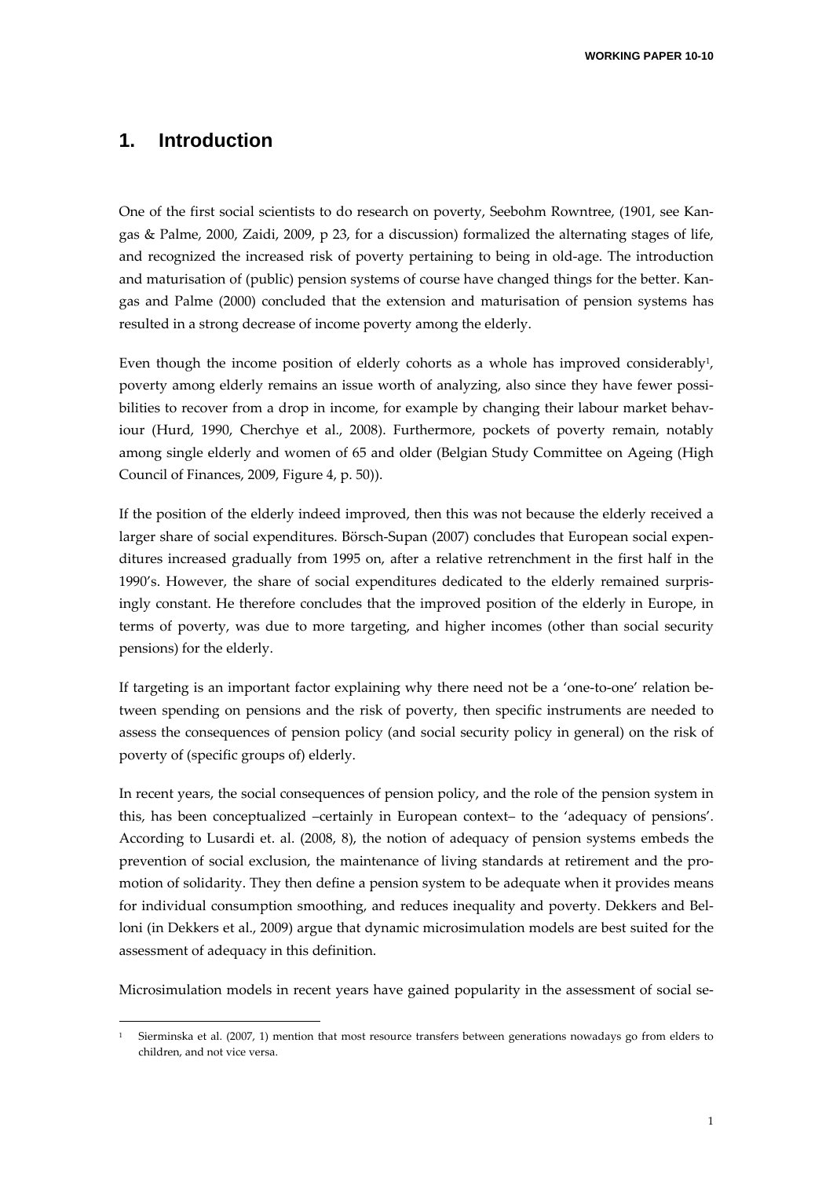# 1. Introduction

One of the first social scientists to do research on poverty, Seebohm Rowntree, (1901, see Kangas & Palme, 2000, Zaidi, 2009, p 23, for a discussion) formalized the alternating stages of life, and recognized the increased risk of poverty pertaining to being in old-age. The introduction and maturisation of (public) pension systems of course have changed things for the better. Kangas and Palme (2000) concluded that the extension and maturisation of pension systems has resulted in a strong decrease of income poverty among the elderly.

Even though the income position of elderly cohorts as a whole has improved considerably[1], poverty among elderly remains an issue worth of analyzing, also since they have fewer possibilities to recover from a drop in income, for example by changing their labour market behaviour (Hurd, 1990, Cherchye et al., 2008). Furthermore, pockets of poverty remain, notably among single elderly and women of 65 and older (Belgian Study Committee on Ageing (High Council of Finances, 2009, Figure 4, p. 50)).

If the position of the elderly indeed improved, then this was not because the elderly received a larger share of social expenditures. Börsch-Supan (2007) concludes that European social expenditures increased gradually from 1995 on, after a relative retrenchment in the first half in the 1990's. However, the share of social expenditures dedicated to the elderly remained surprisingly constant. He therefore concludes that the improved position of the elderly in Europe, in terms of poverty, was due to more targeting, and higher incomes (other than social security pensions) for the elderly.

If targeting is an important factor explaining why there need not be a 'one-to-one' relation between spending on pensions and the risk of poverty, then specific instruments are needed to assess the consequences of pension policy (and social security policy in general) on the risk of poverty of (specific groups of) elderly.

In recent years, the social consequences of pension policy, and the role of the pension system in this, has been conceptualized –certainly in European context– to the 'adequacy of pensions'. According to Lusardi et. al. (2008, 8), the notion of adequacy of pension systems embeds the prevention of social exclusion, the maintenance of living standards at retirement and the promotion of solidarity. They then define a pension system to be adequate when it provides means for individual consumption smoothing, and reduces inequality and poverty. Dekkers and Belloni (in Dekkers et al., 2009) argue that dynamic microsimulation models are best suited for the assessment of adequacy in this definition.

Microsimulation models in recent years have gained popularity in the assessment of social se-

---

[1] Sierminska et al. (2007, 1) mention that most resource transfers between generations nowadays go from elders to children, and not vice versa.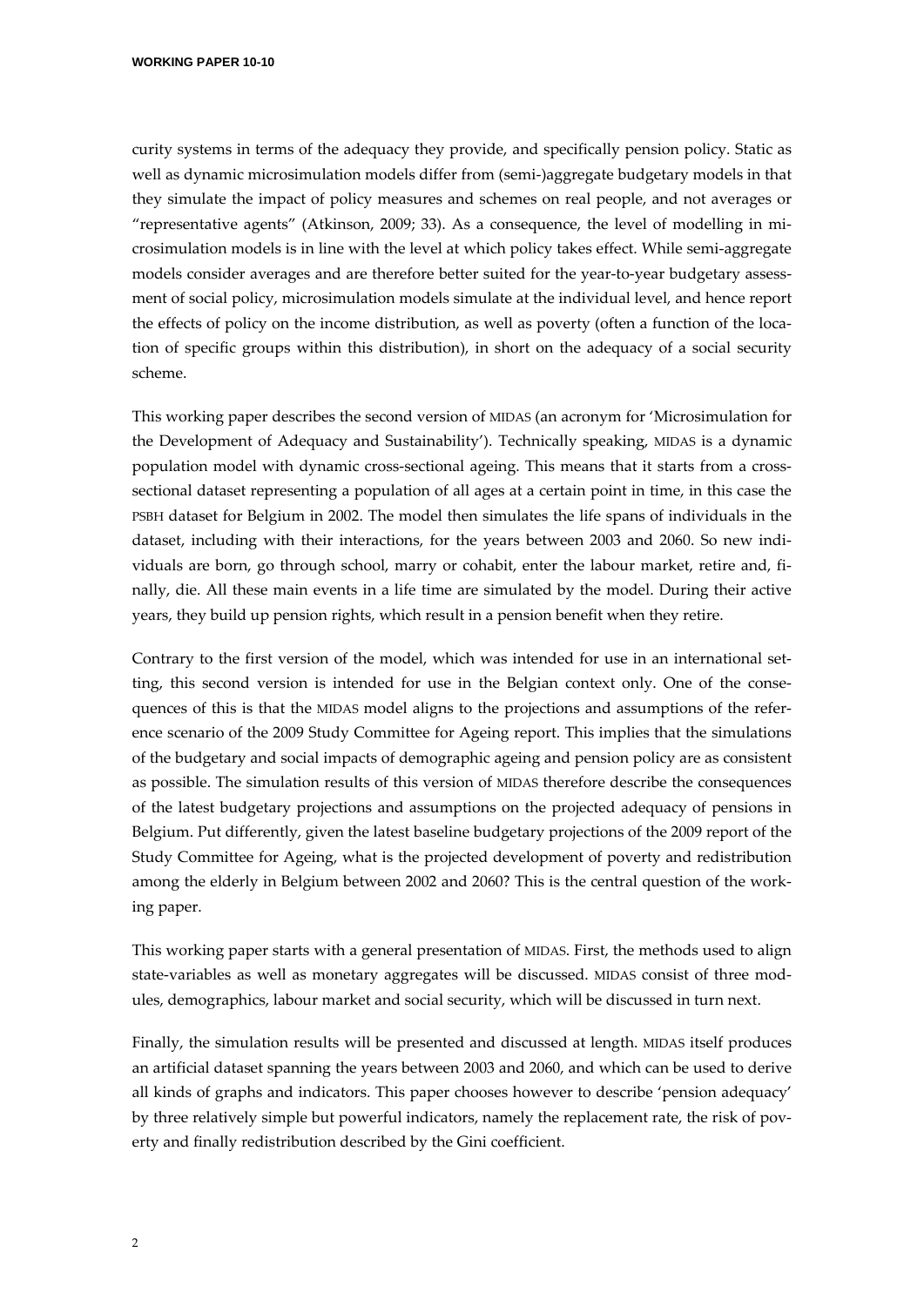curity systems in terms of the adequacy they provide, and specifically pension policy. Static as well as dynamic microsimulation models differ from (semi-)aggregate budgetary models in that they simulate the impact of policy measures and schemes on real people, and not averages or "representative agents" (Atkinson, 2009; 33). As a consequence, the level of modelling in microsimulation models is in line with the level at which policy takes effect. While semi-aggregate models consider averages and are therefore better suited for the year-to-year budgetary assessment of social policy, microsimulation models simulate at the individual level, and hence report the effects of policy on the income distribution, as well as poverty (often a function of the location of specific groups within this distribution), in short on the adequacy of a social security scheme.

This working paper describes the second version of MIDAS (an acronym for 'Microsimulation for the Development of Adequacy and Sustainability'). Technically speaking, MIDAS is a dynamic population model with dynamic cross-sectional ageing. This means that it starts from a cross-sectional dataset representing a population of all ages at a certain point in time, in this case the PSBH dataset for Belgium in 2002. The model then simulates the life spans of individuals in the dataset, including with their interactions, for the years between 2003 and 2060. So new individuals are born, go through school, marry or cohabit, enter the labour market, retire and, finally, die. All these main events in a life time are simulated by the model. During their active years, they build up pension rights, which result in a pension benefit when they retire.

Contrary to the first version of the model, which was intended for use in an international setting, this second version is intended for use in the Belgian context only. One of the consequences of this is that the MIDAS model aligns to the projections and assumptions of the reference scenario of the 2009 Study Committee for Ageing report. This implies that the simulations of the budgetary and social impacts of demographic ageing and pension policy are as consistent as possible. The simulation results of this version of MIDAS therefore describe the consequences of the latest budgetary projections and assumptions on the projected adequacy of pensions in Belgium. Put differently, given the latest baseline budgetary projections of the 2009 report of the Study Committee for Ageing, what is the projected development of poverty and redistribution among the elderly in Belgium between 2002 and 2060? This is the central question of the working paper.

This working paper starts with a general presentation of MIDAS. First, the methods used to align state-variables as well as monetary aggregates will be discussed. MIDAS consist of three modules, demographics, labour market and social security, which will be discussed in turn next.

Finally, the simulation results will be presented and discussed at length. MIDAS itself produces an artificial dataset spanning the years between 2003 and 2060, and which can be used to derive all kinds of graphs and indicators. This paper chooses however to describe 'pension adequacy' by three relatively simple but powerful indicators, namely the replacement rate, the risk of poverty and finally redistribution described by the Gini coefficient.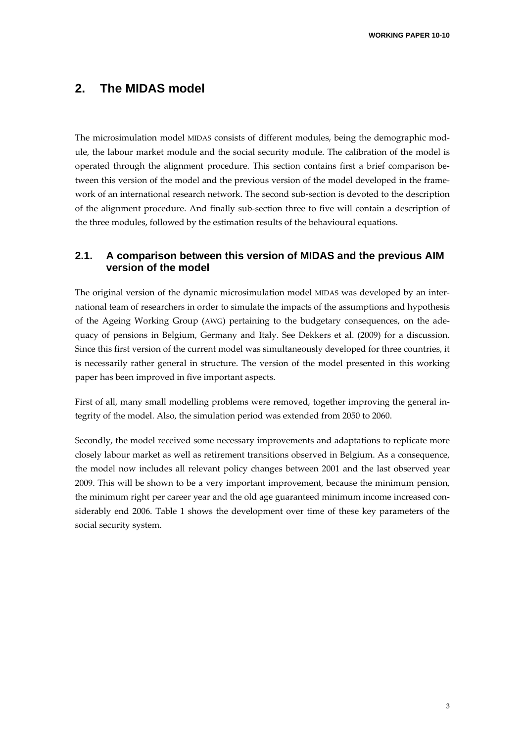# 2. The MIDAS model

The microsimulation model MIDAS consists of different modules, being the demographic module, the labour market module and the social security module. The calibration of the model is operated through the alignment procedure. This section contains first a brief comparison between this version of the model and the previous version of the model developed in the framework of an international research network. The second sub-section is devoted to the description of the alignment procedure. And finally sub-section three to five will contain a description of the three modules, followed by the estimation results of the behavioural equations.

## 2.1. A comparison between this version of MIDAS and the previous AIM version of the model

The original version of the dynamic microsimulation model MIDAS was developed by an international team of researchers in order to simulate the impacts of the assumptions and hypothesis of the Ageing Working Group (AWG) pertaining to the budgetary consequences, on the adequacy of pensions in Belgium, Germany and Italy. See Dekkers et al. (2009) for a discussion. Since this first version of the current model was simultaneously developed for three countries, it is necessarily rather general in structure. The version of the model presented in this working paper has been improved in five important aspects.

First of all, many small modelling problems were removed, together improving the general integrity of the model. Also, the simulation period was extended from 2050 to 2060.

Secondly, the model received some necessary improvements and adaptations to replicate more closely labour market as well as retirement transitions observed in Belgium. As a consequence, the model now includes all relevant policy changes between 2001 and the last observed year 2009. This will be shown to be a very important improvement, because the minimum pension, the minimum right per career year and the old age guaranteed minimum income increased considerably end 2006. Table 1 shows the development over time of these key parameters of the social security system.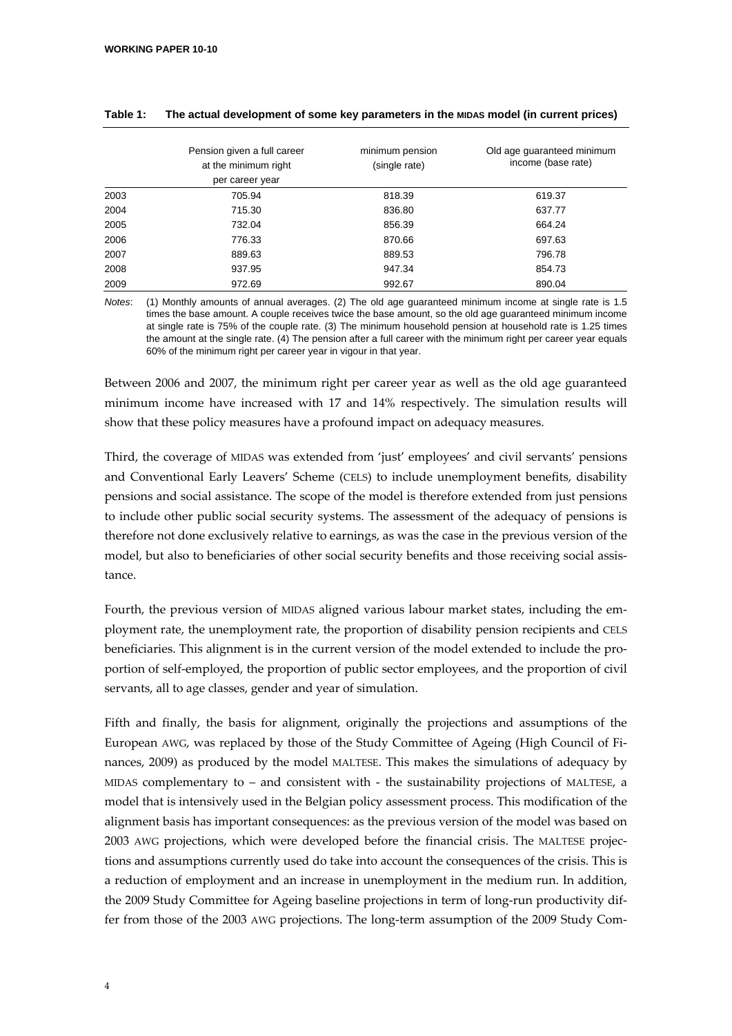**Table 1: The actual development of some key parameters in the MIDAS model (in current prices)**

| | Pension given a full career at the minimum right per career year | minimum pension (single rate) | Old age guaranteed minimum income (base rate) |
|---|---|---|---|
| 2003 | 705.94 | 818.39 | 619.37 |
| 2004 | 715.30 | 836.80 | 637.77 |
| 2005 | 732.04 | 856.39 | 664.24 |
| 2006 | 776.33 | 870.66 | 697.63 |
| 2007 | 889.63 | 889.53 | 796.78 |
| 2008 | 937.95 | 947.34 | 854.73 |
| 2009 | 972.69 | 992.67 | 890.04 |

*Notes*: (1) Monthly amounts of annual averages. (2) The old age guaranteed minimum income at single rate is 1.5 times the base amount. A couple receives twice the base amount, so the old age guaranteed minimum income at single rate is 75% of the couple rate. (3) The minimum household pension at household rate is 1.25 times the amount at the single rate. (4) The pension after a full career with the minimum right per career year equals 60% of the minimum right per career year in vigour in that year.

Between 2006 and 2007, the minimum right per career year as well as the old age guaranteed minimum income have increased with 17 and 14% respectively. The simulation results will show that these policy measures have a profound impact on adequacy measures.

Third, the coverage of MIDAS was extended from 'just' employees' and civil servants' pensions and Conventional Early Leavers' Scheme (CELS) to include unemployment benefits, disability pensions and social assistance. The scope of the model is therefore extended from just pensions to include other public social security systems. The assessment of the adequacy of pensions is therefore not done exclusively relative to earnings, as was the case in the previous version of the model, but also to beneficiaries of other social security benefits and those receiving social assistance.

Fourth, the previous version of MIDAS aligned various labour market states, including the employment rate, the unemployment rate, the proportion of disability pension recipients and CELS beneficiaries. This alignment is in the current version of the model extended to include the proportion of self-employed, the proportion of public sector employees, and the proportion of civil servants, all to age classes, gender and year of simulation.

Fifth and finally, the basis for alignment, originally the projections and assumptions of the European AWG, was replaced by those of the Study Committee of Ageing (High Council of Finances, 2009) as produced by the model MALTESE. This makes the simulations of adequacy by MIDAS complementary to – and consistent with - the sustainability projections of MALTESE, a model that is intensively used in the Belgian policy assessment process. This modification of the alignment basis has important consequences: as the previous version of the model was based on 2003 AWG projections, which were developed before the financial crisis. The MALTESE projections and assumptions currently used do take into account the consequences of the crisis. This is a reduction of employment and an increase in unemployment in the medium run. In addition, the 2009 Study Committee for Ageing baseline projections in term of long-run productivity differ from those of the 2003 AWG projections. The long-term assumption of the 2009 Study Com-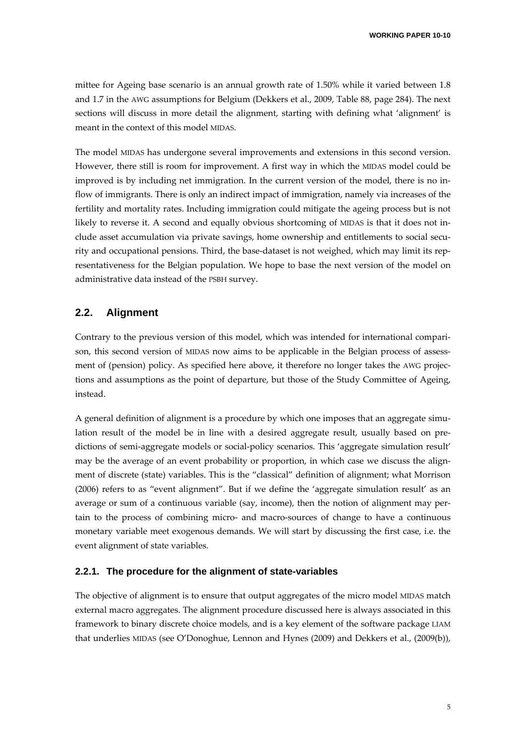mittee for Ageing base scenario is an annual growth rate of 1.50% while it varied between 1.8 and 1.7 in the AWG assumptions for Belgium (Dekkers et al., 2009, Table 88, page 284). The next sections will discuss in more detail the alignment, starting with defining what 'alignment' is meant in the context of this model MIDAS.

The model MIDAS has undergone several improvements and extensions in this second version. However, there still is room for improvement. A first way in which the MIDAS model could be improved is by including net immigration. In the current version of the model, there is no inflow of immigrants. There is only an indirect impact of immigration, namely via increases of the fertility and mortality rates. Including immigration could mitigate the ageing process but is not likely to reverse it. A second and equally obvious shortcoming of MIDAS is that it does not include asset accumulation via private savings, home ownership and entitlements to social security and occupational pensions. Third, the base-dataset is not weighed, which may limit its representativeness for the Belgian population. We hope to base the next version of the model on administrative data instead of the PSBH survey.

## 2.2. Alignment

Contrary to the previous version of this model, which was intended for international comparison, this second version of MIDAS now aims to be applicable in the Belgian process of assessment of (pension) policy. As specified here above, it therefore no longer takes the AWG projections and assumptions as the point of departure, but those of the Study Committee of Ageing, instead.

A general definition of alignment is a procedure by which one imposes that an aggregate simulation result of the model be in line with a desired aggregate result, usually based on predictions of semi-aggregate models or social-policy scenarios. This 'aggregate simulation result' may be the average of an event probability or proportion, in which case we discuss the alignment of discrete (state) variables. This is the "classical" definition of alignment; what Morrison (2006) refers to as "event alignment". But if we define the 'aggregate simulation result' as an average or sum of a continuous variable (say, income), then the notion of alignment may pertain to the process of combining micro- and macro-sources of change to have a continuous monetary variable meet exogenous demands. We will start by discussing the first case, i.e. the event alignment of state variables.

### 2.2.1. The procedure for the alignment of state-variables

The objective of alignment is to ensure that output aggregates of the micro model MIDAS match external macro aggregates. The alignment procedure discussed here is always associated in this framework to binary discrete choice models, and is a key element of the software package LIAM that underlies MIDAS (see O'Donoghue, Lennon and Hynes (2009) and Dekkers et al., (2009(b)),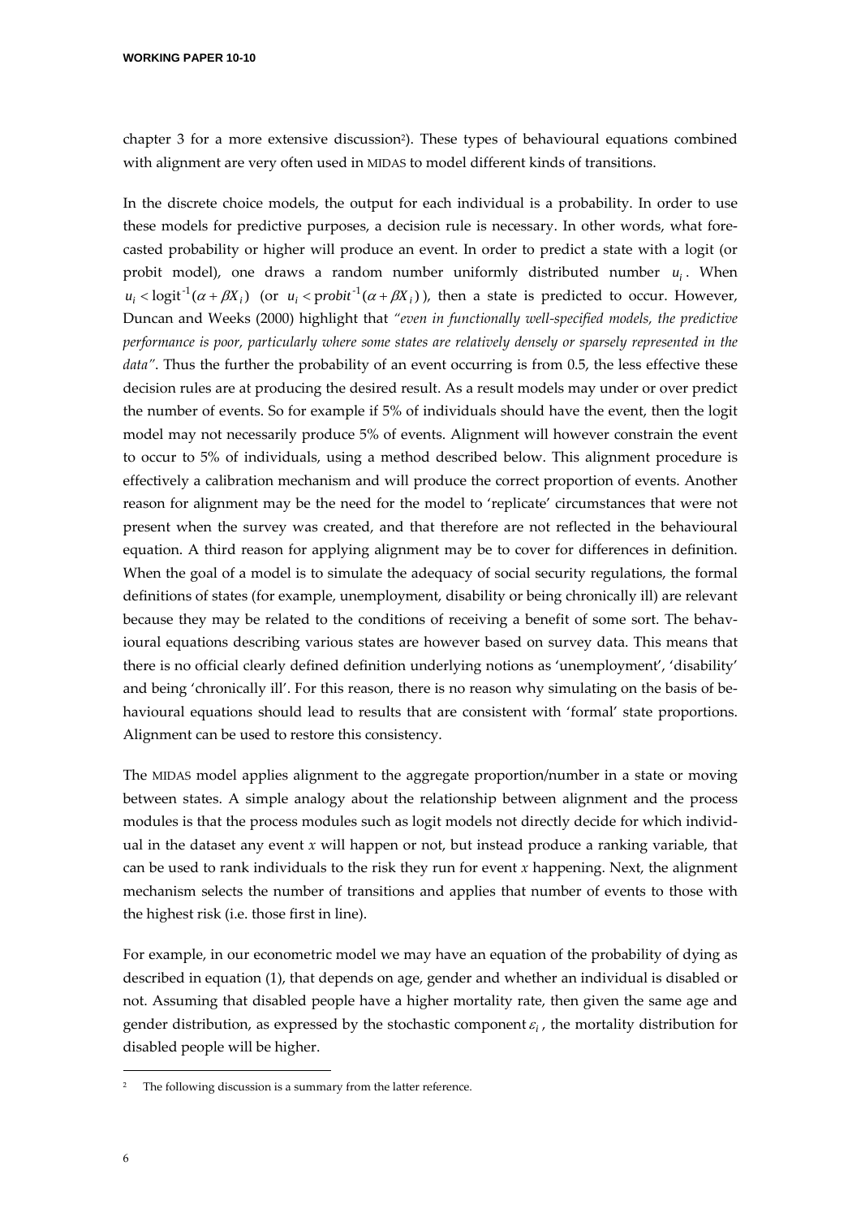chapter 3 for a more extensive discussion[2]). These types of behavioural equations combined with alignment are very often used in MIDAS to model different kinds of transitions.

In the discrete choice models, the output for each individual is a probability. In order to use these models for predictive purposes, a decision rule is necessary. In other words, what forecasted probability or higher will produce an event. In order to predict a state with a logit (or probit model), one draws a random number uniformly distributed number $u_i$. When $u_i < \text{logit}^{-1}(\alpha + \beta X_i)$ (or $u_i < \text{probit}^{-1}(\alpha + \beta X_i)$), then a state is predicted to occur. However, Duncan and Weeks (2000) highlight that *"even in functionally well-specified models, the predictive performance is poor, particularly where some states are relatively densely or sparsely represented in the data"*. Thus the further the probability of an event occurring is from 0.5, the less effective these decision rules are at producing the desired result. As a result models may under or over predict the number of events. So for example if 5% of individuals should have the event, then the logit model may not necessarily produce 5% of events. Alignment will however constrain the event to occur to 5% of individuals, using a method described below. This alignment procedure is effectively a calibration mechanism and will produce the correct proportion of events. Another reason for alignment may be the need for the model to 'replicate' circumstances that were not present when the survey was created, and that therefore are not reflected in the behavioural equation. A third reason for applying alignment may be to cover for differences in definition. When the goal of a model is to simulate the adequacy of social security regulations, the formal definitions of states (for example, unemployment, disability or being chronically ill) are relevant because they may be related to the conditions of receiving a benefit of some sort. The behavioural equations describing various states are however based on survey data. This means that there is no official clearly defined definition underlying notions as 'unemployment', 'disability' and being 'chronically ill'. For this reason, there is no reason why simulating on the basis of behavioural equations should lead to results that are consistent with 'formal' state proportions. Alignment can be used to restore this consistency.

The MIDAS model applies alignment to the aggregate proportion/number in a state or moving between states. A simple analogy about the relationship between alignment and the process modules is that the process modules such as logit models not directly decide for which individual in the dataset any event $x$ will happen or not, but instead produce a ranking variable, that can be used to rank individuals to the risk they run for event $x$ happening. Next, the alignment mechanism selects the number of transitions and applies that number of events to those with the highest risk (i.e. those first in line).

For example, in our econometric model we may have an equation of the probability of dying as described in equation (1), that depends on age, gender and whether an individual is disabled or not. Assuming that disabled people have a higher mortality rate, then given the same age and gender distribution, as expressed by the stochastic component $\varepsilon_i$, the mortality distribution for disabled people will be higher.

[2] The following discussion is a summary from the latter reference.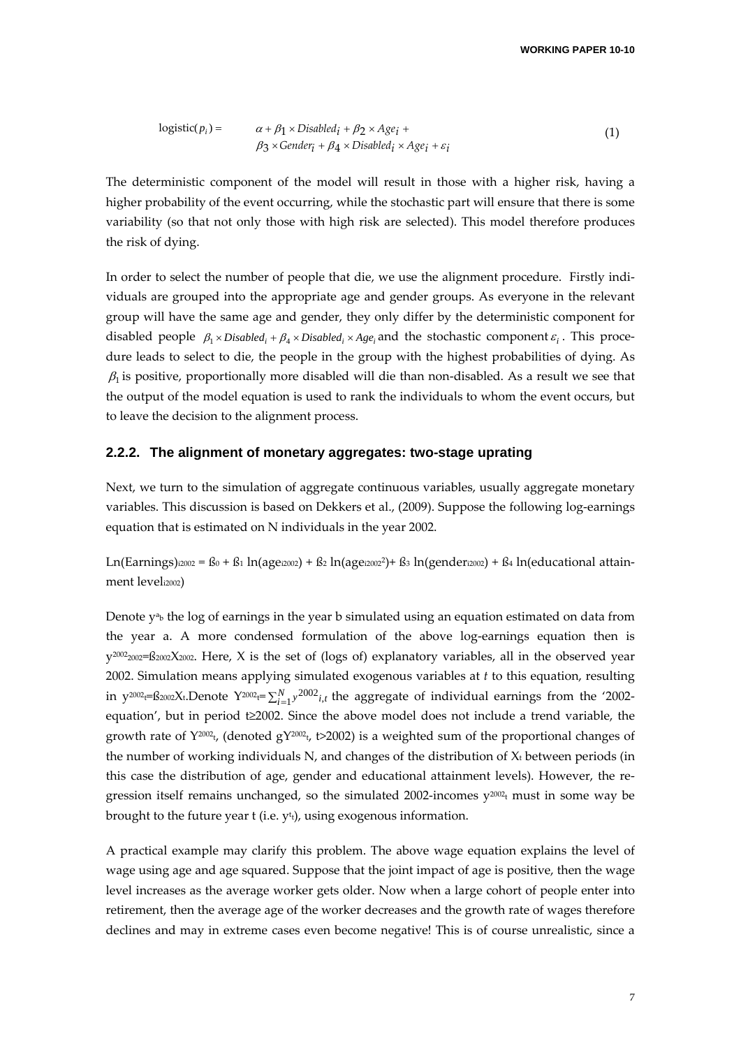$$\text{logistic}(p_i) = \quad \alpha + \beta_1 \times Disabled_i + \beta_2 \times Age_i + \beta_3 \times Gender_i + \beta_4 \times Disabled_i \times Age_i + \varepsilon_i \tag{1}$$

The deterministic component of the model will result in those with a higher risk, having a higher probability of the event occurring, while the stochastic part will ensure that there is some variability (so that not only those with high risk are selected). This model therefore produces the risk of dying.

In order to select the number of people that die, we use the alignment procedure. Firstly individuals are grouped into the appropriate age and gender groups. As everyone in the relevant group will have the same age and gender, they only differ by the deterministic component for disabled people $\beta_1 \times Disabled_i + \beta_4 \times Disabled_i \times Age_i$ and the stochastic component $\varepsilon_i$. This procedure leads to select to die, the people in the group with the highest probabilities of dying. As $\beta_1$ is positive, proportionally more disabled will die than non-disabled. As a result we see that the output of the model equation is used to rank the individuals to whom the event occurs, but to leave the decision to the alignment process.

### 2.2.2. The alignment of monetary aggregates: two-stage uprating

Next, we turn to the simulation of aggregate continuous variables, usually aggregate monetary variables. This discussion is based on Dekkers et al., (2009). Suppose the following log-earnings equation that is estimated on N individuals in the year 2002.

$\text{Ln}(\text{Earnings})_{i2002} = ß_0 + ß_1 \ln(\text{age}_{i2002}) + ß_2 \ln(\text{age}_{i2002}^2) + ß_3 \ln(\text{gender}_{i2002}) + ß_4 \ln(\text{educational attainment level}_{i2002})$

Denote $y^a_b$ the log of earnings in the year b simulated using an equation estimated on data from the year a. A more condensed formulation of the above log-earnings equation then is $y^{2002}_{2002}=ß_{2002}X_{2002}$. Here, X is the set of (logs of) explanatory variables, all in the observed year 2002. Simulation means applying simulated exogenous variables at *t* to this equation, resulting in $y^{2002}_t=ß_{2002}X_t$.Denote $Y^{2002}_t=\sum_{i=1}^{N} y^{2002}{}_{i,t}$ the aggregate of individual earnings from the '2002-equation', but in period t≥2002. Since the above model does not include a trend variable, the growth rate of $Y^{2002}_t$, (denoted $gY^{2002}_t$, t>2002) is a weighted sum of the proportional changes of the number of working individuals N, and changes of the distribution of $X_t$ between periods (in this case the distribution of age, gender and educational attainment levels). However, the regression itself remains unchanged, so the simulated 2002-incomes $y^{2002}_t$ must in some way be brought to the future year t (i.e. $y^t_t$), using exogenous information.

A practical example may clarify this problem. The above wage equation explains the level of wage using age and age squared. Suppose that the joint impact of age is positive, then the wage level increases as the average worker gets older. Now when a large cohort of people enter into retirement, then the average age of the worker decreases and the growth rate of wages therefore declines and may in extreme cases even become negative! This is of course unrealistic, since a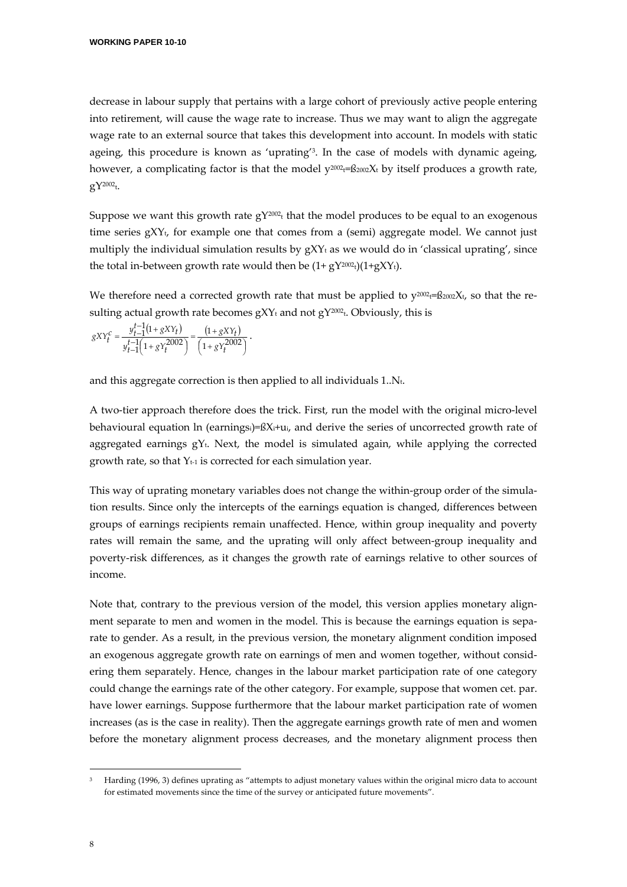decrease in labour supply that pertains with a large cohort of previously active people entering into retirement, will cause the wage rate to increase. Thus we may want to align the aggregate wage rate to an external source that takes this development into account. In models with static ageing, this procedure is known as 'uprating'[3]. In the case of models with dynamic ageing, however, a complicating factor is that the model $y^{2002}_t = ß_{2002}X_t$ by itself produces a growth rate, $gY^{2002}_t$.

Suppose we want this growth rate $gY^{2002}_t$ that the model produces to be equal to an exogenous time series $gXY_t$, for example one that comes from a (semi) aggregate model. We cannot just multiply the individual simulation results by $gXY_t$ as we would do in 'classical uprating', since the total in-between growth rate would then be $(1+gY^{2002}_t)(1+gXY_t)$.

We therefore need a corrected growth rate that must be applied to $y^{2002}_t = ß_{2002}X_t$, so that the resulting actual growth rate becomes $gXY_t$ and not $gY^{2002}_t$. Obviously, this is

$$gXY_t^c = \frac{y_{t-1}^{t-1}\left(1+gXY_t\right)}{y_{t-1}^{t-1}\left(1+gY_t^{2002}\right)} = \frac{\left(1+gXY_t\right)}{\left(1+gY_t^{2002}\right)}.$$

and this aggregate correction is then applied to all individuals $1..N_t$.

A two-tier approach therefore does the trick. First, run the model with the original micro-level behavioural equation $\ln(\text{earnings}_i) = ßX_i + u_i$, and derive the series of uncorrected growth rate of aggregated earnings $gY_t$. Next, the model is simulated again, while applying the corrected growth rate, so that $Y_{t-1}$ is corrected for each simulation year.

This way of uprating monetary variables does not change the within-group order of the simulation results. Since only the intercepts of the earnings equation is changed, differences between groups of earnings recipients remain unaffected. Hence, within group inequality and poverty rates will remain the same, and the uprating will only affect between-group inequality and poverty-risk differences, as it changes the growth rate of earnings relative to other sources of income.

Note that, contrary to the previous version of the model, this version applies monetary alignment separate to men and women in the model. This is because the earnings equation is separate to gender. As a result, in the previous version, the monetary alignment condition imposed an exogenous aggregate growth rate on earnings of men and women together, without considering them separately. Hence, changes in the labour market participation rate of one category could change the earnings rate of the other category. For example, suppose that women cet. par. have lower earnings. Suppose furthermore that the labour market participation rate of women increases (as is the case in reality). Then the aggregate earnings growth rate of men and women before the monetary alignment process decreases, and the monetary alignment process then

[3] Harding (1996, 3) defines uprating as "attempts to adjust monetary values within the original micro data to account for estimated movements since the time of the survey or anticipated future movements".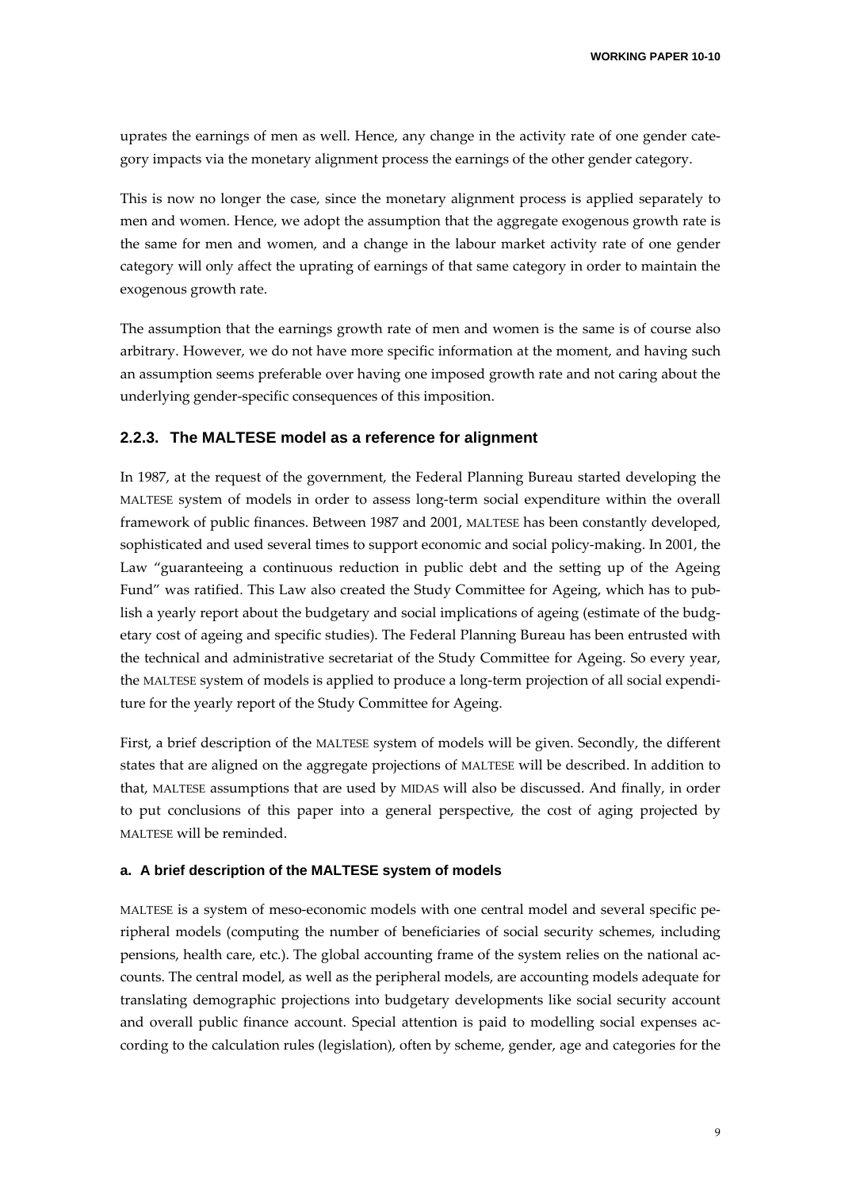uprates the earnings of men as well. Hence, any change in the activity rate of one gender category impacts via the monetary alignment process the earnings of the other gender category.

This is now no longer the case, since the monetary alignment process is applied separately to men and women. Hence, we adopt the assumption that the aggregate exogenous growth rate is the same for men and women, and a change in the labour market activity rate of one gender category will only affect the uprating of earnings of that same category in order to maintain the exogenous growth rate.

The assumption that the earnings growth rate of men and women is the same is of course also arbitrary. However, we do not have more specific information at the moment, and having such an assumption seems preferable over having one imposed growth rate and not caring about the underlying gender-specific consequences of this imposition.

### 2.2.3. The MALTESE model as a reference for alignment

In 1987, at the request of the government, the Federal Planning Bureau started developing the MALTESE system of models in order to assess long-term social expenditure within the overall framework of public finances. Between 1987 and 2001, MALTESE has been constantly developed, sophisticated and used several times to support economic and social policy-making. In 2001, the Law "guaranteeing a continuous reduction in public debt and the setting up of the Ageing Fund" was ratified. This Law also created the Study Committee for Ageing, which has to publish a yearly report about the budgetary and social implications of ageing (estimate of the budgetary cost of ageing and specific studies). The Federal Planning Bureau has been entrusted with the technical and administrative secretariat of the Study Committee for Ageing. So every year, the MALTESE system of models is applied to produce a long-term projection of all social expenditure for the yearly report of the Study Committee for Ageing.

First, a brief description of the MALTESE system of models will be given. Secondly, the different states that are aligned on the aggregate projections of MALTESE will be described. In addition to that, MALTESE assumptions that are used by MIDAS will also be discussed. And finally, in order to put conclusions of this paper into a general perspective, the cost of aging projected by MALTESE will be reminded.

#### a. A brief description of the MALTESE system of models

MALTESE is a system of meso-economic models with one central model and several specific peripheral models (computing the number of beneficiaries of social security schemes, including pensions, health care, etc.). The global accounting frame of the system relies on the national accounts. The central model, as well as the peripheral models, are accounting models adequate for translating demographic projections into budgetary developments like social security account and overall public finance account. Special attention is paid to modelling social expenses according to the calculation rules (legislation), often by scheme, gender, age and categories for the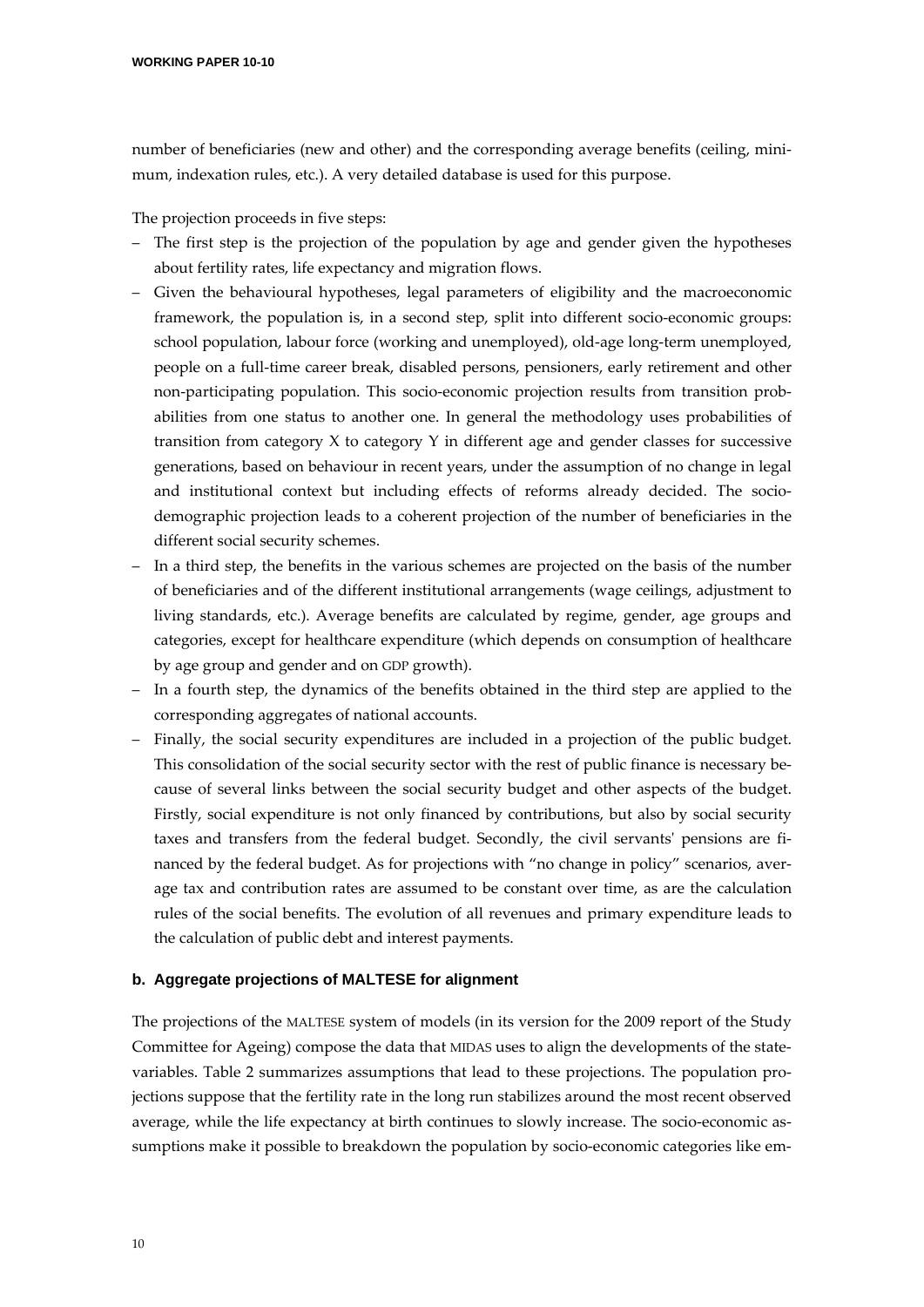number of beneficiaries (new and other) and the corresponding average benefits (ceiling, minimum, indexation rules, etc.). A very detailed database is used for this purpose.

The projection proceeds in five steps:

- The first step is the projection of the population by age and gender given the hypotheses about fertility rates, life expectancy and migration flows.
- Given the behavioural hypotheses, legal parameters of eligibility and the macroeconomic framework, the population is, in a second step, split into different socio-economic groups: school population, labour force (working and unemployed), old-age long-term unemployed, people on a full-time career break, disabled persons, pensioners, early retirement and other non-participating population. This socio-economic projection results from transition probabilities from one status to another one. In general the methodology uses probabilities of transition from category X to category Y in different age and gender classes for successive generations, based on behaviour in recent years, under the assumption of no change in legal and institutional context but including effects of reforms already decided. The socio-demographic projection leads to a coherent projection of the number of beneficiaries in the different social security schemes.
- In a third step, the benefits in the various schemes are projected on the basis of the number of beneficiaries and of the different institutional arrangements (wage ceilings, adjustment to living standards, etc.). Average benefits are calculated by regime, gender, age groups and categories, except for healthcare expenditure (which depends on consumption of healthcare by age group and gender and on GDP growth).
- In a fourth step, the dynamics of the benefits obtained in the third step are applied to the corresponding aggregates of national accounts.
- Finally, the social security expenditures are included in a projection of the public budget. This consolidation of the social security sector with the rest of public finance is necessary because of several links between the social security budget and other aspects of the budget. Firstly, social expenditure is not only financed by contributions, but also by social security taxes and transfers from the federal budget. Secondly, the civil servants' pensions are financed by the federal budget. As for projections with "no change in policy" scenarios, average tax and contribution rates are assumed to be constant over time, as are the calculation rules of the social benefits. The evolution of all revenues and primary expenditure leads to the calculation of public debt and interest payments.

#### b. Aggregate projections of MALTESE for alignment

The projections of the MALTESE system of models (in its version for the 2009 report of the Study Committee for Ageing) compose the data that MIDAS uses to align the developments of the state-variables. Table 2 summarizes assumptions that lead to these projections. The population projections suppose that the fertility rate in the long run stabilizes around the most recent observed average, while the life expectancy at birth continues to slowly increase. The socio-economic assumptions make it possible to breakdown the population by socio-economic categories like em-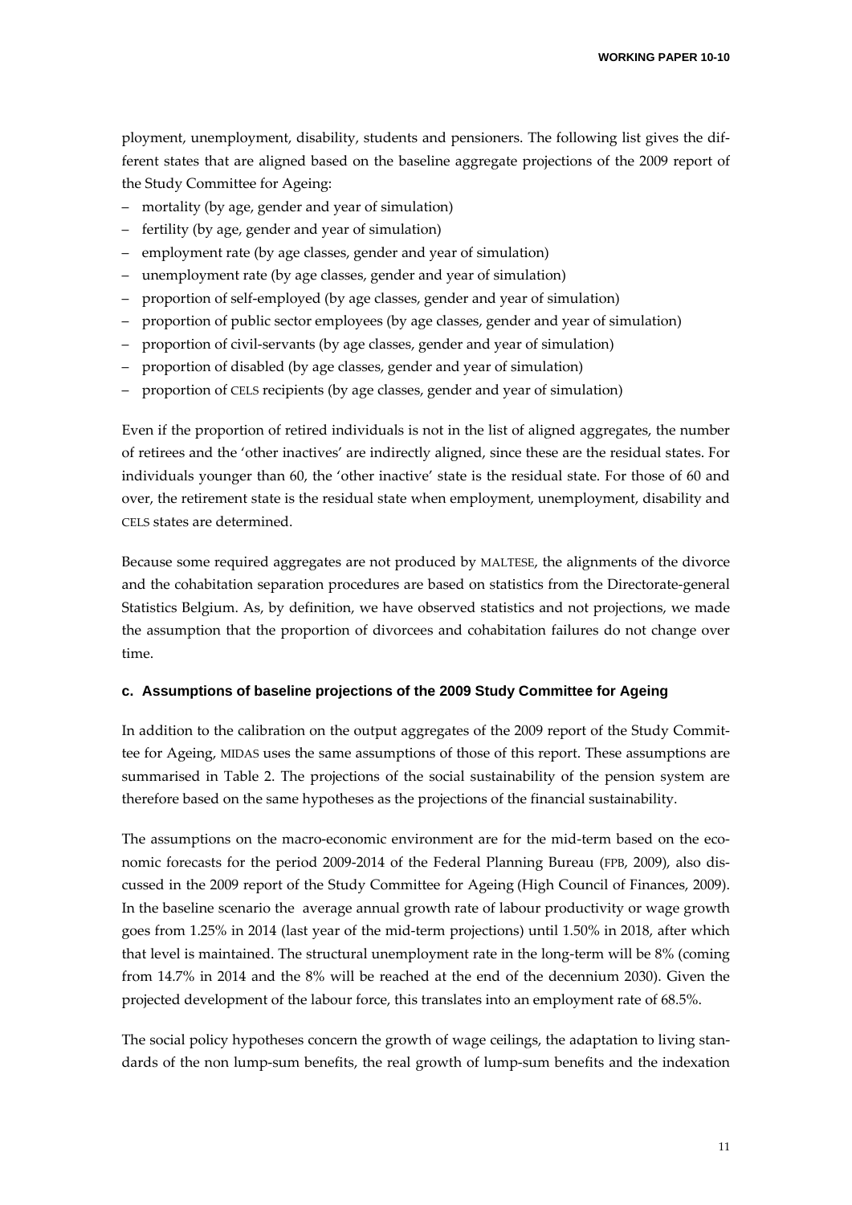ployment, unemployment, disability, students and pensioners. The following list gives the different states that are aligned based on the baseline aggregate projections of the 2009 report of the Study Committee for Ageing:

- mortality (by age, gender and year of simulation)
- fertility (by age, gender and year of simulation)
- employment rate (by age classes, gender and year of simulation)
- unemployment rate (by age classes, gender and year of simulation)
- proportion of self-employed (by age classes, gender and year of simulation)
- proportion of public sector employees (by age classes, gender and year of simulation)
- proportion of civil-servants (by age classes, gender and year of simulation)
- proportion of disabled (by age classes, gender and year of simulation)
- proportion of CELS recipients (by age classes, gender and year of simulation)

Even if the proportion of retired individuals is not in the list of aligned aggregates, the number of retirees and the 'other inactives' are indirectly aligned, since these are the residual states. For individuals younger than 60, the 'other inactive' state is the residual state. For those of 60 and over, the retirement state is the residual state when employment, unemployment, disability and CELS states are determined.

Because some required aggregates are not produced by MALTESE, the alignments of the divorce and the cohabitation separation procedures are based on statistics from the Directorate-general Statistics Belgium. As, by definition, we have observed statistics and not projections, we made the assumption that the proportion of divorcees and cohabitation failures do not change over time.

#### c. Assumptions of baseline projections of the 2009 Study Committee for Ageing

In addition to the calibration on the output aggregates of the 2009 report of the Study Committee for Ageing, MIDAS uses the same assumptions of those of this report. These assumptions are summarised in Table 2. The projections of the social sustainability of the pension system are therefore based on the same hypotheses as the projections of the financial sustainability.

The assumptions on the macro-economic environment are for the mid-term based on the economic forecasts for the period 2009-2014 of the Federal Planning Bureau (FPB, 2009), also discussed in the 2009 report of the Study Committee for Ageing (High Council of Finances, 2009). In the baseline scenario the average annual growth rate of labour productivity or wage growth goes from 1.25% in 2014 (last year of the mid-term projections) until 1.50% in 2018, after which that level is maintained. The structural unemployment rate in the long-term will be 8% (coming from 14.7% in 2014 and the 8% will be reached at the end of the decennium 2030). Given the projected development of the labour force, this translates into an employment rate of 68.5%.

The social policy hypotheses concern the growth of wage ceilings, the adaptation to living standards of the non lump-sum benefits, the real growth of lump-sum benefits and the indexation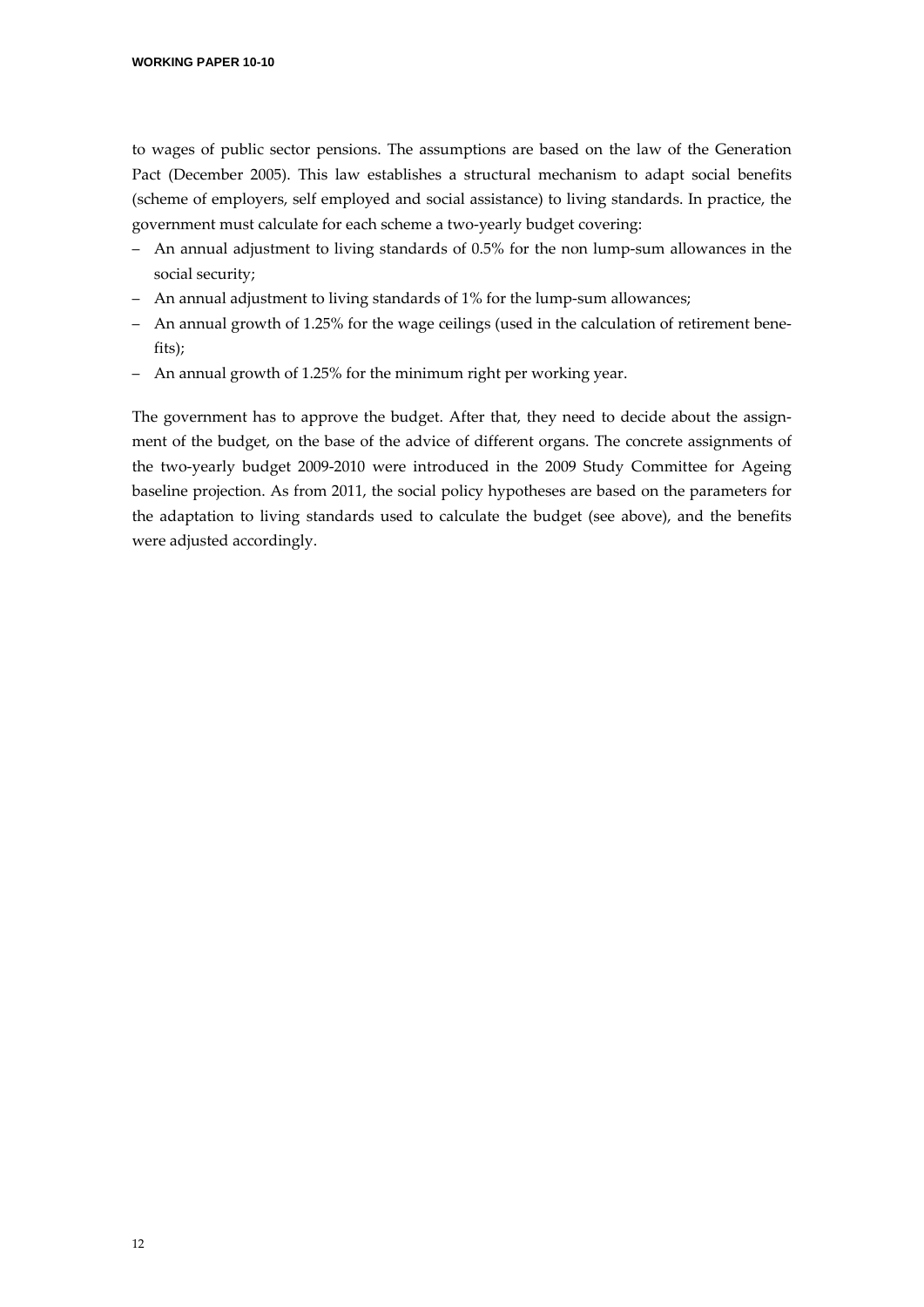to wages of public sector pensions. The assumptions are based on the law of the Generation Pact (December 2005). This law establishes a structural mechanism to adapt social benefits (scheme of employers, self employed and social assistance) to living standards. In practice, the government must calculate for each scheme a two-yearly budget covering:

- An annual adjustment to living standards of 0.5% for the non lump-sum allowances in the social security;
- An annual adjustment to living standards of 1% for the lump-sum allowances;
- An annual growth of 1.25% for the wage ceilings (used in the calculation of retirement benefits);
- An annual growth of 1.25% for the minimum right per working year.

The government has to approve the budget. After that, they need to decide about the assignment of the budget, on the base of the advice of different organs. The concrete assignments of the two-yearly budget 2009-2010 were introduced in the 2009 Study Committee for Ageing baseline projection. As from 2011, the social policy hypotheses are based on the parameters for the adaptation to living standards used to calculate the budget (see above), and the benefits were adjusted accordingly.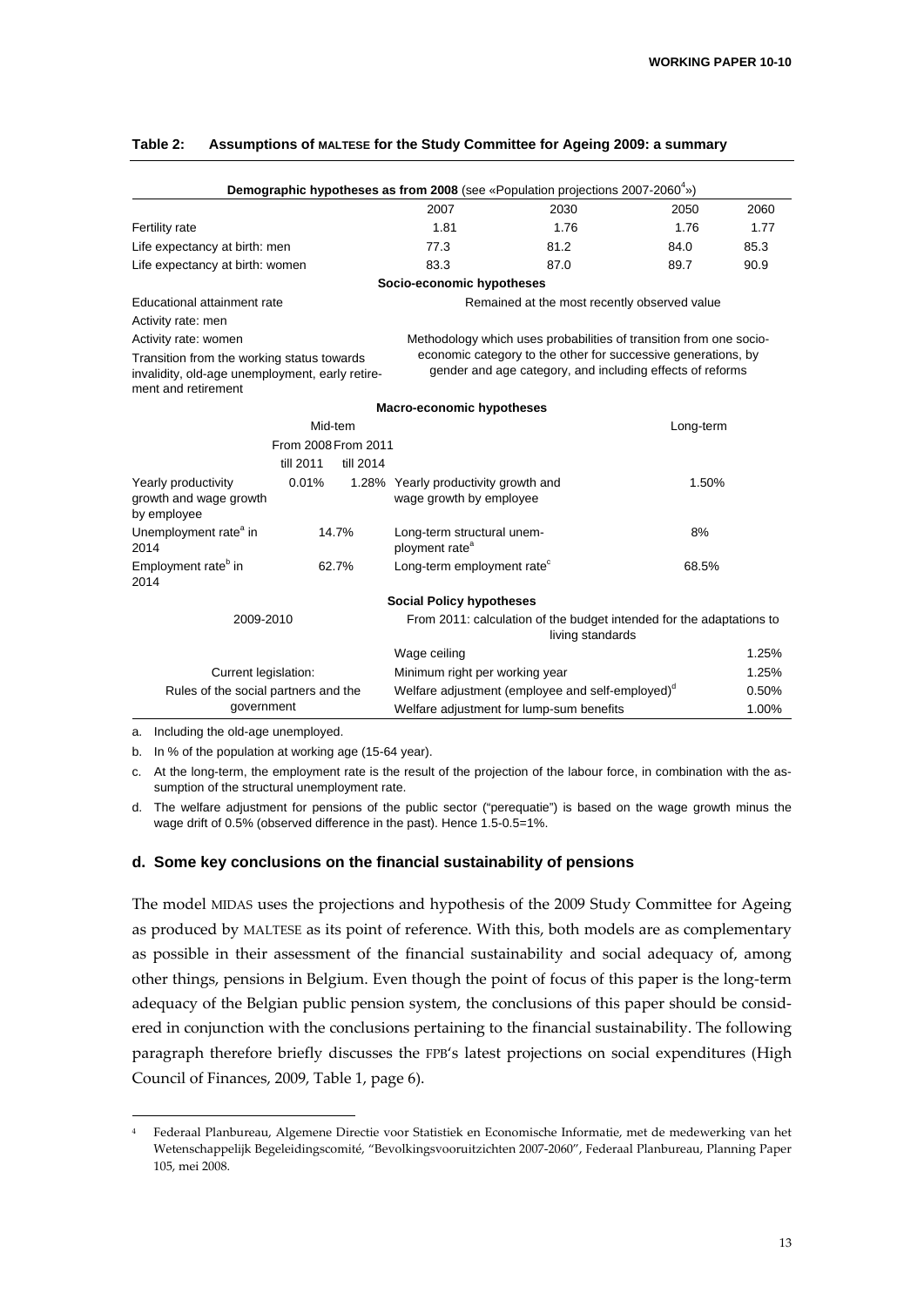**Table 2: Assumptions of MALTESE for the Study Committee for Ageing 2009: a summary**

| **Demographic hypotheses as from 2008** (see «Population projections 2007-2060[4]») | | | | |
|---|---|---|---|---|
| | 2007 | 2030 | 2050 | 2060 |
| Fertility rate | 1.81 | 1.76 | 1.76 | 1.77 |
| Life expectancy at birth: men | 77.3 | 81.2 | 84.0 | 85.3 |
| Life expectancy at birth: women | 83.3 | 87.0 | 89.7 | 90.9 |

| **Socio-economic hypotheses** | |
|---|---|
| Educational attainment rate | Remained at the most recently observed value |
| Activity rate: men | Methodology which uses probabilities of transition from one socio-economic category to the other for successive generations, by gender and age category, and including effects of reforms |
| Activity rate: women | |
| Transition from the working status towards invalidity, old-age unemployment, early retirement and retirement | |

| **Macro-economic hypotheses** | | | | |
|---|---|---|---|---|
| | Mid-tem | | | Long-term |
| | From 2008 till 2011 | From 2011 till 2014 | | |
| Yearly productivity growth and wage growth by employee | 0.01% | 1.28% | Yearly productivity growth and wage growth by employee | 1.50% |
| Unemployment rate[a] in 2014 | 14.7% | | Long-term structural unemployment rate[a] | 8% |
| Employment rate[b] in 2014 | 62.7% | | Long-term employment rate[c] | 68.5% |

| **Social Policy hypotheses** | | |
|---|---|---|
| 2009-2010 | From 2011: calculation of the budget intended for the adaptations to living standards | |
| | Wage ceiling | 1.25% |
| Current legislation: | Minimum right per working year | 1.25% |
| Rules of the social partners and the government | Welfare adjustment (employee and self-employed)[d] | 0.50% |
| | Welfare adjustment for lump-sum benefits | 1.00% |

a. Including the old-age unemployed.

b. In % of the population at working age (15-64 year).

c. At the long-term, the employment rate is the result of the projection of the labour force, in combination with the assumption of the structural unemployment rate.

d. The welfare adjustment for pensions of the public sector ("perequatie") is based on the wage growth minus the wage drift of 0.5% (observed difference in the past). Hence 1.5-0.5=1%.

### d. Some key conclusions on the financial sustainability of pensions

The model MIDAS uses the projections and hypothesis of the 2009 Study Committee for Ageing as produced by MALTESE as its point of reference. With this, both models are as complementary as possible in their assessment of the financial sustainability and social adequacy of, among other things, pensions in Belgium. Even though the point of focus of this paper is the long-term adequacy of the Belgian public pension system, the conclusions of this paper should be considered in conjunction with the conclusions pertaining to the financial sustainability. The following paragraph therefore briefly discusses the FPB's latest projections on social expenditures (High Council of Finances, 2009, Table 1, page 6).

[4] Federaal Planbureau, Algemene Directie voor Statistiek en Economische Informatie, met de medewerking van het Wetenschappelijk Begeleidingscomité, "Bevolkingsvooruitzichten 2007-2060", Federaal Planbureau, Planning Paper 105, mei 2008.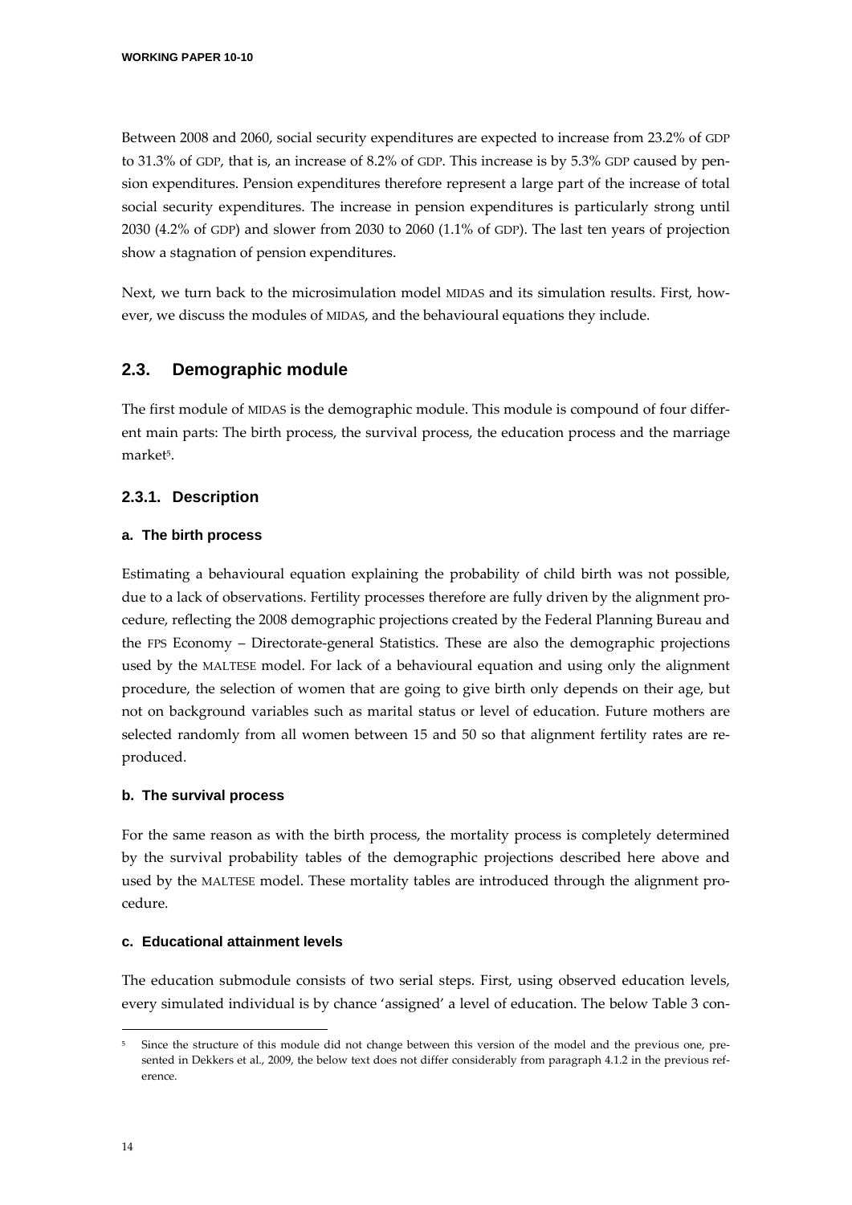Between 2008 and 2060, social security expenditures are expected to increase from 23.2% of GDP to 31.3% of GDP, that is, an increase of 8.2% of GDP. This increase is by 5.3% GDP caused by pension expenditures. Pension expenditures therefore represent a large part of the increase of total social security expenditures. The increase in pension expenditures is particularly strong until 2030 (4.2% of GDP) and slower from 2030 to 2060 (1.1% of GDP). The last ten years of projection show a stagnation of pension expenditures.

Next, we turn back to the microsimulation model MIDAS and its simulation results. First, however, we discuss the modules of MIDAS, and the behavioural equations they include.

## 2.3. Demographic module

The first module of MIDAS is the demographic module. This module is compound of four different main parts: The birth process, the survival process, the education process and the marriage market[5].

### 2.3.1. Description

#### a. The birth process

Estimating a behavioural equation explaining the probability of child birth was not possible, due to a lack of observations. Fertility processes therefore are fully driven by the alignment procedure, reflecting the 2008 demographic projections created by the Federal Planning Bureau and the FPS Economy – Directorate-general Statistics. These are also the demographic projections used by the MALTESE model. For lack of a behavioural equation and using only the alignment procedure, the selection of women that are going to give birth only depends on their age, but not on background variables such as marital status or level of education. Future mothers are selected randomly from all women between 15 and 50 so that alignment fertility rates are reproduced.

#### b. The survival process

For the same reason as with the birth process, the mortality process is completely determined by the survival probability tables of the demographic projections described here above and used by the MALTESE model. These mortality tables are introduced through the alignment procedure.

#### c. Educational attainment levels

The education submodule consists of two serial steps. First, using observed education levels, every simulated individual is by chance 'assigned' a level of education. The below Table 3 con-

---

[5] Since the structure of this module did not change between this version of the model and the previous one, presented in Dekkers et al., 2009, the below text does not differ considerably from paragraph 4.1.2 in the previous reference.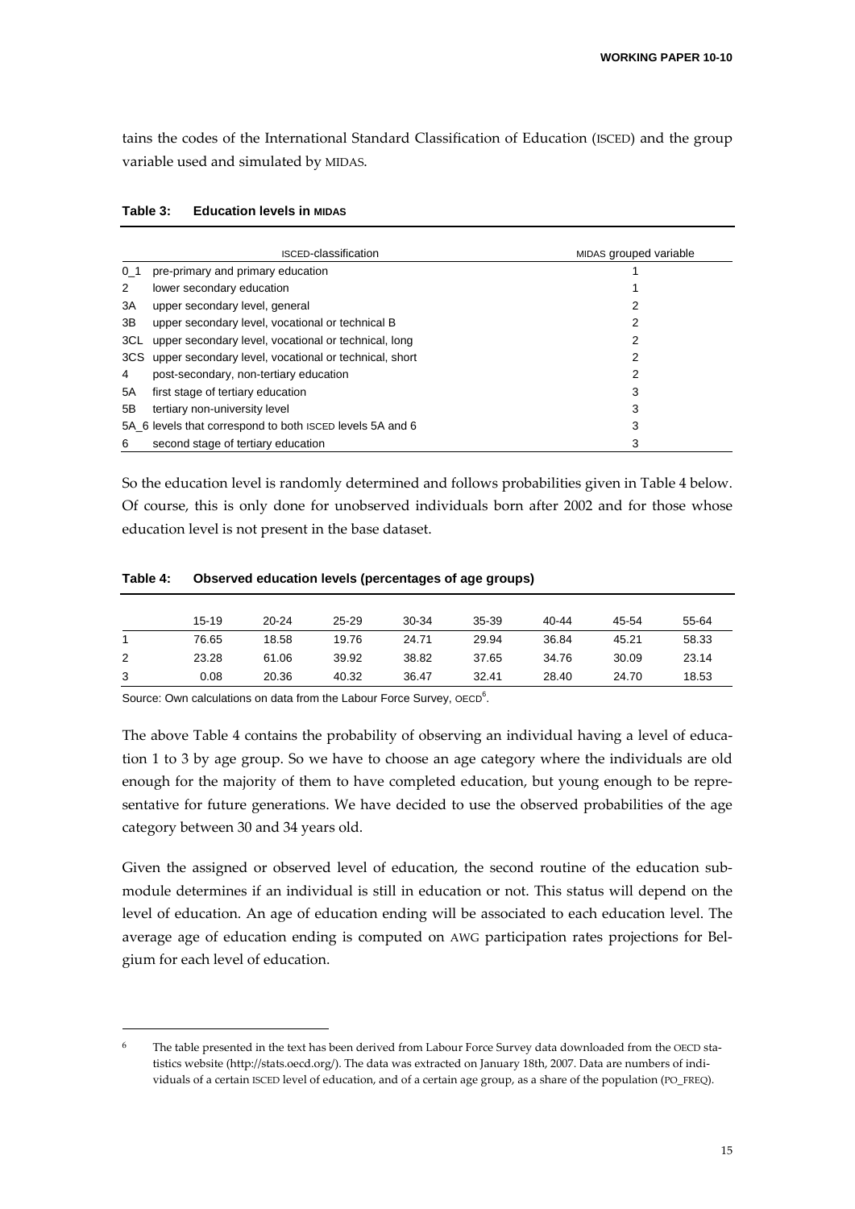tains the codes of the International Standard Classification of Education (ISCED) and the group variable used and simulated by MIDAS.

**Table 3: Education levels in MIDAS**

| | ISCED-classification | MIDAS grouped variable |
|---|---|---|
| 0_1 | pre-primary and primary education | 1 |
| 2 | lower secondary education | 1 |
| 3A | upper secondary level, general | 2 |
| 3B | upper secondary level, vocational or technical B | 2 |
| 3CL | upper secondary level, vocational or technical, long | 2 |
| 3CS | upper secondary level, vocational or technical, short | 2 |
| 4 | post-secondary, non-tertiary education | 2 |
| 5A | first stage of tertiary education | 3 |
| 5B | tertiary non-university level | 3 |
| 5A_6 | levels that correspond to both ISCED levels 5A and 6 | 3 |
| 6 | second stage of tertiary education | 3 |

So the education level is randomly determined and follows probabilities given in Table 4 below. Of course, this is only done for unobserved individuals born after 2002 and for those whose education level is not present in the base dataset.

**Table 4: Observed education levels (percentages of age groups)**

| | 15-19 | 20-24 | 25-29 | 30-34 | 35-39 | 40-44 | 45-54 | 55-64 |
|---|---|---|---|---|---|---|---|---|
| 1 | 76.65 | 18.58 | 19.76 | 24.71 | 29.94 | 36.84 | 45.21 | 58.33 |
| 2 | 23.28 | 61.06 | 39.92 | 38.82 | 37.65 | 34.76 | 30.09 | 23.14 |
| 3 | 0.08 | 20.36 | 40.32 | 36.47 | 32.41 | 28.40 | 24.70 | 18.53 |

Source: Own calculations on data from the Labour Force Survey, OECD[6].

The above Table 4 contains the probability of observing an individual having a level of education 1 to 3 by age group. So we have to choose an age category where the individuals are old enough for the majority of them to have completed education, but young enough to be representative for future generations. We have decided to use the observed probabilities of the age category between 30 and 34 years old.

Given the assigned or observed level of education, the second routine of the education submodule determines if an individual is still in education or not. This status will depend on the level of education. An age of education ending will be associated to each education level. The average age of education ending is computed on AWG participation rates projections for Belgium for each level of education.

[6] The table presented in the text has been derived from Labour Force Survey data downloaded from the OECD statistics website (http://stats.oecd.org/). The data was extracted on January 18th, 2007. Data are numbers of individuals of a certain ISCED level of education, and of a certain age group, as a share of the population (PO_FREQ).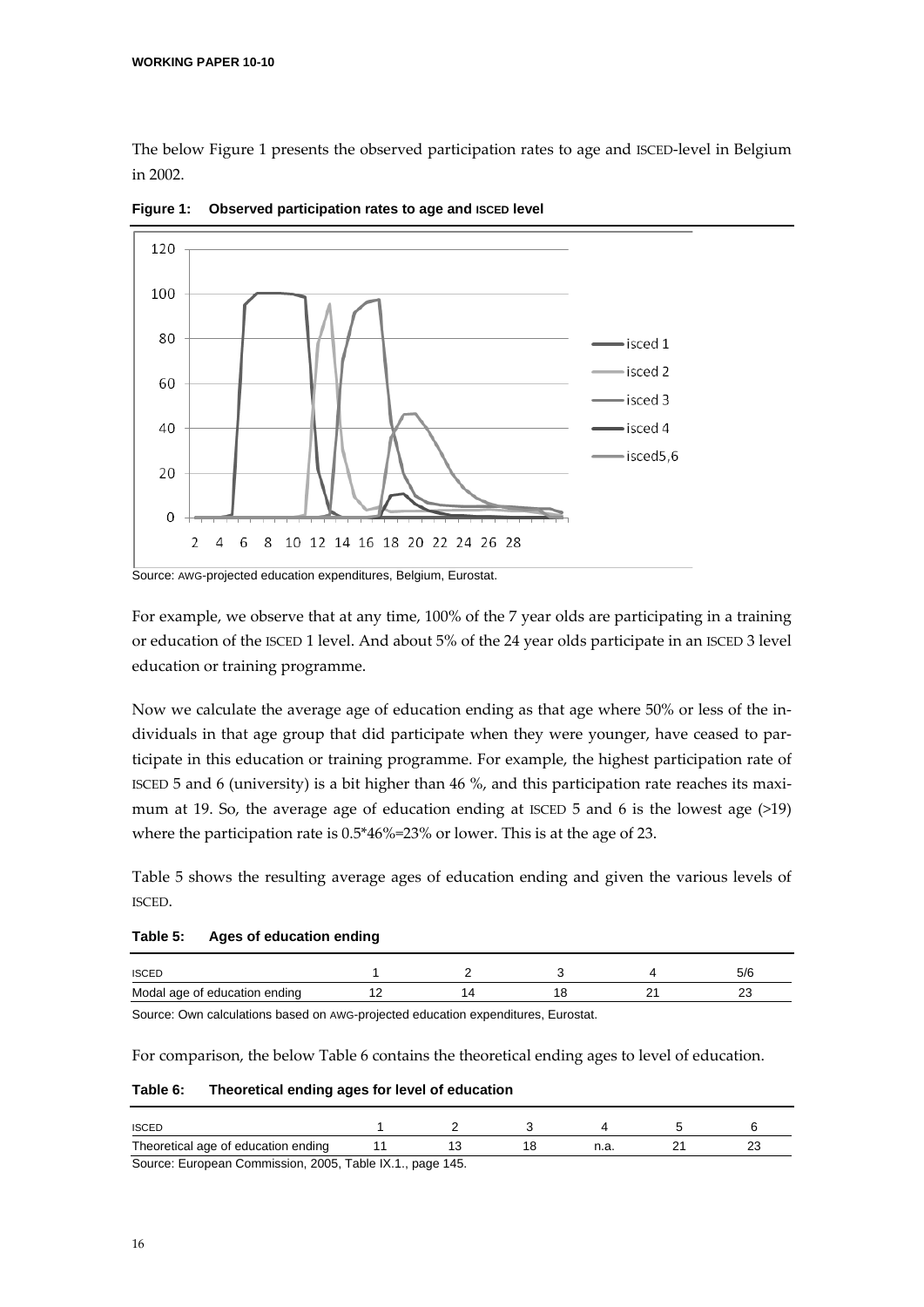The below Figure 1 presents the observed participation rates to age and ISCED-level in Belgium in 2002.

**Figure 1: Observed participation rates to age and ISCED level**

Source: AWG-projected education expenditures, Belgium, Eurostat.

For example, we observe that at any time, 100% of the 7 year olds are participating in a training or education of the ISCED 1 level. And about 5% of the 24 year olds participate in an ISCED 3 level education or training programme.

Now we calculate the average age of education ending as that age where 50% or less of the individuals in that age group that did participate when they were younger, have ceased to participate in this education or training programme. For example, the highest participation rate of ISCED 5 and 6 (university) is a bit higher than 46 %, and this participation rate reaches its maximum at 19. So, the average age of education ending at ISCED 5 and 6 is the lowest age (>19) where the participation rate is 0.5*46%=23% or lower. This is at the age of 23.

Table 5 shows the resulting average ages of education ending and given the various levels of ISCED.

**Table 5: Ages of education ending**

| ISCED | 1 | 2 | 3 | 4 | 5/6 |
|---|---|---|---|---|---|
| Modal age of education ending | 12 | 14 | 18 | 21 | 23 |

Source: Own calculations based on AWG-projected education expenditures, Eurostat.

For comparison, the below Table 6 contains the theoretical ending ages to level of education.

**Table 6: Theoretical ending ages for level of education**

| ISCED | 1 | 2 | 3 | 4 | 5 | 6 |
|---|---|---|---|---|---|---|
| Theoretical age of education ending | 11 | 13 | 18 | n.a. | 21 | 23 |

Source: European Commission, 2005, Table IX.1., page 145.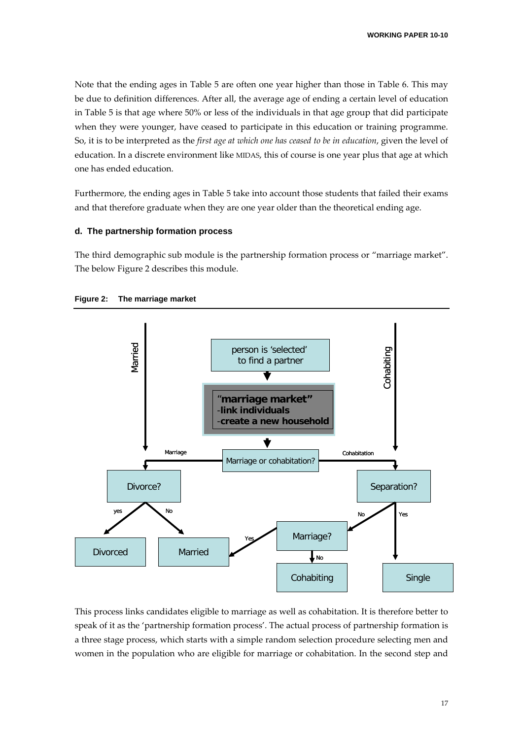Note that the ending ages in Table 5 are often one year higher than those in Table 6. This may be due to definition differences. After all, the average age of ending a certain level of education in Table 5 is that age where 50% or less of the individuals in that age group that did participate when they were younger, have ceased to participate in this education or training programme. So, it is to be interpreted as the *first age at which one has ceased to be in education*, given the level of education. In a discrete environment like MIDAS, this of course is one year plus that age at which one has ended education.

Furthermore, the ending ages in Table 5 take into account those students that failed their exams and that therefore graduate when they are one year older than the theoretical ending age.

### d. The partnership formation process

The third demographic sub module is the partnership formation process or "marriage market". The below Figure 2 describes this module.

**Figure 2: The marriage market**

This process links candidates eligible to marriage as well as cohabitation. It is therefore better to speak of it as the 'partnership formation process'. The actual process of partnership formation is a three stage process, which starts with a simple random selection procedure selecting men and women in the population who are eligible for marriage or cohabitation. In the second step and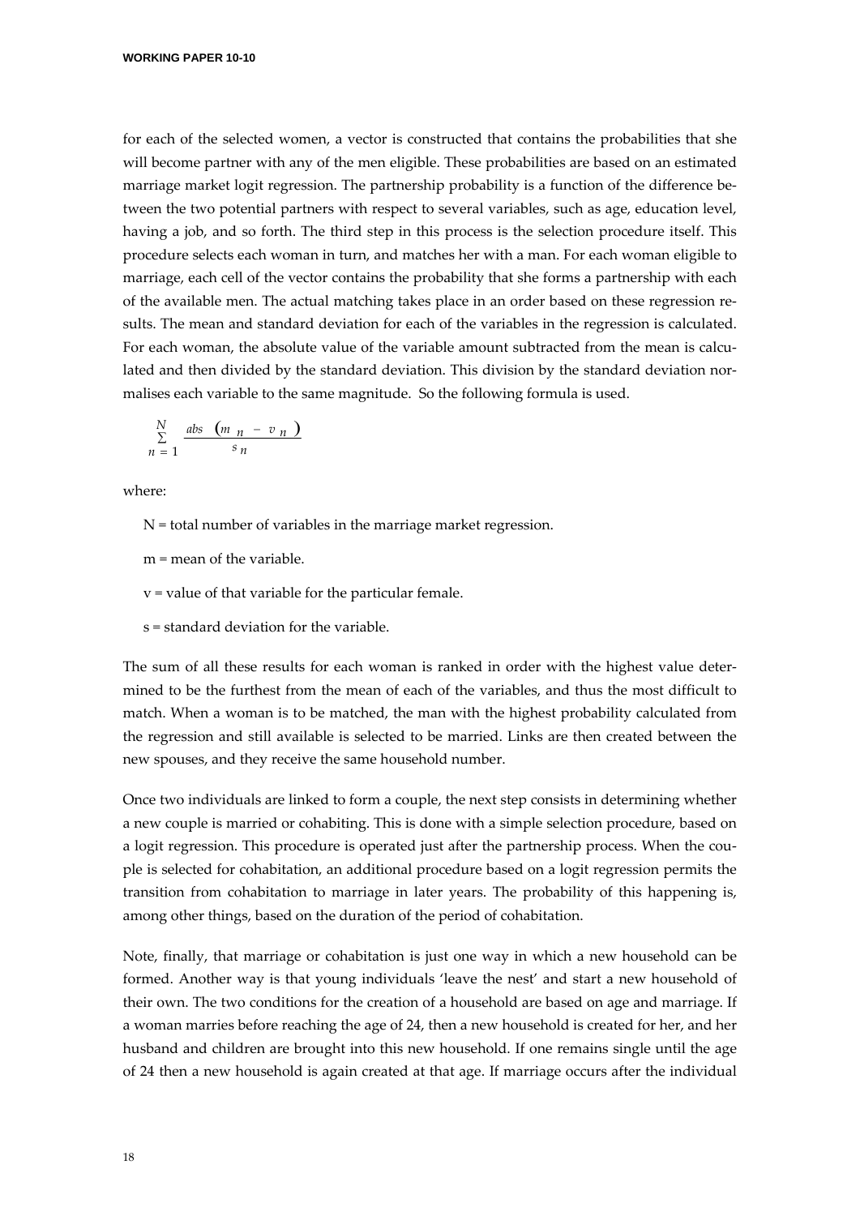for each of the selected women, a vector is constructed that contains the probabilities that she will become partner with any of the men eligible. These probabilities are based on an estimated marriage market logit regression. The partnership probability is a function of the difference between the two potential partners with respect to several variables, such as age, education level, having a job, and so forth. The third step in this process is the selection procedure itself. This procedure selects each woman in turn, and matches her with a man. For each woman eligible to marriage, each cell of the vector contains the probability that she forms a partnership with each of the available men. The actual matching takes place in an order based on these regression results. The mean and standard deviation for each of the variables in the regression is calculated. For each woman, the absolute value of the variable amount subtracted from the mean is calculated and then divided by the standard deviation. This division by the standard deviation normalises each variable to the same magnitude. So the following formula is used.

$$\sum_{n=1}^{N} \frac{abs\,(m_n - v_n)}{s_n}$$

where:

N = total number of variables in the marriage market regression.

m = mean of the variable.

v = value of that variable for the particular female.

s = standard deviation for the variable.

The sum of all these results for each woman is ranked in order with the highest value determined to be the furthest from the mean of each of the variables, and thus the most difficult to match. When a woman is to be matched, the man with the highest probability calculated from the regression and still available is selected to be married. Links are then created between the new spouses, and they receive the same household number.

Once two individuals are linked to form a couple, the next step consists in determining whether a new couple is married or cohabiting. This is done with a simple selection procedure, based on a logit regression. This procedure is operated just after the partnership process. When the couple is selected for cohabitation, an additional procedure based on a logit regression permits the transition from cohabitation to marriage in later years. The probability of this happening is, among other things, based on the duration of the period of cohabitation.

Note, finally, that marriage or cohabitation is just one way in which a new household can be formed. Another way is that young individuals 'leave the nest' and start a new household of their own. The two conditions for the creation of a household are based on age and marriage. If a woman marries before reaching the age of 24, then a new household is created for her, and her husband and children are brought into this new household. If one remains single until the age of 24 then a new household is again created at that age. If marriage occurs after the individual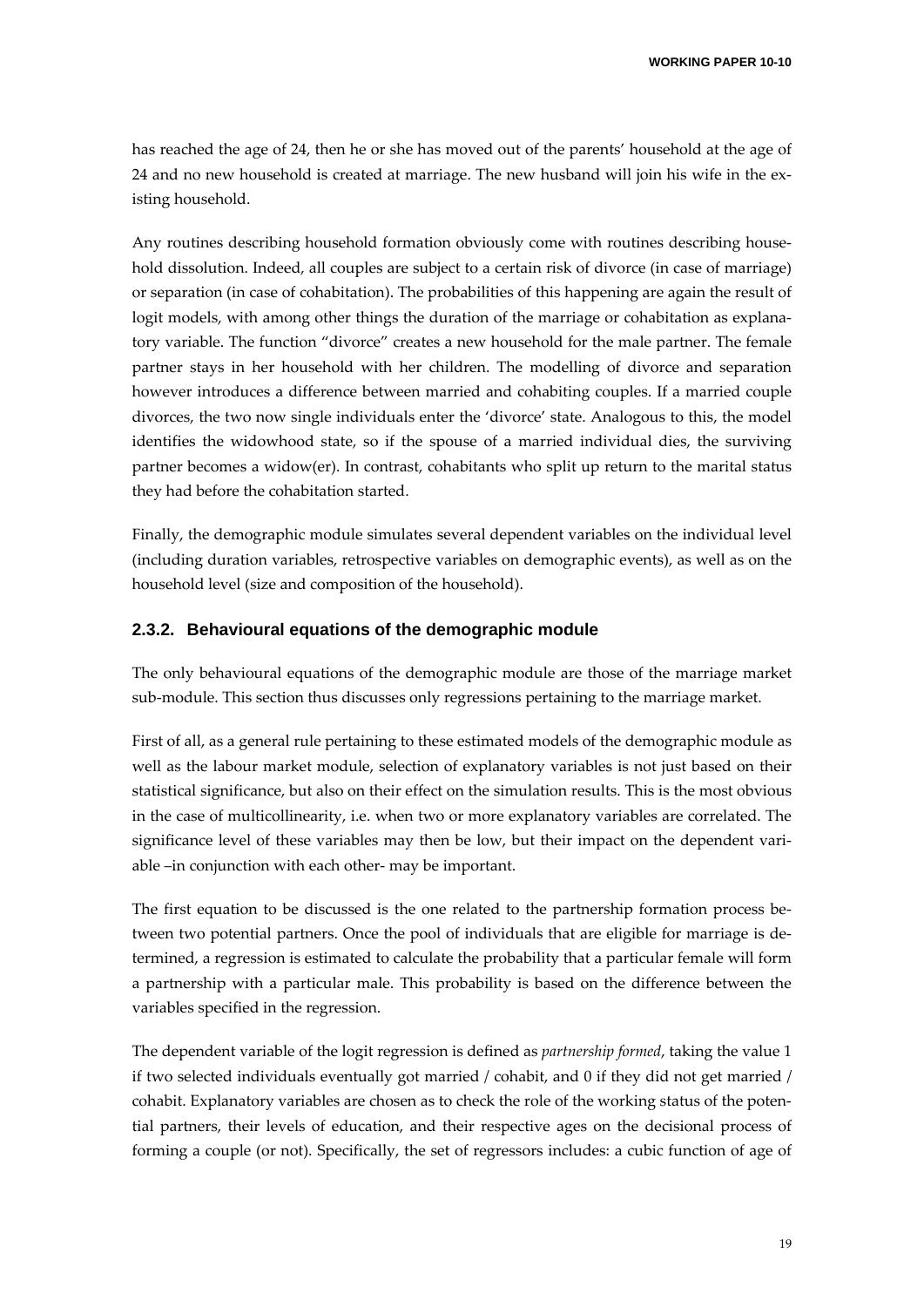has reached the age of 24, then he or she has moved out of the parents' household at the age of 24 and no new household is created at marriage. The new husband will join his wife in the existing household.

Any routines describing household formation obviously come with routines describing household dissolution. Indeed, all couples are subject to a certain risk of divorce (in case of marriage) or separation (in case of cohabitation). The probabilities of this happening are again the result of logit models, with among other things the duration of the marriage or cohabitation as explanatory variable. The function "divorce" creates a new household for the male partner. The female partner stays in her household with her children. The modelling of divorce and separation however introduces a difference between married and cohabiting couples. If a married couple divorces, the two now single individuals enter the 'divorce' state. Analogous to this, the model identifies the widowhood state, so if the spouse of a married individual dies, the surviving partner becomes a widow(er). In contrast, cohabitants who split up return to the marital status they had before the cohabitation started.

Finally, the demographic module simulates several dependent variables on the individual level (including duration variables, retrospective variables on demographic events), as well as on the household level (size and composition of the household).

### 2.3.2. Behavioural equations of the demographic module

The only behavioural equations of the demographic module are those of the marriage market sub-module. This section thus discusses only regressions pertaining to the marriage market.

First of all, as a general rule pertaining to these estimated models of the demographic module as well as the labour market module, selection of explanatory variables is not just based on their statistical significance, but also on their effect on the simulation results. This is the most obvious in the case of multicollinearity, i.e. when two or more explanatory variables are correlated. The significance level of these variables may then be low, but their impact on the dependent variable –in conjunction with each other- may be important.

The first equation to be discussed is the one related to the partnership formation process between two potential partners. Once the pool of individuals that are eligible for marriage is determined, a regression is estimated to calculate the probability that a particular female will form a partnership with a particular male. This probability is based on the difference between the variables specified in the regression.

The dependent variable of the logit regression is defined as *partnership formed*, taking the value 1 if two selected individuals eventually got married / cohabit, and 0 if they did not get married / cohabit. Explanatory variables are chosen as to check the role of the working status of the potential partners, their levels of education, and their respective ages on the decisional process of forming a couple (or not). Specifically, the set of regressors includes: a cubic function of age of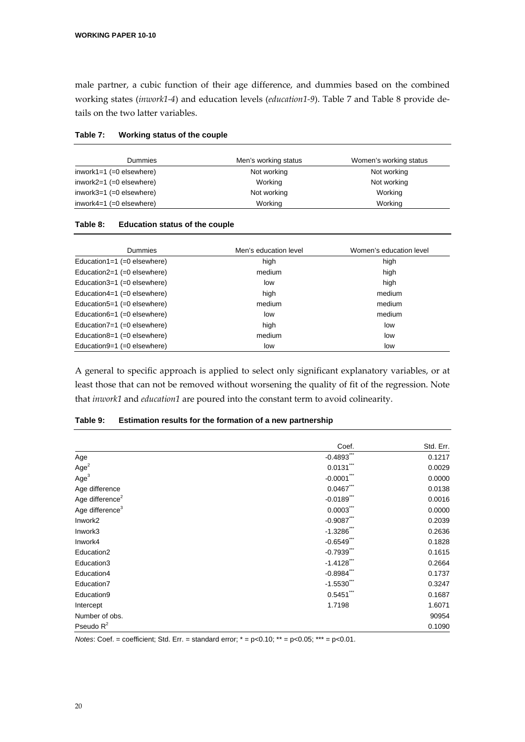male partner, a cubic function of their age difference, and dummies based on the combined working states (*inwork1-4*) and education levels (*education1-9*). Table 7 and Table 8 provide details on the two latter variables.

**Table 7: Working status of the couple**

| Dummies | Men's working status | Women's working status |
|---|---|---|
| inwork1=1 (=0 elsewhere) | Not working | Not working |
| inwork2=1 (=0 elsewhere) | Working | Not working |
| inwork3=1 (=0 elsewhere) | Not working | Working |
| inwork4=1 (=0 elsewhere) | Working | Working |

**Table 8: Education status of the couple**

| Dummies | Men's education level | Women's education level |
|---|---|---|
| Education1=1 (=0 elsewhere) | high | high |
| Education2=1 (=0 elsewhere) | medium | high |
| Education3=1 (=0 elsewhere) | low | high |
| Education4=1 (=0 elsewhere) | high | medium |
| Education5=1 (=0 elsewhere) | medium | medium |
| Education6=1 (=0 elsewhere) | low | medium |
| Education7=1 (=0 elsewhere) | high | low |
| Education8=1 (=0 elsewhere) | medium | low |
| Education9=1 (=0 elsewhere) | low | low |

A general to specific approach is applied to select only significant explanatory variables, or at least those that can not be removed without worsening the quality of fit of the regression. Note that *inwork1* and *education1* are poured into the constant term to avoid colinearity.

**Table 9: Estimation results for the formation of a new partnership**

| | Coef. | Std. Err. |
|---|---|---|
| Age | -0.4893*** | 0.1217 |
| Age$^2$ | 0.0131*** | 0.0029 |
| Age$^3$ | -0.0001*** | 0.0000 |
| Age difference | 0.0467*** | 0.0138 |
| Age difference$^2$ | -0.0189*** | 0.0016 |
| Age difference$^3$ | 0.0003*** | 0.0000 |
| Inwork2 | -0.9087*** | 0.2039 |
| Inwork3 | -1.3286*** | 0.2636 |
| Inwork4 | -0.6549*** | 0.1828 |
| Education2 | -0.7939*** | 0.1615 |
| Education3 | -1.4128*** | 0.2664 |
| Education4 | -0.8984*** | 0.1737 |
| Education7 | -1.5530*** | 0.3247 |
| Education9 | 0.5451*** | 0.1687 |
| Intercept | 1.7198 | 1.6071 |
| Number of obs. | | 90954 |
| Pseudo $R^2$ | | 0.1090 |

*Notes*: Coef. = coefficient; Std. Err. = standard error; * = p<0.10; ** = p<0.05; *** = p<0.01.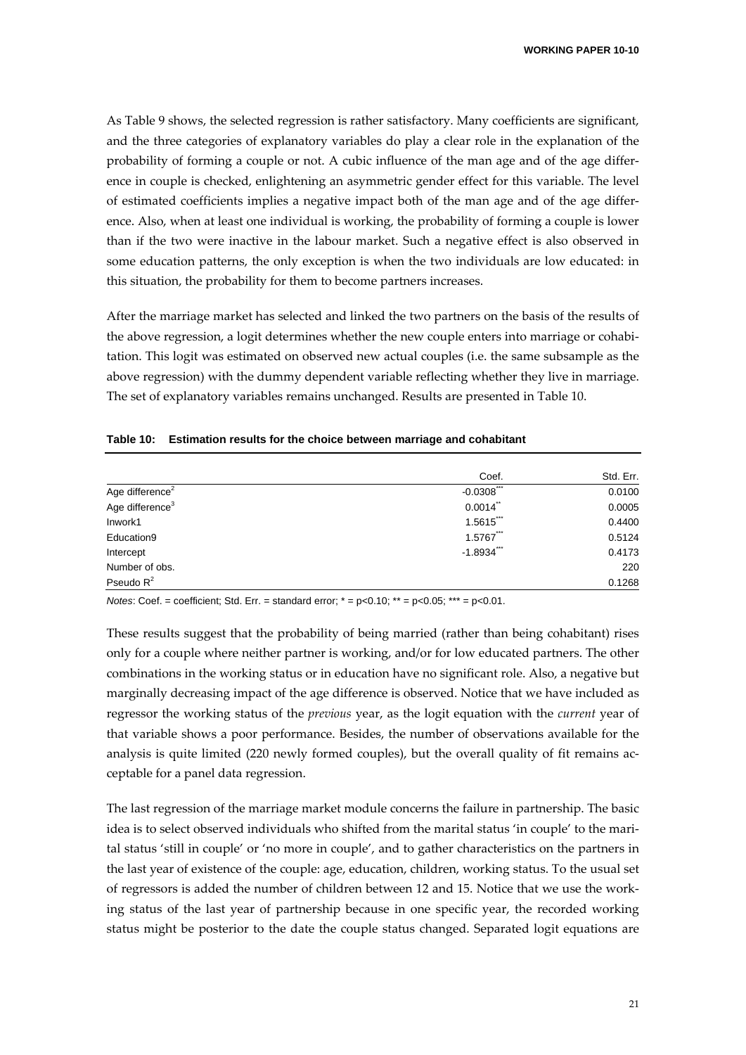As Table 9 shows, the selected regression is rather satisfactory. Many coefficients are significant, and the three categories of explanatory variables do play a clear role in the explanation of the probability of forming a couple or not. A cubic influence of the man age and of the age difference in couple is checked, enlightening an asymmetric gender effect for this variable. The level of estimated coefficients implies a negative impact both of the man age and of the age difference. Also, when at least one individual is working, the probability of forming a couple is lower than if the two were inactive in the labour market. Such a negative effect is also observed in some education patterns, the only exception is when the two individuals are low educated: in this situation, the probability for them to become partners increases.

After the marriage market has selected and linked the two partners on the basis of the results of the above regression, a logit determines whether the new couple enters into marriage or cohabitation. This logit was estimated on observed new actual couples (i.e. the same subsample as the above regression) with the dummy dependent variable reflecting whether they live in marriage. The set of explanatory variables remains unchanged. Results are presented in Table 10.

**Table 10: Estimation results for the choice between marriage and cohabitant**

| | Coef. | Std. Err. |
|---|---|---|
| Age difference$^2$ | -0.0308*** | 0.0100 |
| Age difference$^3$ | 0.0014** | 0.0005 |
| Inwork1 | 1.5615*** | 0.4400 |
| Education9 | 1.5767*** | 0.5124 |
| Intercept | -1.8934*** | 0.4173 |
| Number of obs. | | 220 |
| Pseudo $R^2$ | | 0.1268 |

*Notes*: Coef. = coefficient; Std. Err. = standard error; * = p<0.10; ** = p<0.05; *** = p<0.01.

These results suggest that the probability of being married (rather than being cohabitant) rises only for a couple where neither partner is working, and/or for low educated partners. The other combinations in the working status or in education have no significant role. Also, a negative but marginally decreasing impact of the age difference is observed. Notice that we have included as regressor the working status of the *previous* year, as the logit equation with the *current* year of that variable shows a poor performance. Besides, the number of observations available for the analysis is quite limited (220 newly formed couples), but the overall quality of fit remains acceptable for a panel data regression.

The last regression of the marriage market module concerns the failure in partnership. The basic idea is to select observed individuals who shifted from the marital status 'in couple' to the marital status 'still in couple' or 'no more in couple', and to gather characteristics on the partners in the last year of existence of the couple: age, education, children, working status. To the usual set of regressors is added the number of children between 12 and 15. Notice that we use the working status of the last year of partnership because in one specific year, the recorded working status might be posterior to the date the couple status changed. Separated logit equations are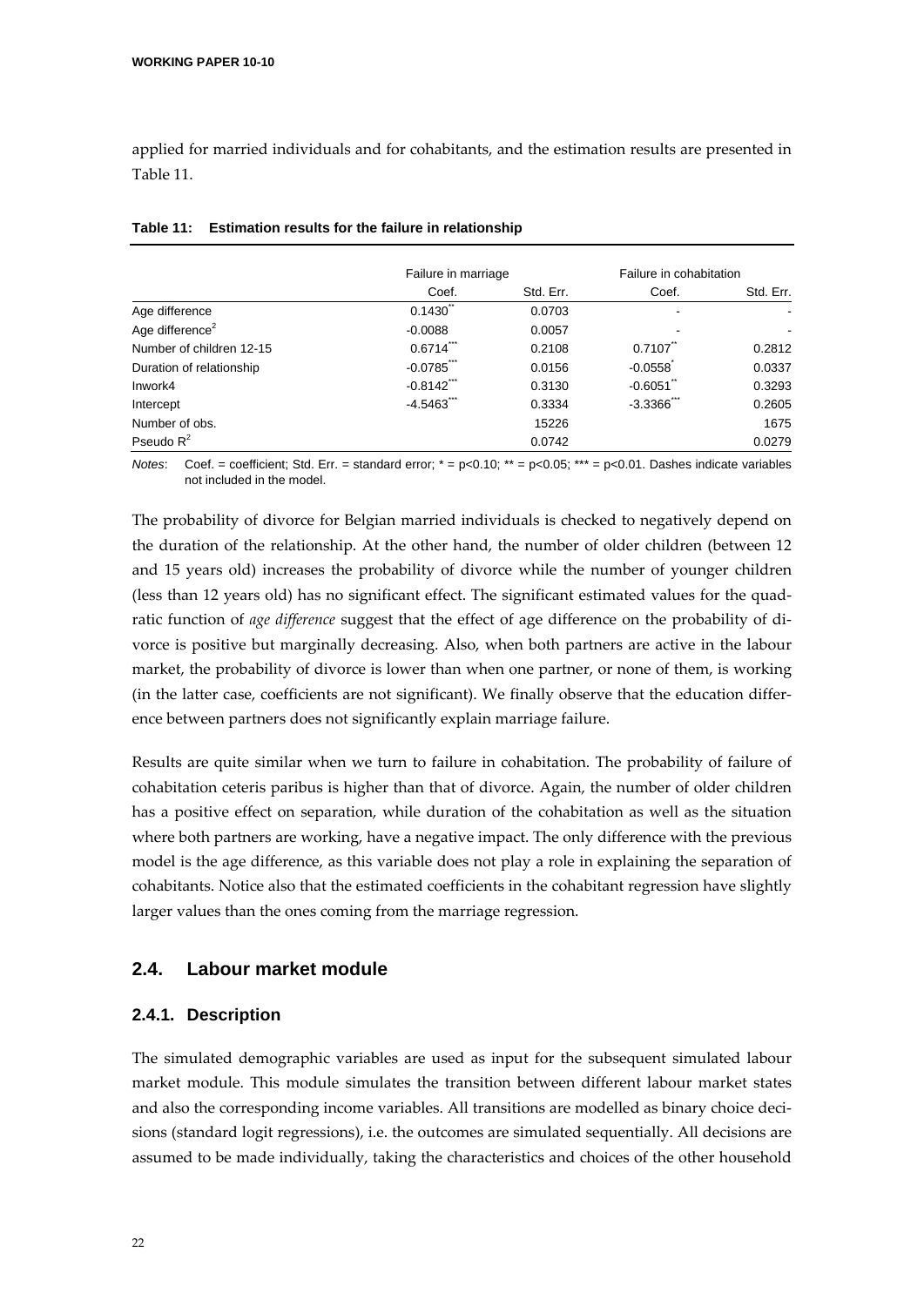applied for married individuals and for cohabitants, and the estimation results are presented in Table 11.

**Table 11: Estimation results for the failure in relationship**

| | Failure in marriage | | Failure in cohabitation | |
|---|---|---|---|---|
| | Coef. | Std. Err. | Coef. | Std. Err. |
| Age difference | 0.1430** | 0.0703 | - | - |
| Age difference$^2$ | -0.0088 | 0.0057 | - | - |
| Number of children 12-15 | 0.6714*** | 0.2108 | 0.7107** | 0.2812 |
| Duration of relationship | -0.0785*** | 0.0156 | -0.0558* | 0.0337 |
| Inwork4 | -0.8142*** | 0.3130 | -0.6051** | 0.3293 |
| Intercept | -4.5463*** | 0.3334 | -3.3366*** | 0.2605 |
| Number of obs. | | 15226 | | 1675 |
| Pseudo $R^2$ | | 0.0742 | | 0.0279 |

*Notes*: Coef. = coefficient; Std. Err. = standard error; * = p<0.10; ** = p<0.05; *** = p<0.01. Dashes indicate variables not included in the model.

The probability of divorce for Belgian married individuals is checked to negatively depend on the duration of the relationship. At the other hand, the number of older children (between 12 and 15 years old) increases the probability of divorce while the number of younger children (less than 12 years old) has no significant effect. The significant estimated values for the quadratic function of *age difference* suggest that the effect of age difference on the probability of divorce is positive but marginally decreasing. Also, when both partners are active in the labour market, the probability of divorce is lower than when one partner, or none of them, is working (in the latter case, coefficients are not significant). We finally observe that the education difference between partners does not significantly explain marriage failure.

Results are quite similar when we turn to failure in cohabitation. The probability of failure of cohabitation ceteris paribus is higher than that of divorce. Again, the number of older children has a positive effect on separation, while duration of the cohabitation as well as the situation where both partners are working, have a negative impact. The only difference with the previous model is the age difference, as this variable does not play a role in explaining the separation of cohabitants. Notice also that the estimated coefficients in the cohabitant regression have slightly larger values than the ones coming from the marriage regression.

## 2.4. Labour market module

### 2.4.1. Description

The simulated demographic variables are used as input for the subsequent simulated labour market module. This module simulates the transition between different labour market states and also the corresponding income variables. All transitions are modelled as binary choice decisions (standard logit regressions), i.e. the outcomes are simulated sequentially. All decisions are assumed to be made individually, taking the characteristics and choices of the other household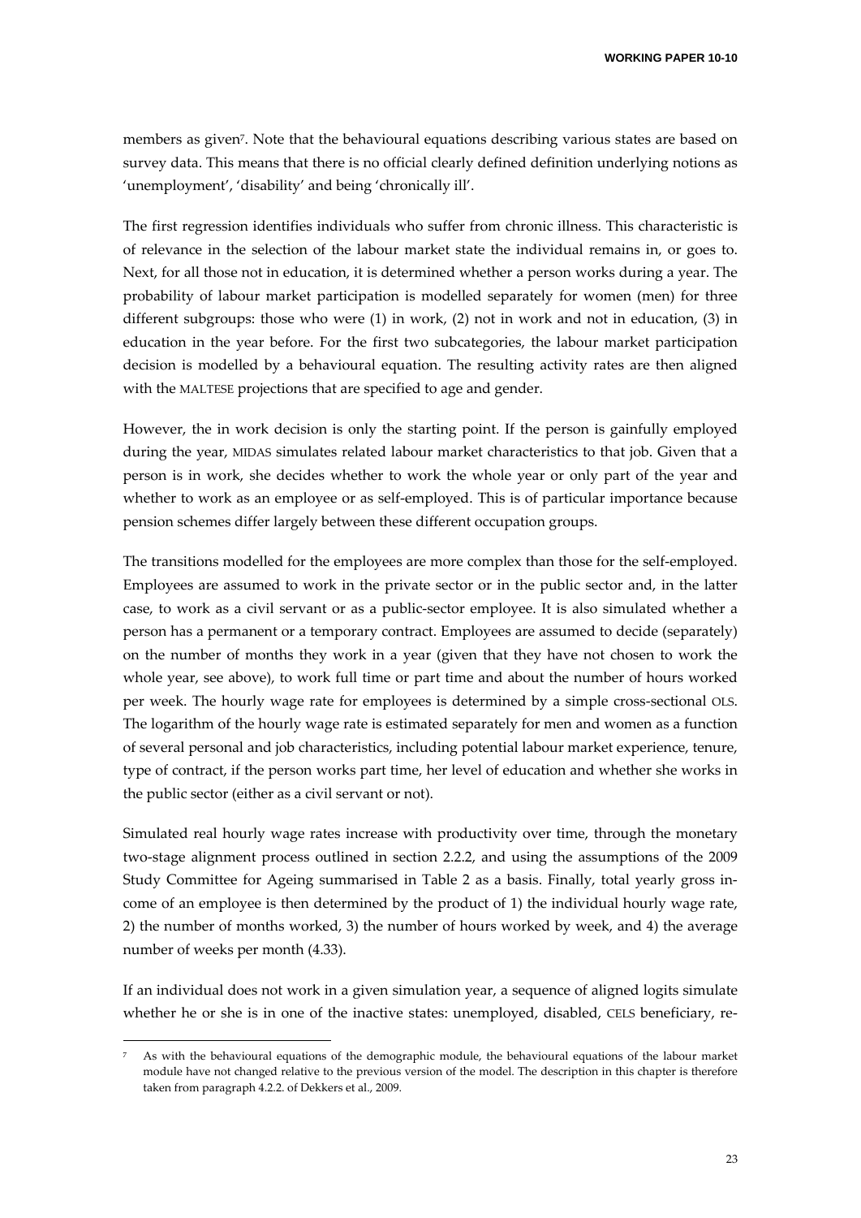members as given[7]. Note that the behavioural equations describing various states are based on survey data. This means that there is no official clearly defined definition underlying notions as 'unemployment', 'disability' and being 'chronically ill'.

The first regression identifies individuals who suffer from chronic illness. This characteristic is of relevance in the selection of the labour market state the individual remains in, or goes to. Next, for all those not in education, it is determined whether a person works during a year. The probability of labour market participation is modelled separately for women (men) for three different subgroups: those who were (1) in work, (2) not in work and not in education, (3) in education in the year before. For the first two subcategories, the labour market participation decision is modelled by a behavioural equation. The resulting activity rates are then aligned with the MALTESE projections that are specified to age and gender.

However, the in work decision is only the starting point. If the person is gainfully employed during the year, MIDAS simulates related labour market characteristics to that job. Given that a person is in work, she decides whether to work the whole year or only part of the year and whether to work as an employee or as self-employed. This is of particular importance because pension schemes differ largely between these different occupation groups.

The transitions modelled for the employees are more complex than those for the self-employed. Employees are assumed to work in the private sector or in the public sector and, in the latter case, to work as a civil servant or as a public-sector employee. It is also simulated whether a person has a permanent or a temporary contract. Employees are assumed to decide (separately) on the number of months they work in a year (given that they have not chosen to work the whole year, see above), to work full time or part time and about the number of hours worked per week. The hourly wage rate for employees is determined by a simple cross-sectional OLS. The logarithm of the hourly wage rate is estimated separately for men and women as a function of several personal and job characteristics, including potential labour market experience, tenure, type of contract, if the person works part time, her level of education and whether she works in the public sector (either as a civil servant or not).

Simulated real hourly wage rates increase with productivity over time, through the monetary two-stage alignment process outlined in section 2.2.2, and using the assumptions of the 2009 Study Committee for Ageing summarised in Table 2 as a basis. Finally, total yearly gross income of an employee is then determined by the product of 1) the individual hourly wage rate, 2) the number of months worked, 3) the number of hours worked by week, and 4) the average number of weeks per month (4.33).

If an individual does not work in a given simulation year, a sequence of aligned logits simulate whether he or she is in one of the inactive states: unemployed, disabled, CELS beneficiary, re-

---

[7] As with the behavioural equations of the demographic module, the behavioural equations of the labour market module have not changed relative to the previous version of the model. The description in this chapter is therefore taken from paragraph 4.2.2. of Dekkers et al., 2009.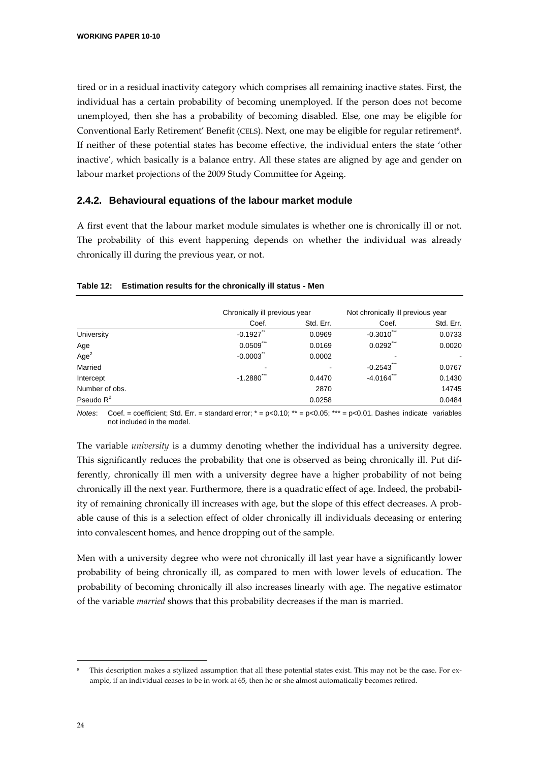tired or in a residual inactivity category which comprises all remaining inactive states. First, the individual has a certain probability of becoming unemployed. If the person does not become unemployed, then she has a probability of becoming disabled. Else, one may be eligible for Conventional Early Retirement' Benefit (CELS). Next, one may be eligible for regular retirement[8]. If neither of these potential states has become effective, the individual enters the state 'other inactive', which basically is a balance entry. All these states are aligned by age and gender on labour market projections of the 2009 Study Committee for Ageing.

### 2.4.2. Behavioural equations of the labour market module

A first event that the labour market module simulates is whether one is chronically ill or not. The probability of this event happening depends on whether the individual was already chronically ill during the previous year, or not.

**Table 12: Estimation results for the chronically ill status - Men**

| | Chronically ill previous year | | Not chronically ill previous year | |
|---|---|---|---|---|
| | Coef. | Std. Err. | Coef. | Std. Err. |
| University | -0.1927** | 0.0969 | -0.3010*** | 0.0733 |
| Age | 0.0509*** | 0.0169 | 0.0292*** | 0.0020 |
| $Age^2$ | -0.0003** | 0.0002 | - | - |
| Married | - | - | -0.2543*** | 0.0767 |
| Intercept | -1.2880*** | 0.4470 | -4.0164*** | 0.1430 |
| Number of obs. | | 2870 | | 14745 |
| Pseudo $R^2$ | | 0.0258 | | 0.0484 |

*Notes*: Coef. = coefficient; Std. Err. = standard error; * = p<0.10; ** = p<0.05; *** = p<0.01. Dashes indicate variables not included in the model.

The variable *university* is a dummy denoting whether the individual has a university degree. This significantly reduces the probability that one is observed as being chronically ill. Put differently, chronically ill men with a university degree have a higher probability of not being chronically ill the next year. Furthermore, there is a quadratic effect of age. Indeed, the probability of remaining chronically ill increases with age, but the slope of this effect decreases. A probable cause of this is a selection effect of older chronically ill individuals deceasing or entering into convalescent homes, and hence dropping out of the sample.

Men with a university degree who were not chronically ill last year have a significantly lower probability of being chronically ill, as compared to men with lower levels of education. The probability of becoming chronically ill also increases linearly with age. The negative estimator of the variable *married* shows that this probability decreases if the man is married.

[8] This description makes a stylized assumption that all these potential states exist. This may not be the case. For example, if an individual ceases to be in work at 65, then he or she almost automatically becomes retired.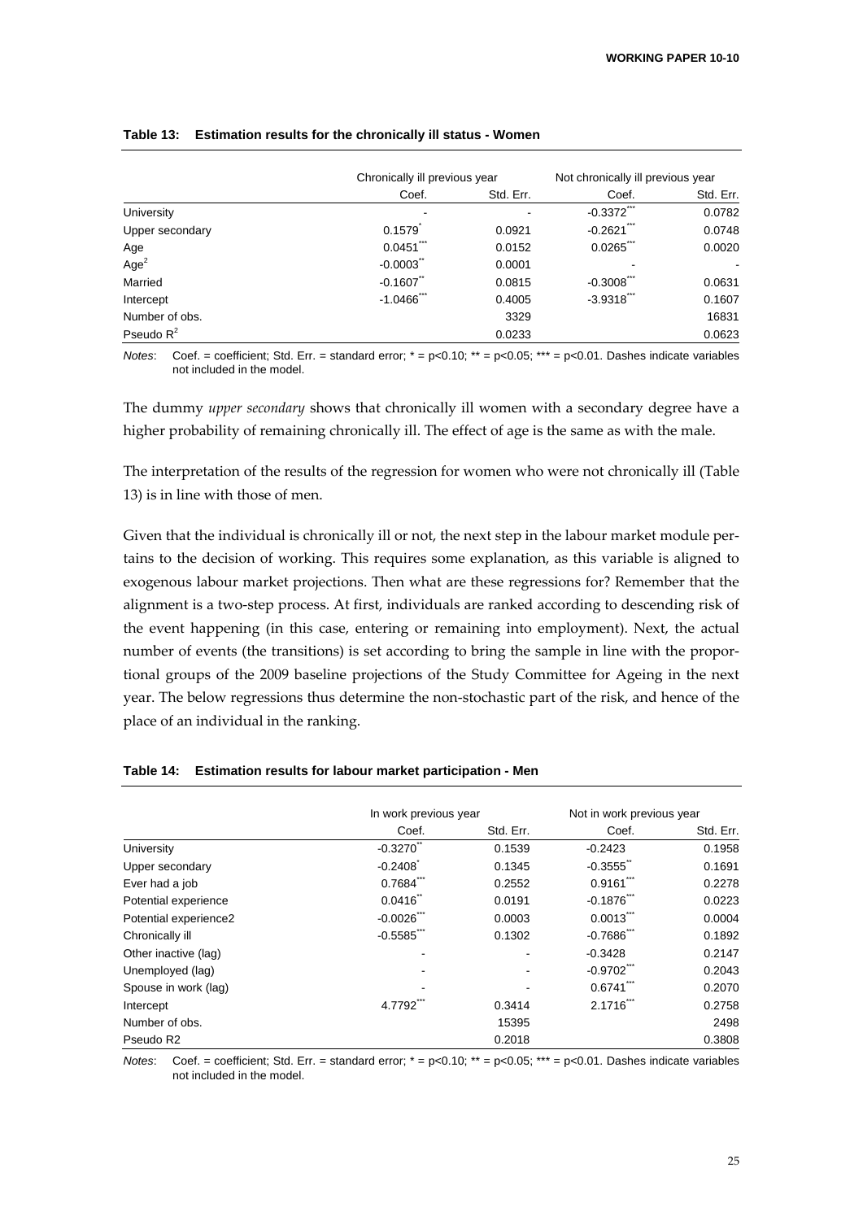**Table 13: Estimation results for the chronically ill status - Women**

| | Chronically ill previous year | | Not chronically ill previous year | |
|---|---|---|---|---|
| | Coef. | Std. Err. | Coef. | Std. Err. |
| University | - | - | -0.3372*** | 0.0782 |
| Upper secondary | 0.1579* | 0.0921 | -0.2621*** | 0.0748 |
| Age | 0.0451*** | 0.0152 | 0.0265*** | 0.0020 |
| $Age^2$ | -0.0003** | 0.0001 | - | - |
| Married | -0.1607** | 0.0815 | -0.3008*** | 0.0631 |
| Intercept | -1.0466*** | 0.4005 | -3.9318*** | 0.1607 |
| Number of obs. | | 3329 | | 16831 |
| Pseudo $R^2$ | | 0.0233 | | 0.0623 |

*Notes*: Coef. = coefficient; Std. Err. = standard error; * = p<0.10; ** = p<0.05; *** = p<0.01. Dashes indicate variables not included in the model.

The dummy *upper secondary* shows that chronically ill women with a secondary degree have a higher probability of remaining chronically ill. The effect of age is the same as with the male.

The interpretation of the results of the regression for women who were not chronically ill (Table 13) is in line with those of men.

Given that the individual is chronically ill or not, the next step in the labour market module pertains to the decision of working. This requires some explanation, as this variable is aligned to exogenous labour market projections. Then what are these regressions for? Remember that the alignment is a two-step process. At first, individuals are ranked according to descending risk of the event happening (in this case, entering or remaining into employment). Next, the actual number of events (the transitions) is set according to bring the sample in line with the proportional groups of the 2009 baseline projections of the Study Committee for Ageing in the next year. The below regressions thus determine the non-stochastic part of the risk, and hence of the place of an individual in the ranking.

**Table 14: Estimation results for labour market participation - Men**

| | In work previous year | | Not in work previous year | |
|---|---|---|---|---|
| | Coef. | Std. Err. | Coef. | Std. Err. |
| University | -0.3270** | 0.1539 | -0.2423 | 0.1958 |
| Upper secondary | -0.2408* | 0.1345 | -0.3555** | 0.1691 |
| Ever had a job | 0.7684*** | 0.2552 | 0.9161*** | 0.2278 |
| Potential experience | 0.0416** | 0.0191 | -0.1876*** | 0.0223 |
| Potential experience2 | -0.0026*** | 0.0003 | 0.0013*** | 0.0004 |
| Chronically ill | -0.5585*** | 0.1302 | -0.7686*** | 0.1892 |
| Other inactive (lag) | - | - | -0.3428 | 0.2147 |
| Unemployed (lag) | - | - | -0.9702*** | 0.2043 |
| Spouse in work (lag) | - | - | 0.6741*** | 0.2070 |
| Intercept | 4.7792*** | 0.3414 | 2.1716*** | 0.2758 |
| Number of obs. | | 15395 | | 2498 |
| Pseudo R2 | | 0.2018 | | 0.3808 |

*Notes*: Coef. = coefficient; Std. Err. = standard error; * = p<0.10; ** = p<0.05; *** = p<0.01. Dashes indicate variables not included in the model.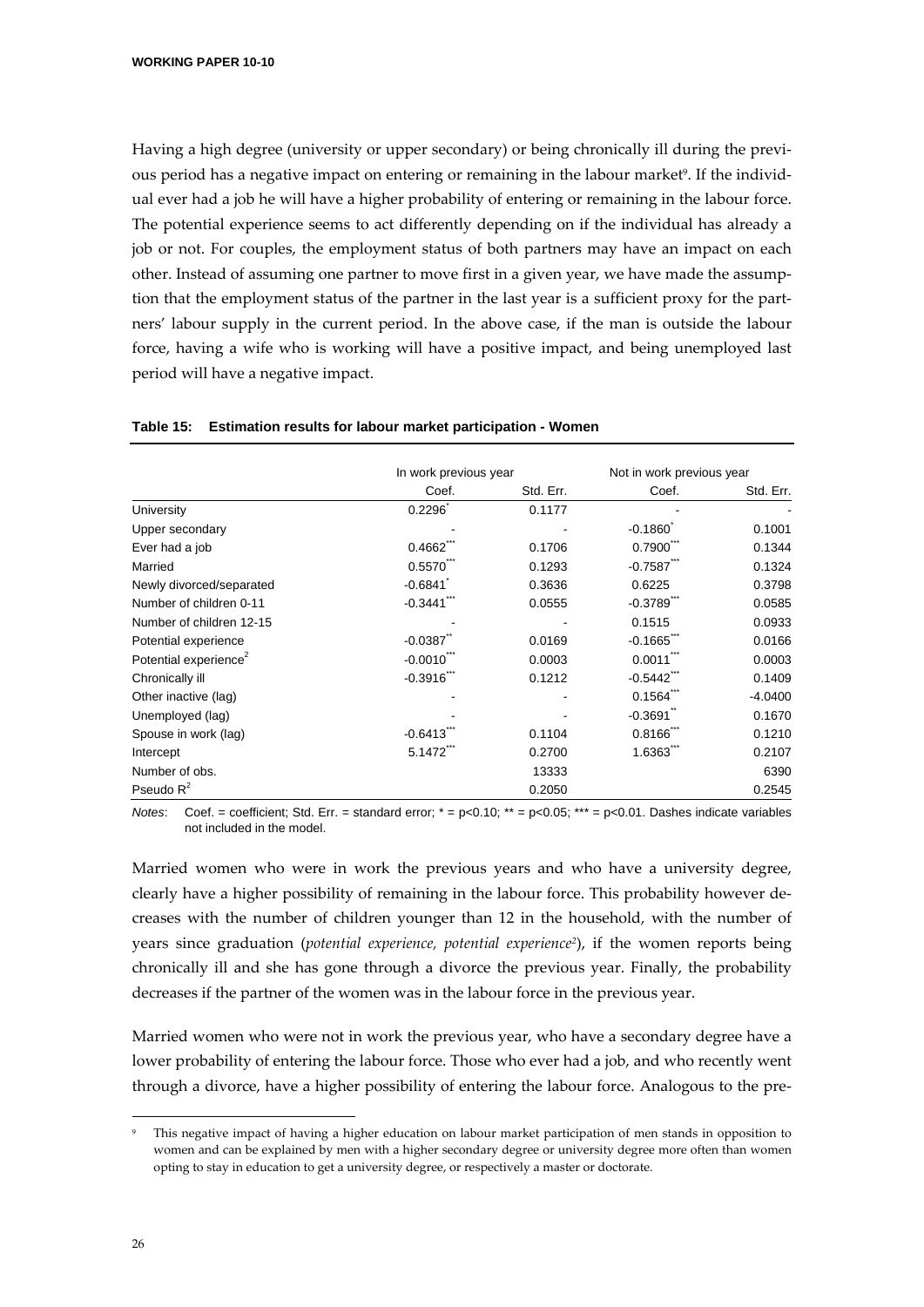Having a high degree (university or upper secondary) or being chronically ill during the previous period has a negative impact on entering or remaining in the labour market[9]. If the individual ever had a job he will have a higher probability of entering or remaining in the labour force. The potential experience seems to act differently depending on if the individual has already a job or not. For couples, the employment status of both partners may have an impact on each other. Instead of assuming one partner to move first in a given year, we have made the assumption that the employment status of the partner in the last year is a sufficient proxy for the partners' labour supply in the current period. In the above case, if the man is outside the labour force, having a wife who is working will have a positive impact, and being unemployed last period will have a negative impact.

**Table 15: Estimation results for labour market participation - Women**

| | In work previous year | | Not in work previous year | |
|---|---|---|---|---|
| | Coef. | Std. Err. | Coef. | Std. Err. |
| University | 0.2296* | 0.1177 | - | - |
| Upper secondary | - | - | -0.1860* | 0.1001 |
| Ever had a job | 0.4662*** | 0.1706 | 0.7900*** | 0.1344 |
| Married | 0.5570*** | 0.1293 | -0.7587*** | 0.1324 |
| Newly divorced/separated | -0.6841* | 0.3636 | 0.6225 | 0.3798 |
| Number of children 0-11 | -0.3441*** | 0.0555 | -0.3789*** | 0.0585 |
| Number of children 12-15 | - | - | 0.1515 | 0.0933 |
| Potential experience | -0.0387** | 0.0169 | -0.1665*** | 0.0166 |
| Potential experience$^2$ | -0.0010*** | 0.0003 | 0.0011*** | 0.0003 |
| Chronically ill | -0.3916*** | 0.1212 | -0.5442*** | 0.1409 |
| Other inactive (lag) | - | - | 0.1564*** | -4.0400 |
| Unemployed (lag) | - | - | -0.3691** | 0.1670 |
| Spouse in work (lag) | -0.6413*** | 0.1104 | 0.8166*** | 0.1210 |
| Intercept | 5.1472*** | 0.2700 | 1.6363*** | 0.2107 |
| Number of obs. | | 13333 | | 6390 |
| Pseudo $R^2$ | | 0.2050 | | 0.2545 |

*Notes*: Coef. = coefficient; Std. Err. = standard error; * = p<0.10; ** = p<0.05; *** = p<0.01. Dashes indicate variables not included in the model.

Married women who were in work the previous years and who have a university degree, clearly have a higher possibility of remaining in the labour force. This probability however decreases with the number of children younger than 12 in the household, with the number of years since graduation (*potential experience, potential experience²*), if the women reports being chronically ill and she has gone through a divorce the previous year. Finally, the probability decreases if the partner of the women was in the labour force in the previous year.

Married women who were not in work the previous year, who have a secondary degree have a lower probability of entering the labour force. Those who ever had a job, and who recently went through a divorce, have a higher possibility of entering the labour force. Analogous to the pre-

[9] This negative impact of having a higher education on labour market participation of men stands in opposition to women and can be explained by men with a higher secondary degree or university degree more often than women opting to stay in education to get a university degree, or respectively a master or doctorate.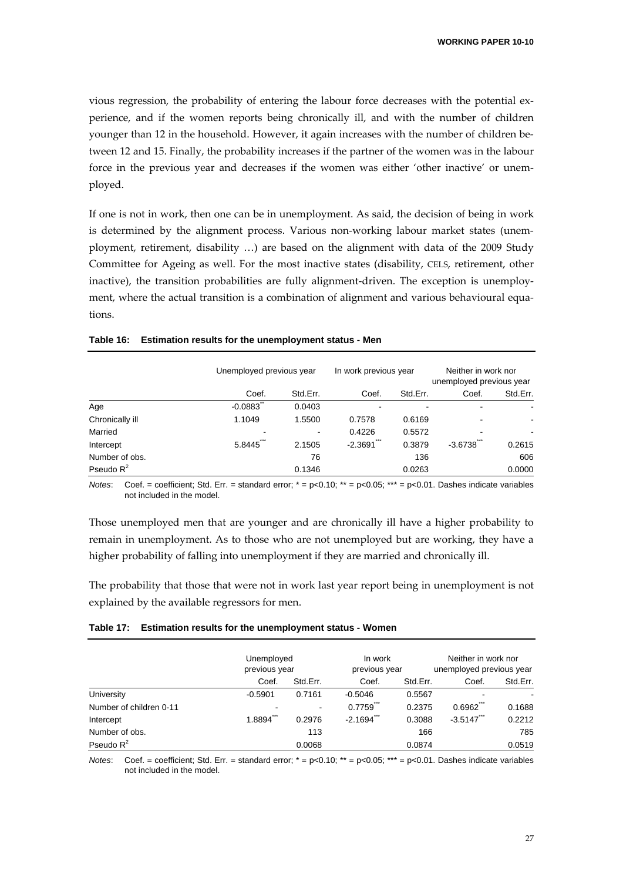vious regression, the probability of entering the labour force decreases with the potential experience, and if the women reports being chronically ill, and with the number of children younger than 12 in the household. However, it again increases with the number of children between 12 and 15. Finally, the probability increases if the partner of the women was in the labour force in the previous year and decreases if the women was either 'other inactive' or unemployed.

If one is not in work, then one can be in unemployment. As said, the decision of being in work is determined by the alignment process. Various non-working labour market states (unemployment, retirement, disability …) are based on the alignment with data of the 2009 Study Committee for Ageing as well. For the most inactive states (disability, CELS, retirement, other inactive), the transition probabilities are fully alignment-driven. The exception is unemployment, where the actual transition is a combination of alignment and various behavioural equations.

**Table 16: Estimation results for the unemployment status - Men**

| | Unemployed previous year | | In work previous year | | Neither in work nor unemployed previous year | |
|---|---|---|---|---|---|---|
| | Coef. | Std.Err. | Coef. | Std.Err. | Coef. | Std.Err. |
| Age | -0.0883** | 0.0403 | - | - | - | - |
| Chronically ill | 1.1049 | 1.5500 | 0.7578 | 0.6169 | - | - |
| Married | - | - | 0.4226 | 0.5572 | - | - |
| Intercept | 5.8445*** | 2.1505 | -2.3691*** | 0.3879 | -3.6738*** | 0.2615 |
| Number of obs. | | 76 | | 136 | | 606 |
| Pseudo $R^2$ | | 0.1346 | | 0.0263 | | 0.0000 |

*Notes*: Coef. = coefficient; Std. Err. = standard error; * = p<0.10; ** = p<0.05; *** = p<0.01. Dashes indicate variables not included in the model.

Those unemployed men that are younger and are chronically ill have a higher probability to remain in unemployment. As to those who are not unemployed but are working, they have a higher probability of falling into unemployment if they are married and chronically ill.

The probability that those that were not in work last year report being in unemployment is not explained by the available regressors for men.

**Table 17: Estimation results for the unemployment status - Women**

| | Unemployed previous year | | In work previous year | | Neither in work nor unemployed previous year | |
|---|---|---|---|---|---|---|
| | Coef. | Std.Err. | Coef. | Std.Err. | Coef. | Std.Err. |
| University | -0.5901 | 0.7161 | -0.5046 | 0.5567 | - | - |
| Number of children 0-11 | - | - | 0.7759*** | 0.2375 | 0.6962*** | 0.1688 |
| Intercept | 1.8894*** | 0.2976 | -2.1694*** | 0.3088 | -3.5147*** | 0.2212 |
| Number of obs. | | 113 | | 166 | | 785 |
| Pseudo $R^2$ | | 0.0068 | | 0.0874 | | 0.0519 |

*Notes*: Coef. = coefficient; Std. Err. = standard error; * = p<0.10; ** = p<0.05; *** = p<0.01. Dashes indicate variables not included in the model.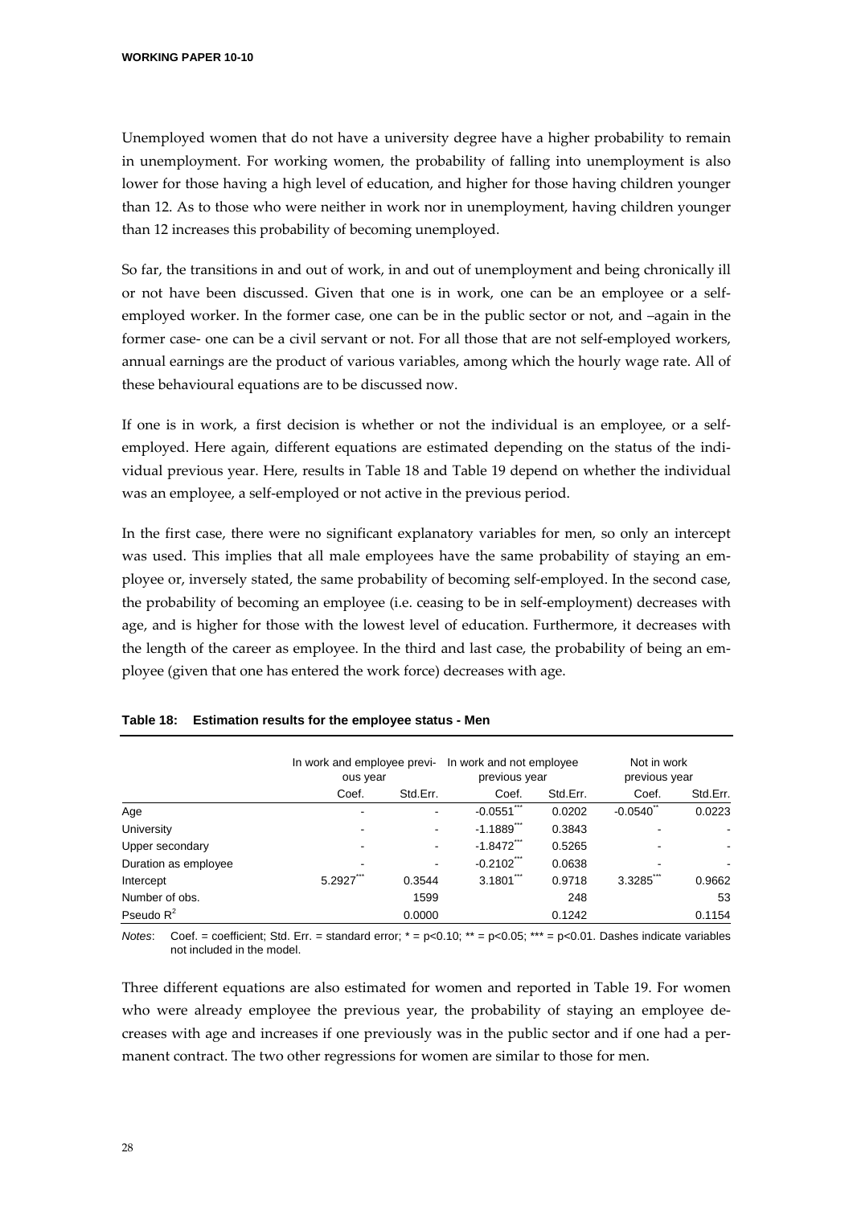Unemployed women that do not have a university degree have a higher probability to remain in unemployment. For working women, the probability of falling into unemployment is also lower for those having a high level of education, and higher for those having children younger than 12. As to those who were neither in work nor in unemployment, having children younger than 12 increases this probability of becoming unemployed.

So far, the transitions in and out of work, in and out of unemployment and being chronically ill or not have been discussed. Given that one is in work, one can be an employee or a self-employed worker. In the former case, one can be in the public sector or not, and –again in the former case- one can be a civil servant or not. For all those that are not self-employed workers, annual earnings are the product of various variables, among which the hourly wage rate. All of these behavioural equations are to be discussed now.

If one is in work, a first decision is whether or not the individual is an employee, or a self-employed. Here again, different equations are estimated depending on the status of the individual previous year. Here, results in Table 18 and Table 19 depend on whether the individual was an employee, a self-employed or not active in the previous period.

In the first case, there were no significant explanatory variables for men, so only an intercept was used. This implies that all male employees have the same probability of staying an employee or, inversely stated, the same probability of becoming self-employed. In the second case, the probability of becoming an employee (i.e. ceasing to be in self-employment) decreases with age, and is higher for those with the lowest level of education. Furthermore, it decreases with the length of the career as employee. In the third and last case, the probability of being an employee (given that one has entered the work force) decreases with age.

**Table 18: Estimation results for the employee status - Men**

| | In work and employee previous year | | In work and not employee previous year | | Not in work previous year | |
|---|---|---|---|---|---|---|
| | Coef. | Std.Err. | Coef. | Std.Err. | Coef. | Std.Err. |
| Age | - | - | -0.0551*** | 0.0202 | -0.0540** | 0.0223 |
| University | - | - | -1.1889*** | 0.3843 | - | - |
| Upper secondary | - | - | -1.8472*** | 0.5265 | - | - |
| Duration as employee | - | - | -0.2102*** | 0.0638 | - | - |
| Intercept | 5.2927*** | 0.3544 | 3.1801*** | 0.9718 | 3.3285*** | 0.9662 |
| Number of obs. | | 1599 | | 248 | | 53 |
| Pseudo $R^2$ | | 0.0000 | | 0.1242 | | 0.1154 |

*Notes*: Coef. = coefficient; Std. Err. = standard error; * = p<0.10; ** = p<0.05; *** = p<0.01. Dashes indicate variables not included in the model.

Three different equations are also estimated for women and reported in Table 19. For women who were already employee the previous year, the probability of staying an employee decreases with age and increases if one previously was in the public sector and if one had a permanent contract. The two other regressions for women are similar to those for men.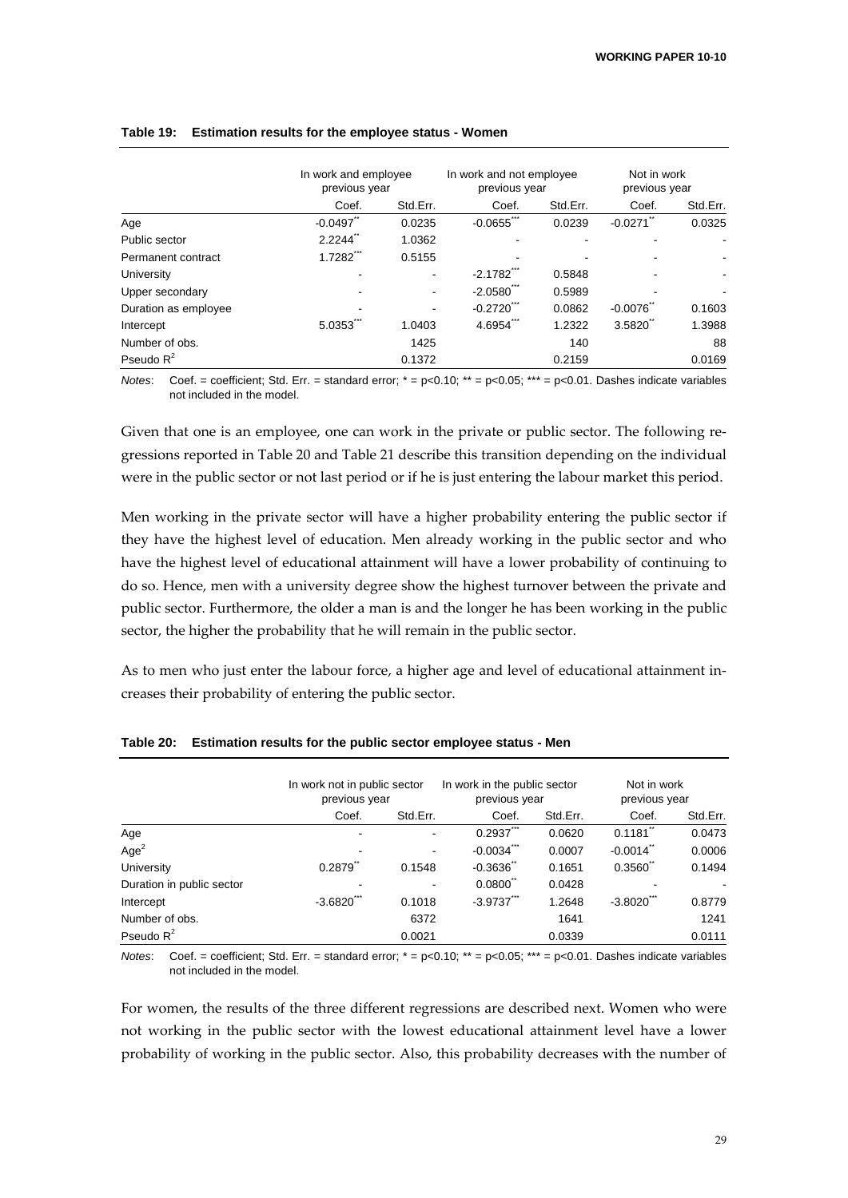**Table 19: Estimation results for the employee status - Women**

| | In work and employee previous year | | In work and not employee previous year | | Not in work previous year | |
|---|---|---|---|---|---|---|
| | Coef. | Std.Err. | Coef. | Std.Err. | Coef. | Std.Err. |
| Age | -0.0497** | 0.0235 | -0.0655*** | 0.0239 | -0.0271** | 0.0325 |
| Public sector | 2.2244** | 1.0362 | - | - | - | - |
| Permanent contract | 1.7282*** | 0.5155 | - | - | - | - |
| University | - | - | -2.1782*** | 0.5848 | - | - |
| Upper secondary | - | - | -2.0580*** | 0.5989 | - | - |
| Duration as employee | - | - | -0.2720*** | 0.0862 | -0.0076** | 0.1603 |
| Intercept | 5.0353*** | 1.0403 | 4.6954*** | 1.2322 | 3.5820** | 1.3988 |
| Number of obs. | | 1425 | | 140 | | 88 |
| Pseudo $R^2$ | | 0.1372 | | 0.2159 | | 0.0169 |

*Notes*: Coef. = coefficient; Std. Err. = standard error; * = p<0.10; ** = p<0.05; *** = p<0.01. Dashes indicate variables not included in the model.

Given that one is an employee, one can work in the private or public sector. The following regressions reported in Table 20 and Table 21 describe this transition depending on the individual were in the public sector or not last period or if he is just entering the labour market this period.

Men working in the private sector will have a higher probability entering the public sector if they have the highest level of education. Men already working in the public sector and who have the highest level of educational attainment will have a lower probability of continuing to do so. Hence, men with a university degree show the highest turnover between the private and public sector. Furthermore, the older a man is and the longer he has been working in the public sector, the higher the probability that he will remain in the public sector.

As to men who just enter the labour force, a higher age and level of educational attainment increases their probability of entering the public sector.

**Table 20: Estimation results for the public sector employee status - Men**

| | In work not in public sector previous year | | In work in the public sector previous year | | Not in work previous year | |
|---|---|---|---|---|---|---|
| | Coef. | Std.Err. | Coef. | Std.Err. | Coef. | Std.Err. |
| Age | - | - | 0.2937*** | 0.0620 | 0.1181** | 0.0473 |
| Age$^2$ | - | - | -0.0034*** | 0.0007 | -0.0014** | 0.0006 |
| University | 0.2879** | 0.1548 | -0.3636** | 0.1651 | 0.3560** | 0.1494 |
| Duration in public sector | - | - | 0.0800** | 0.0428 | - | - |
| Intercept | -3.6820*** | 0.1018 | -3.9737*** | 1.2648 | -3.8020*** | 0.8779 |
| Number of obs. | | 6372 | | 1641 | | 1241 |
| Pseudo $R^2$ | | 0.0021 | | 0.0339 | | 0.0111 |

*Notes*: Coef. = coefficient; Std. Err. = standard error; * = p<0.10; ** = p<0.05; *** = p<0.01. Dashes indicate variables not included in the model.

For women, the results of the three different regressions are described next. Women who were not working in the public sector with the lowest educational attainment level have a lower probability of working in the public sector. Also, this probability decreases with the number of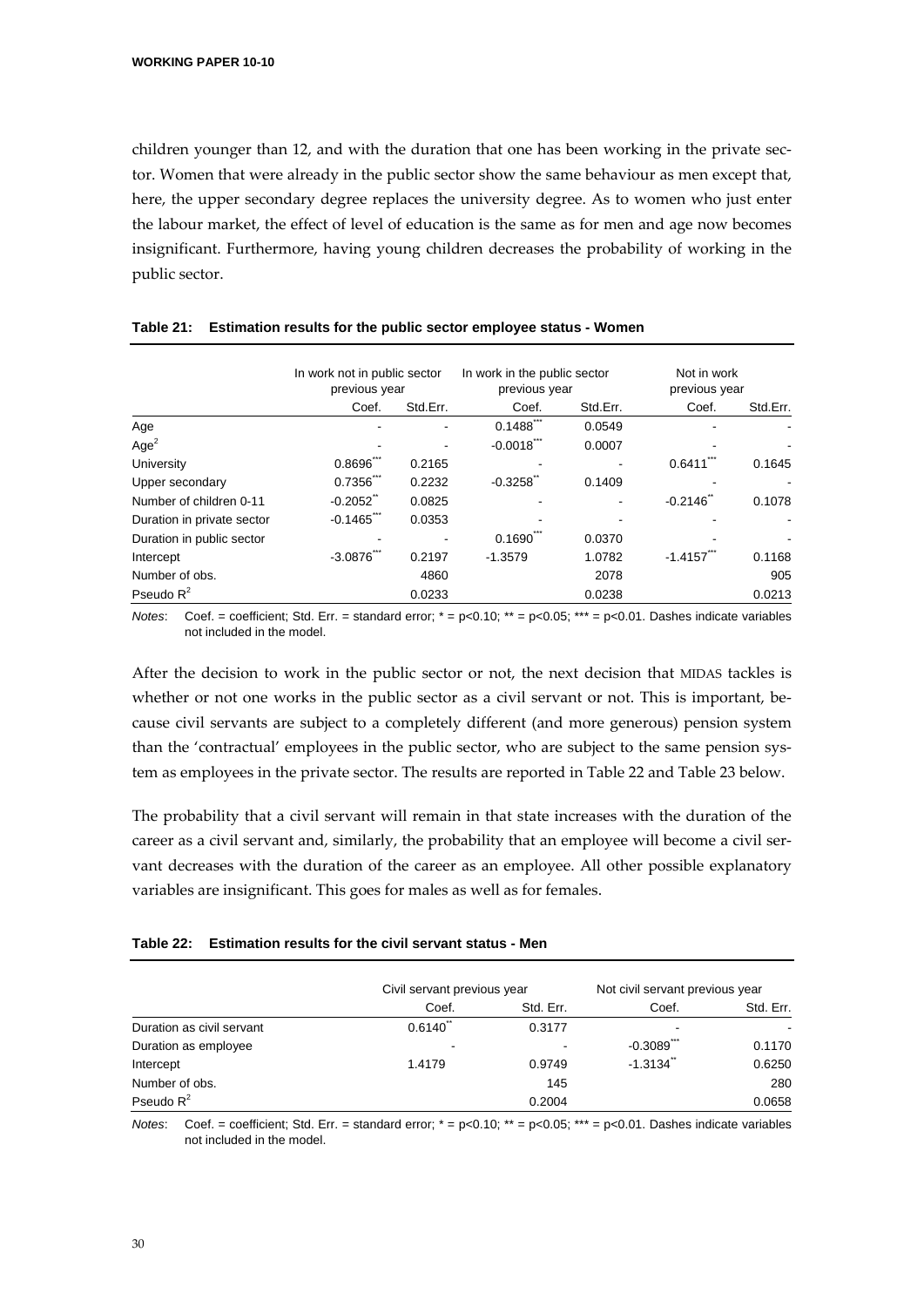children younger than 12, and with the duration that one has been working in the private sector. Women that were already in the public sector show the same behaviour as men except that, here, the upper secondary degree replaces the university degree. As to women who just enter the labour market, the effect of level of education is the same as for men and age now becomes insignificant. Furthermore, having young children decreases the probability of working in the public sector.

**Table 21: Estimation results for the public sector employee status - Women**

| | In work not in public sector previous year | | In work in the public sector previous year | | Not in work previous year | |
|---|---|---|---|---|---|---|
| | Coef. | Std.Err. | Coef. | Std.Err. | Coef. | Std.Err. |
| Age | - | - | 0.1488*** | 0.0549 | - | - |
| Age$^2$ | - | - | -0.0018*** | 0.0007 | - | - |
| University | 0.8696*** | 0.2165 | - | - | 0.6411*** | 0.1645 |
| Upper secondary | 0.7356*** | 0.2232 | -0.3258** | 0.1409 | - | - |
| Number of children 0-11 | -0.2052** | 0.0825 | - | - | -0.2146** | 0.1078 |
| Duration in private sector | -0.1465*** | 0.0353 | - | - | - | - |
| Duration in public sector | - | - | 0.1690*** | 0.0370 | - | - |
| Intercept | -3.0876*** | 0.2197 | -1.3579 | 1.0782 | -1.4157*** | 0.1168 |
| Number of obs. | | 4860 | | 2078 | | 905 |
| Pseudo $R^2$ | | 0.0233 | | 0.0238 | | 0.0213 |

*Notes*: Coef. = coefficient; Std. Err. = standard error; * = p<0.10; ** = p<0.05; *** = p<0.01. Dashes indicate variables not included in the model.

After the decision to work in the public sector or not, the next decision that MIDAS tackles is whether or not one works in the public sector as a civil servant or not. This is important, because civil servants are subject to a completely different (and more generous) pension system than the 'contractual' employees in the public sector, who are subject to the same pension system as employees in the private sector. The results are reported in Table 22 and Table 23 below.

The probability that a civil servant will remain in that state increases with the duration of the career as a civil servant and, similarly, the probability that an employee will become a civil servant decreases with the duration of the career as an employee. All other possible explanatory variables are insignificant. This goes for males as well as for females.

**Table 22: Estimation results for the civil servant status - Men**

| | Civil servant previous year | | Not civil servant previous year | |
|---|---|---|---|---|
| | Coef. | Std. Err. | Coef. | Std. Err. |
| Duration as civil servant | 0.6140** | 0.3177 | - | - |
| Duration as employee | - | - | -0.3089*** | 0.1170 |
| Intercept | 1.4179 | 0.9749 | -1.3134** | 0.6250 |
| Number of obs. | | 145 | | 280 |
| Pseudo $R^2$ | | 0.2004 | | 0.0658 |

*Notes*: Coef. = coefficient; Std. Err. = standard error; * = p<0.10; ** = p<0.05; *** = p<0.01. Dashes indicate variables not included in the model.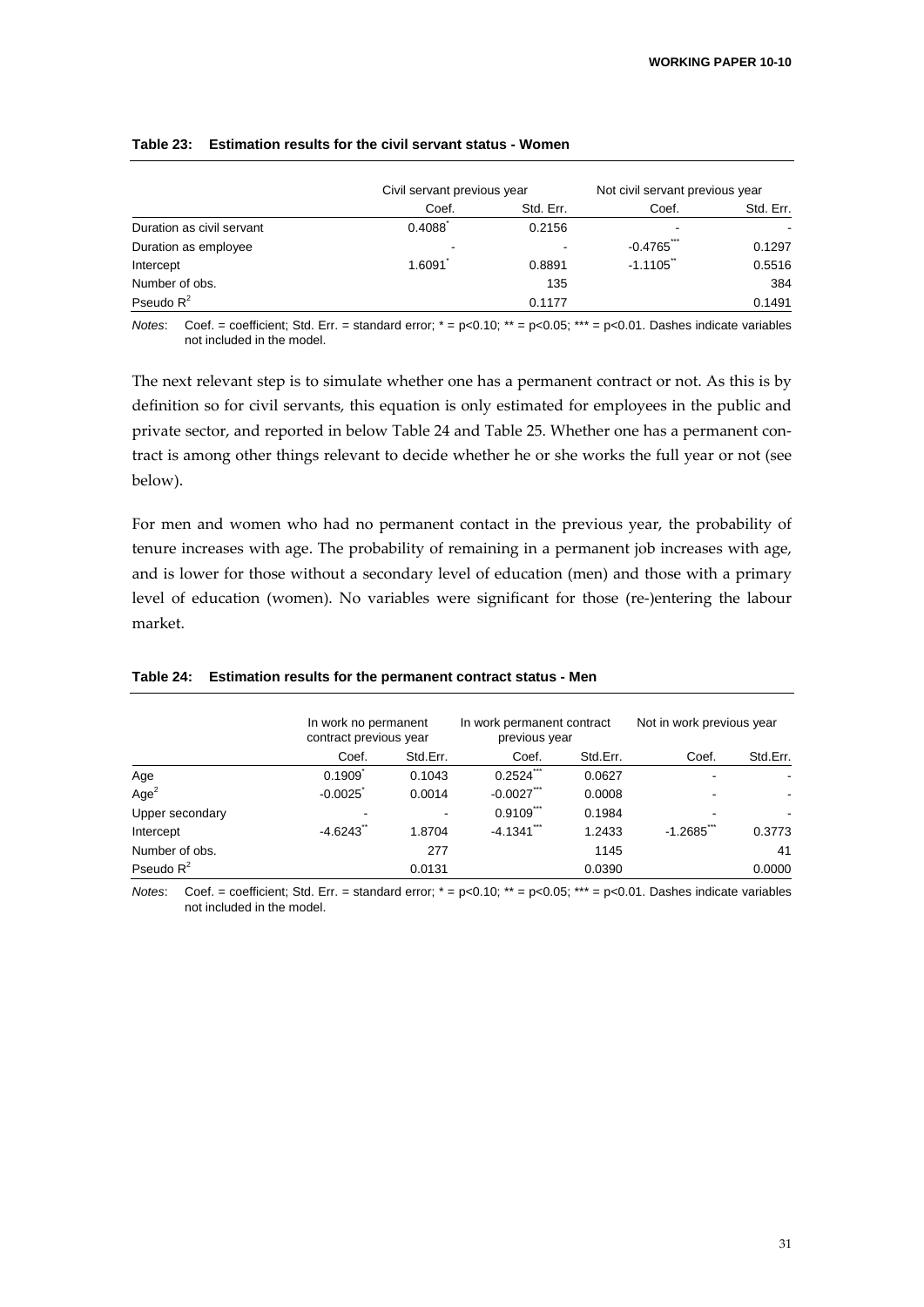**Table 23: Estimation results for the civil servant status - Women**

| | Civil servant previous year | | Not civil servant previous year | |
|---|---|---|---|---|
| | Coef. | Std. Err. | Coef. | Std. Err. |
| Duration as civil servant | 0.4088* | 0.2156 | - | - |
| Duration as employee | - | - | -0.4765*** | 0.1297 |
| Intercept | 1.6091* | 0.8891 | -1.1105** | 0.5516 |
| Number of obs. | | 135 | | 384 |
| Pseudo $R^2$ | | 0.1177 | | 0.1491 |

*Notes*: Coef. = coefficient; Std. Err. = standard error; * = p<0.10; ** = p<0.05; *** = p<0.01. Dashes indicate variables not included in the model.

The next relevant step is to simulate whether one has a permanent contract or not. As this is by definition so for civil servants, this equation is only estimated for employees in the public and private sector, and reported in below Table 24 and Table 25. Whether one has a permanent contract is among other things relevant to decide whether he or she works the full year or not (see below).

For men and women who had no permanent contact in the previous year, the probability of tenure increases with age. The probability of remaining in a permanent job increases with age, and is lower for those without a secondary level of education (men) and those with a primary level of education (women). No variables were significant for those (re-)entering the labour market.

**Table 24: Estimation results for the permanent contract status - Men**

| | In work no permanent contract previous year | | In work permanent contract previous year | | Not in work previous year | |
|---|---|---|---|---|---|---|
| | Coef. | Std.Err. | Coef. | Std.Err. | Coef. | Std.Err. |
| Age | 0.1909* | 0.1043 | 0.2524*** | 0.0627 | - | - |
| Age$^2$ | -0.0025* | 0.0014 | -0.0027*** | 0.0008 | - | - |
| Upper secondary | - | - | 0.9109*** | 0.1984 | - | - |
| Intercept | -4.6243** | 1.8704 | -4.1341*** | 1.2433 | -1.2685*** | 0.3773 |
| Number of obs. | | 277 | | 1145 | | 41 |
| Pseudo $R^2$ | | 0.0131 | | 0.0390 | | 0.0000 |

*Notes*: Coef. = coefficient; Std. Err. = standard error; * = p<0.10; ** = p<0.05; *** = p<0.01. Dashes indicate variables not included in the model.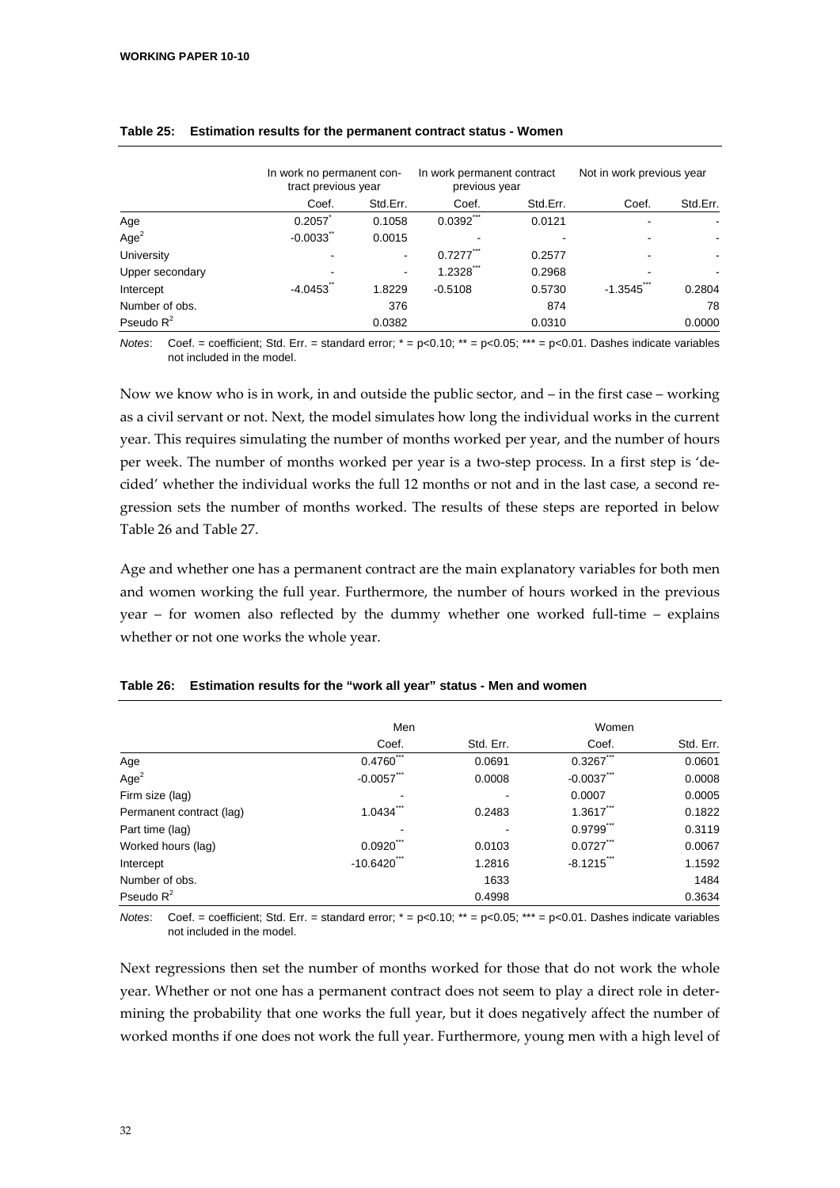**Table 25: Estimation results for the permanent contract status - Women**

| | In work no permanent contract previous year | | In work permanent contract previous year | | Not in work previous year | |
|---|---|---|---|---|---|---|
| | Coef. | Std.Err. | Coef. | Std.Err. | Coef. | Std.Err. |
| Age | 0.2057* | 0.1058 | 0.0392*** | 0.0121 | - | - |
| Age$^2$ | -0.0033** | 0.0015 | - | - | - | - |
| University | - | - | 0.7277*** | 0.2577 | - | - |
| Upper secondary | - | - | 1.2328*** | 0.2968 | - | - |
| Intercept | -4.0453** | 1.8229 | -0.5108 | 0.5730 | -1.3545*** | 0.2804 |
| Number of obs. | | 376 | | 874 | | 78 |
| Pseudo $R^2$ | | 0.0382 | | 0.0310 | | 0.0000 |

*Notes*: Coef. = coefficient; Std. Err. = standard error; * = p<0.10; ** = p<0.05; *** = p<0.01. Dashes indicate variables not included in the model.

Now we know who is in work, in and outside the public sector, and – in the first case – working as a civil servant or not. Next, the model simulates how long the individual works in the current year. This requires simulating the number of months worked per year, and the number of hours per week. The number of months worked per year is a two-step process. In a first step is 'decided' whether the individual works the full 12 months or not and in the last case, a second regression sets the number of months worked. The results of these steps are reported in below Table 26 and Table 27.

Age and whether one has a permanent contract are the main explanatory variables for both men and women working the full year. Furthermore, the number of hours worked in the previous year – for women also reflected by the dummy whether one worked full-time – explains whether or not one works the whole year.

**Table 26: Estimation results for the "work all year" status - Men and women**

| | Men | | Women | |
|---|---|---|---|---|
| | Coef. | Std. Err. | Coef. | Std. Err. |
| Age | 0.4760*** | 0.0691 | 0.3267*** | 0.0601 |
| Age$^2$ | -0.0057*** | 0.0008 | -0.0037*** | 0.0008 |
| Firm size (lag) | - | - | 0.0007 | 0.0005 |
| Permanent contract (lag) | 1.0434*** | 0.2483 | 1.3617*** | 0.1822 |
| Part time (lag) | - | - | 0.9799*** | 0.3119 |
| Worked hours (lag) | 0.0920*** | 0.0103 | 0.0727*** | 0.0067 |
| Intercept | -10.6420*** | 1.2816 | -8.1215*** | 1.1592 |
| Number of obs. | | 1633 | | 1484 |
| Pseudo $R^2$ | | 0.4998 | | 0.3634 |

*Notes*: Coef. = coefficient; Std. Err. = standard error; * = p<0.10; ** = p<0.05; *** = p<0.01. Dashes indicate variables not included in the model.

Next regressions then set the number of months worked for those that do not work the whole year. Whether or not one has a permanent contract does not seem to play a direct role in determining the probability that one works the full year, but it does negatively affect the number of worked months if one does not work the full year. Furthermore, young men with a high level of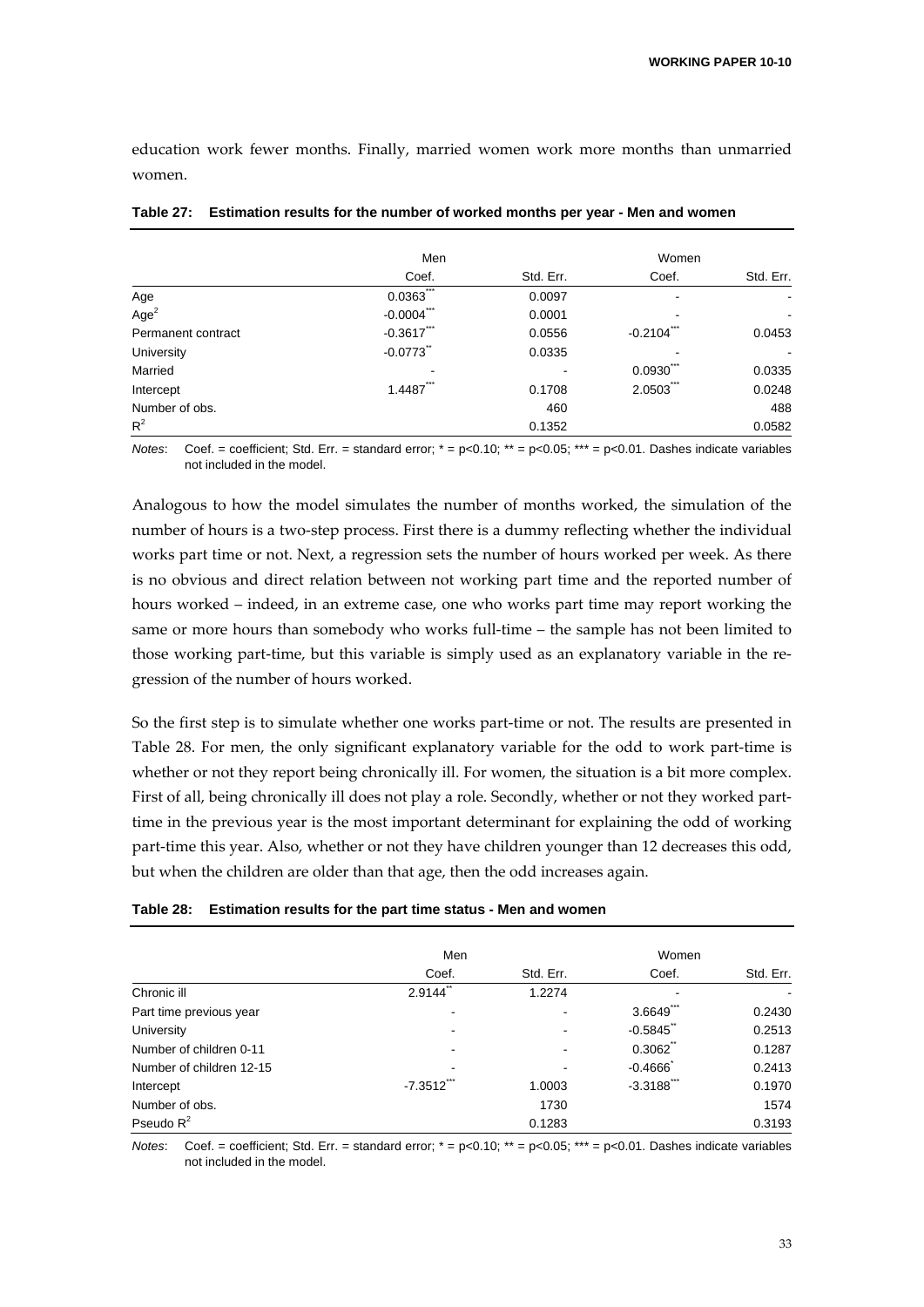education work fewer months. Finally, married women work more months than unmarried women.

**Table 27: Estimation results for the number of worked months per year - Men and women**

| | Men | | Women | |
|---|---|---|---|---|
| | Coef. | Std. Err. | Coef. | Std. Err. |
| Age | 0.0363*** | 0.0097 | - | - |
| Age$^2$ | -0.0004*** | 0.0001 | - | - |
| Permanent contract | -0.3617*** | 0.0556 | -0.2104*** | 0.0453 |
| University | -0.0773** | 0.0335 | - | - |
| Married | - | - | 0.0930*** | 0.0335 |
| Intercept | 1.4487*** | 0.1708 | 2.0503*** | 0.0248 |
| Number of obs. | | 460 | | 488 |
| $R^2$ | | 0.1352 | | 0.0582 |

*Notes*: Coef. = coefficient; Std. Err. = standard error; * = p<0.10; ** = p<0.05; *** = p<0.01. Dashes indicate variables not included in the model.

Analogous to how the model simulates the number of months worked, the simulation of the number of hours is a two-step process. First there is a dummy reflecting whether the individual works part time or not. Next, a regression sets the number of hours worked per week. As there is no obvious and direct relation between not working part time and the reported number of hours worked – indeed, in an extreme case, one who works part time may report working the same or more hours than somebody who works full-time – the sample has not been limited to those working part-time, but this variable is simply used as an explanatory variable in the regression of the number of hours worked.

So the first step is to simulate whether one works part-time or not. The results are presented in Table 28. For men, the only significant explanatory variable for the odd to work part-time is whether or not they report being chronically ill. For women, the situation is a bit more complex. First of all, being chronically ill does not play a role. Secondly, whether or not they worked part-time in the previous year is the most important determinant for explaining the odd of working part-time this year. Also, whether or not they have children younger than 12 decreases this odd, but when the children are older than that age, then the odd increases again.

**Table 28: Estimation results for the part time status - Men and women**

| | Men | | Women | |
|---|---|---|---|---|
| | Coef. | Std. Err. | Coef. | Std. Err. |
| Chronic ill | 2.9144** | 1.2274 | - | - |
| Part time previous year | - | - | 3.6649*** | 0.2430 |
| University | - | - | -0.5845** | 0.2513 |
| Number of children 0-11 | - | - | 0.3062** | 0.1287 |
| Number of children 12-15 | - | - | -0.4666* | 0.2413 |
| Intercept | -7.3512*** | 1.0003 | -3.3188*** | 0.1970 |
| Number of obs. | | 1730 | | 1574 |
| Pseudo $R^2$ | | 0.1283 | | 0.3193 |

*Notes*: Coef. = coefficient; Std. Err. = standard error; * = p<0.10; ** = p<0.05; *** = p<0.01. Dashes indicate variables not included in the model.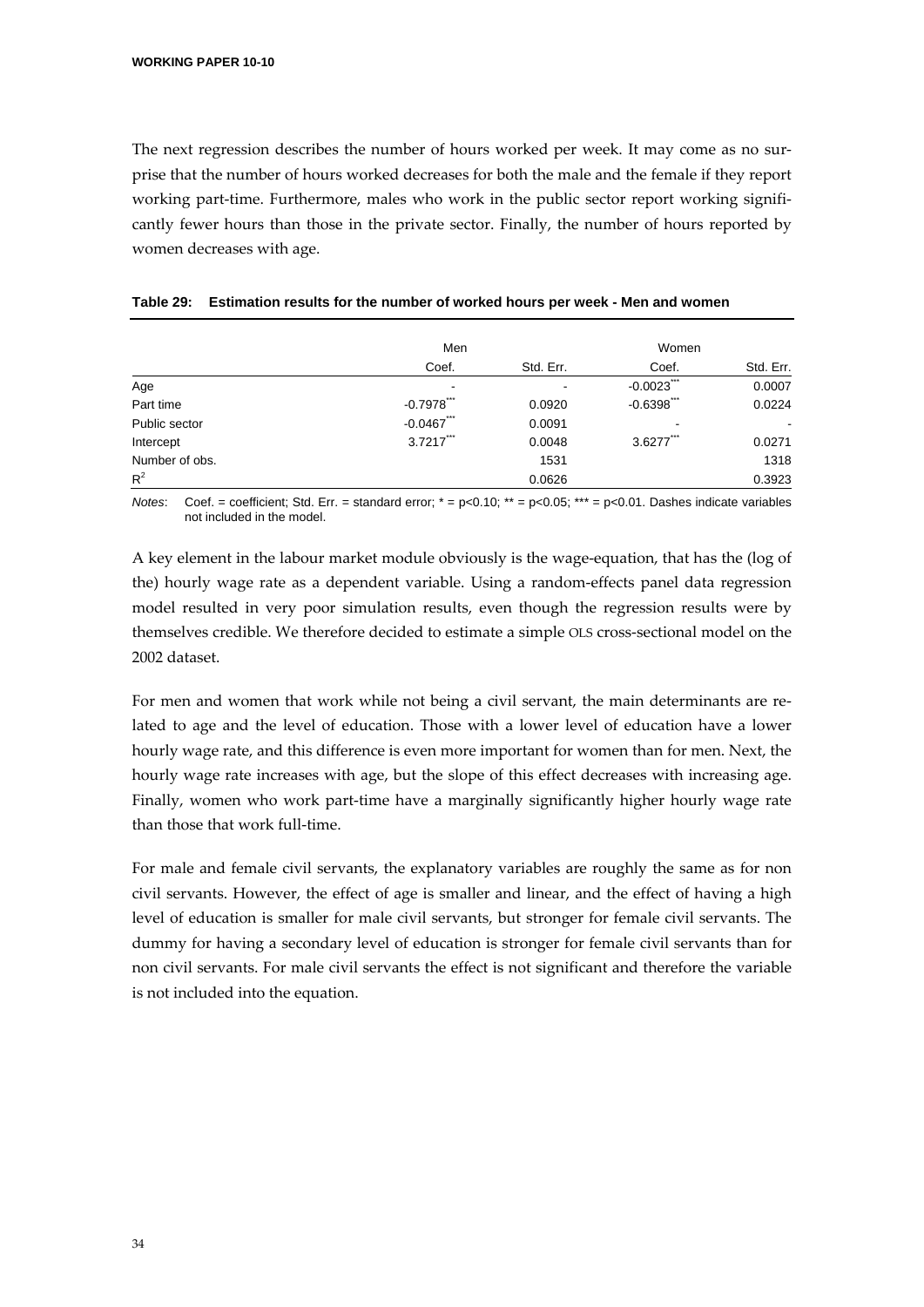The next regression describes the number of hours worked per week. It may come as no surprise that the number of hours worked decreases for both the male and the female if they report working part-time. Furthermore, males who work in the public sector report working significantly fewer hours than those in the private sector. Finally, the number of hours reported by women decreases with age.

**Table 29: Estimation results for the number of worked hours per week - Men and women**

| | Men | | Women | |
|---|---|---|---|---|
| | Coef. | Std. Err. | Coef. | Std. Err. |
| Age | - | - | -0.0023*** | 0.0007 |
| Part time | -0.7978*** | 0.0920 | -0.6398*** | 0.0224 |
| Public sector | -0.0467*** | 0.0091 | - | - |
| Intercept | 3.7217*** | 0.0048 | 3.6277*** | 0.0271 |
| Number of obs. | | 1531 | | 1318 |
| $R^2$ | | 0.0626 | | 0.3923 |

*Notes*: Coef. = coefficient; Std. Err. = standard error; * = p<0.10; ** = p<0.05; *** = p<0.01. Dashes indicate variables not included in the model.

A key element in the labour market module obviously is the wage-equation, that has the (log of the) hourly wage rate as a dependent variable. Using a random-effects panel data regression model resulted in very poor simulation results, even though the regression results were by themselves credible. We therefore decided to estimate a simple OLS cross-sectional model on the 2002 dataset.

For men and women that work while not being a civil servant, the main determinants are related to age and the level of education. Those with a lower level of education have a lower hourly wage rate, and this difference is even more important for women than for men. Next, the hourly wage rate increases with age, but the slope of this effect decreases with increasing age. Finally, women who work part-time have a marginally significantly higher hourly wage rate than those that work full-time.

For male and female civil servants, the explanatory variables are roughly the same as for non civil servants. However, the effect of age is smaller and linear, and the effect of having a high level of education is smaller for male civil servants, but stronger for female civil servants. The dummy for having a secondary level of education is stronger for female civil servants than for non civil servants. For male civil servants the effect is not significant and therefore the variable is not included into the equation.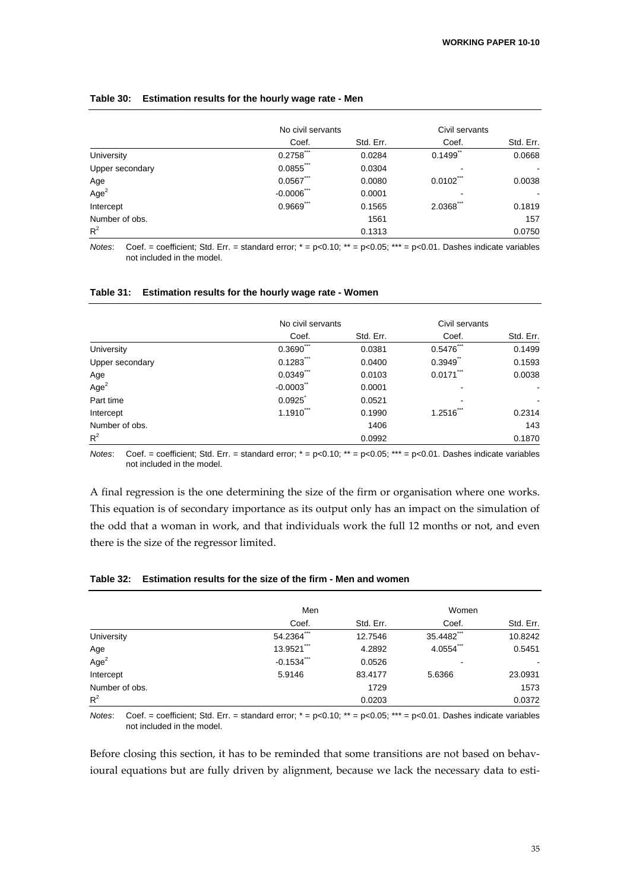**Table 30: Estimation results for the hourly wage rate - Men**

| | No civil servants | | Civil servants | |
|---|---|---|---|---|
| | Coef. | Std. Err. | Coef. | Std. Err. |
| University | 0.2758*** | 0.0284 | 0.1499** | 0.0668 |
| Upper secondary | 0.0855*** | 0.0304 | - | - |
| Age | 0.0567*** | 0.0080 | 0.0102*** | 0.0038 |
| $Age^2$ | -0.0006*** | 0.0001 | - | - |
| Intercept | 0.9669*** | 0.1565 | 2.0368*** | 0.1819 |
| Number of obs. | | 1561 | | 157 |
| $R^2$ | | 0.1313 | | 0.0750 |

*Notes*: Coef. = coefficient; Std. Err. = standard error; * = p<0.10; ** = p<0.05; *** = p<0.01. Dashes indicate variables not included in the model.

**Table 31: Estimation results for the hourly wage rate - Women**

| | No civil servants | | Civil servants | |
|---|---|---|---|---|
| | Coef. | Std. Err. | Coef. | Std. Err. |
| University | 0.3690*** | 0.0381 | 0.5476*** | 0.1499 |
| Upper secondary | 0.1283*** | 0.0400 | 0.3949** | 0.1593 |
| Age | 0.0349*** | 0.0103 | 0.0171*** | 0.0038 |
| $Age^2$ | -0.0003** | 0.0001 | - | - |
| Part time | 0.0925* | 0.0521 | - | - |
| Intercept | 1.1910*** | 0.1990 | 1.2516*** | 0.2314 |
| Number of obs. | | 1406 | | 143 |
| $R^2$ | | 0.0992 | | 0.1870 |

*Notes*: Coef. = coefficient; Std. Err. = standard error; * = p<0.10; ** = p<0.05; *** = p<0.01. Dashes indicate variables not included in the model.

A final regression is the one determining the size of the firm or organisation where one works. This equation is of secondary importance as its output only has an impact on the simulation of the odd that a woman in work, and that individuals work the full 12 months or not, and even there is the size of the regressor limited.

**Table 32: Estimation results for the size of the firm - Men and women**

| | Men | | Women | |
|---|---|---|---|---|
| | Coef. | Std. Err. | Coef. | Std. Err. |
| University | 54.2364*** | 12.7546 | 35.4482*** | 10.8242 |
| Age | 13.9521*** | 4.2892 | 4.0554*** | 0.5451 |
| $Age^2$ | -0.1534*** | 0.0526 | - | - |
| Intercept | 5.9146 | 83.4177 | 5.6366 | 23.0931 |
| Number of obs. | | 1729 | | 1573 |
| $R^2$ | | 0.0203 | | 0.0372 |

*Notes*: Coef. = coefficient; Std. Err. = standard error; * = p<0.10; ** = p<0.05; *** = p<0.01. Dashes indicate variables not included in the model.

Before closing this section, it has to be reminded that some transitions are not based on behavioural equations but are fully driven by alignment, because we lack the necessary data to esti-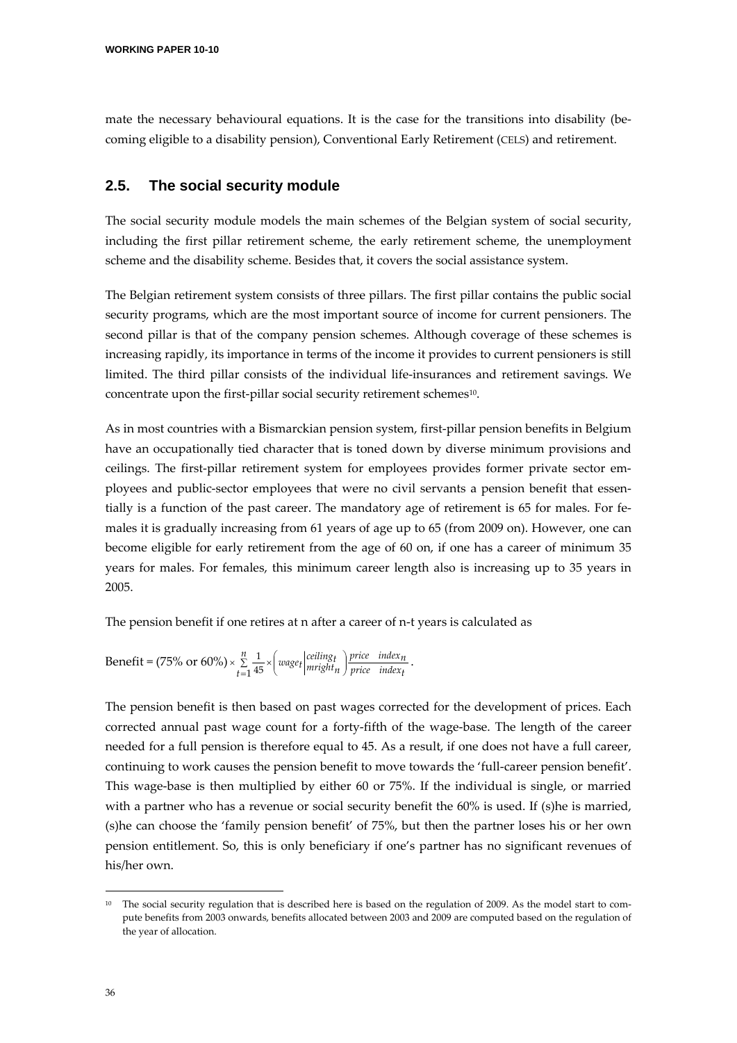mate the necessary behavioural equations. It is the case for the transitions into disability (becoming eligible to a disability pension), Conventional Early Retirement (CELS) and retirement.

## 2.5. The social security module

The social security module models the main schemes of the Belgian system of social security, including the first pillar retirement scheme, the early retirement scheme, the unemployment scheme and the disability scheme. Besides that, it covers the social assistance system.

The Belgian retirement system consists of three pillars. The first pillar contains the public social security programs, which are the most important source of income for current pensioners. The second pillar is that of the company pension schemes. Although coverage of these schemes is increasing rapidly, its importance in terms of the income it provides to current pensioners is still limited. The third pillar consists of the individual life-insurances and retirement savings. We concentrate upon the first-pillar social security retirement schemes[10].

As in most countries with a Bismarckian pension system, first-pillar pension benefits in Belgium have an occupationally tied character that is toned down by diverse minimum provisions and ceilings. The first-pillar retirement system for employees provides former private sector employees and public-sector employees that were no civil servants a pension benefit that essentially is a function of the past career. The mandatory age of retirement is 65 for males. For females it is gradually increasing from 61 years of age up to 65 (from 2009 on). However, one can become eligible for early retirement from the age of 60 on, if one has a career of minimum 35 years for males. For females, this minimum career length also is increasing up to 35 years in 2005.

The pension benefit if one retires at n after a career of n-t years is calculated as

$$\text{Benefit} = (75\% \text{ or } 60\%) \times \sum_{t=1}^{n} \frac{1}{45} \times \left( wage_t \Big|_{mright_n}^{ceiling_t} \right) \frac{price \quad index_n}{price \quad index_t}.$$

The pension benefit is then based on past wages corrected for the development of prices. Each corrected annual past wage count for a forty-fifth of the wage-base. The length of the career needed for a full pension is therefore equal to 45. As a result, if one does not have a full career, continuing to work causes the pension benefit to move towards the 'full-career pension benefit'. This wage-base is then multiplied by either 60 or 75%. If the individual is single, or married with a partner who has a revenue or social security benefit the 60% is used. If (s)he is married, (s)he can choose the 'family pension benefit' of 75%, but then the partner loses his or her own pension entitlement. So, this is only beneficiary if one's partner has no significant revenues of his/her own.

[10] The social security regulation that is described here is based on the regulation of 2009. As the model start to compute benefits from 2003 onwards, benefits allocated between 2003 and 2009 are computed based on the regulation of the year of allocation.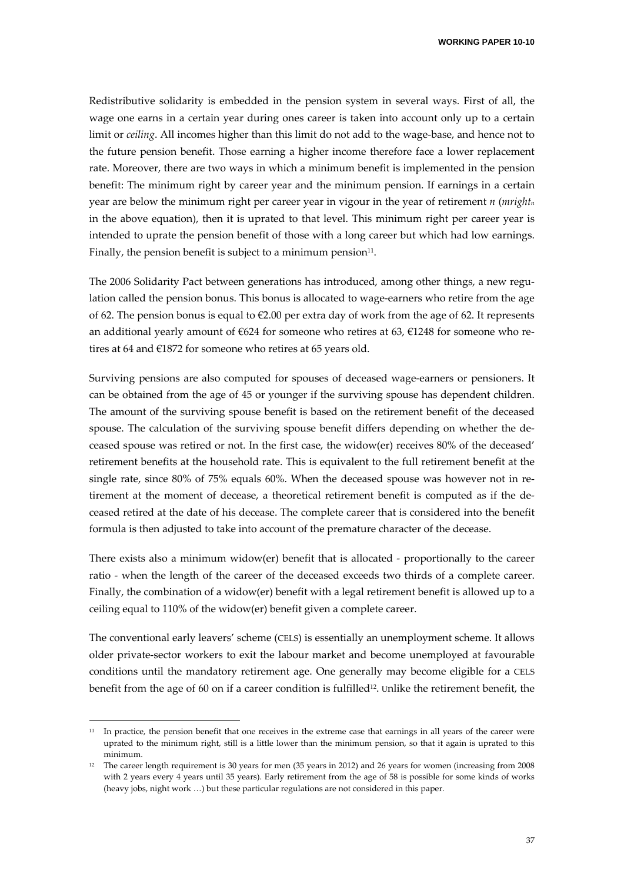Redistributive solidarity is embedded in the pension system in several ways. First of all, the wage one earns in a certain year during ones career is taken into account only up to a certain limit or *ceiling*. All incomes higher than this limit do not add to the wage-base, and hence not to the future pension benefit. Those earning a higher income therefore face a lower replacement rate. Moreover, there are two ways in which a minimum benefit is implemented in the pension benefit: The minimum right by career year and the minimum pension. If earnings in a certain year are below the minimum right per career year in vigour in the year of retirement $n$ ($mright_n$ in the above equation), then it is uprated to that level. This minimum right per career year is intended to uprate the pension benefit of those with a long career but which had low earnings. Finally, the pension benefit is subject to a minimum pension[11].

The 2006 Solidarity Pact between generations has introduced, among other things, a new regulation called the pension bonus. This bonus is allocated to wage-earners who retire from the age of 62. The pension bonus is equal to €2.00 per extra day of work from the age of 62. It represents an additional yearly amount of €624 for someone who retires at 63, €1248 for someone who retires at 64 and €1872 for someone who retires at 65 years old.

Surviving pensions are also computed for spouses of deceased wage-earners or pensioners. It can be obtained from the age of 45 or younger if the surviving spouse has dependent children. The amount of the surviving spouse benefit is based on the retirement benefit of the deceased spouse. The calculation of the surviving spouse benefit differs depending on whether the deceased spouse was retired or not. In the first case, the widow(er) receives 80% of the deceased' retirement benefits at the household rate. This is equivalent to the full retirement benefit at the single rate, since 80% of 75% equals 60%. When the deceased spouse was however not in retirement at the moment of decease, a theoretical retirement benefit is computed as if the deceased retired at the date of his decease. The complete career that is considered into the benefit formula is then adjusted to take into account of the premature character of the decease.

There exists also a minimum widow(er) benefit that is allocated - proportionally to the career ratio - when the length of the career of the deceased exceeds two thirds of a complete career. Finally, the combination of a widow(er) benefit with a legal retirement benefit is allowed up to a ceiling equal to 110% of the widow(er) benefit given a complete career.

The conventional early leavers' scheme (CELS) is essentially an unemployment scheme. It allows older private-sector workers to exit the labour market and become unemployed at favourable conditions until the mandatory retirement age. One generally may become eligible for a CELS benefit from the age of 60 on if a career condition is fulfilled[12]. Unlike the retirement benefit, the

---

[11] In practice, the pension benefit that one receives in the extreme case that earnings in all years of the career were uprated to the minimum right, still is a little lower than the minimum pension, so that it again is uprated to this minimum.

[12] The career length requirement is 30 years for men (35 years in 2012) and 26 years for women (increasing from 2008 with 2 years every 4 years until 35 years). Early retirement from the age of 58 is possible for some kinds of works (heavy jobs, night work …) but these particular regulations are not considered in this paper.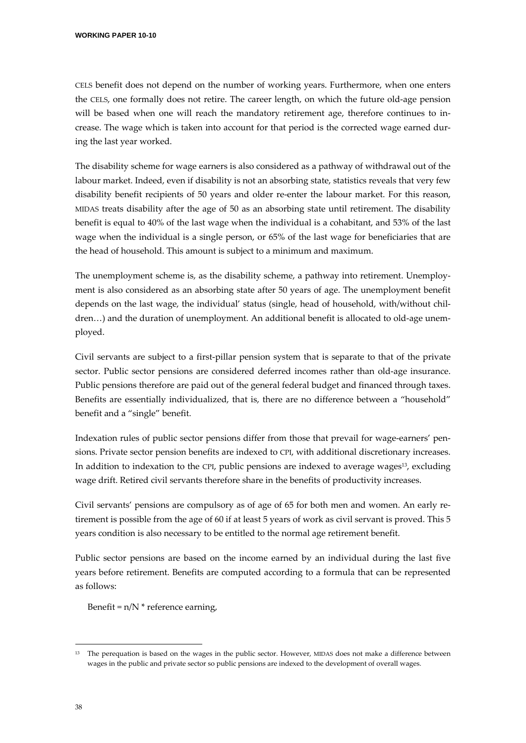CELS benefit does not depend on the number of working years. Furthermore, when one enters the CELS, one formally does not retire. The career length, on which the future old-age pension will be based when one will reach the mandatory retirement age, therefore continues to increase. The wage which is taken into account for that period is the corrected wage earned during the last year worked.

The disability scheme for wage earners is also considered as a pathway of withdrawal out of the labour market. Indeed, even if disability is not an absorbing state, statistics reveals that very few disability benefit recipients of 50 years and older re-enter the labour market. For this reason, MIDAS treats disability after the age of 50 as an absorbing state until retirement. The disability benefit is equal to 40% of the last wage when the individual is a cohabitant, and 53% of the last wage when the individual is a single person, or 65% of the last wage for beneficiaries that are the head of household. This amount is subject to a minimum and maximum.

The unemployment scheme is, as the disability scheme, a pathway into retirement. Unemployment is also considered as an absorbing state after 50 years of age. The unemployment benefit depends on the last wage, the individual' status (single, head of household, with/without children…) and the duration of unemployment. An additional benefit is allocated to old-age unemployed.

Civil servants are subject to a first-pillar pension system that is separate to that of the private sector. Public sector pensions are considered deferred incomes rather than old-age insurance. Public pensions therefore are paid out of the general federal budget and financed through taxes. Benefits are essentially individualized, that is, there are no difference between a "household" benefit and a "single" benefit.

Indexation rules of public sector pensions differ from those that prevail for wage-earners' pensions. Private sector pension benefits are indexed to CPI, with additional discretionary increases. In addition to indexation to the CPI, public pensions are indexed to average wages[13], excluding wage drift. Retired civil servants therefore share in the benefits of productivity increases.

Civil servants' pensions are compulsory as of age of 65 for both men and women. An early retirement is possible from the age of 60 if at least 5 years of work as civil servant is proved. This 5 years condition is also necessary to be entitled to the normal age retirement benefit.

Public sector pensions are based on the income earned by an individual during the last five years before retirement. Benefits are computed according to a formula that can be represented as follows:

Benefit = n/N * reference earning,

[13] The perequation is based on the wages in the public sector. However, MIDAS does not make a difference between wages in the public and private sector so public pensions are indexed to the development of overall wages.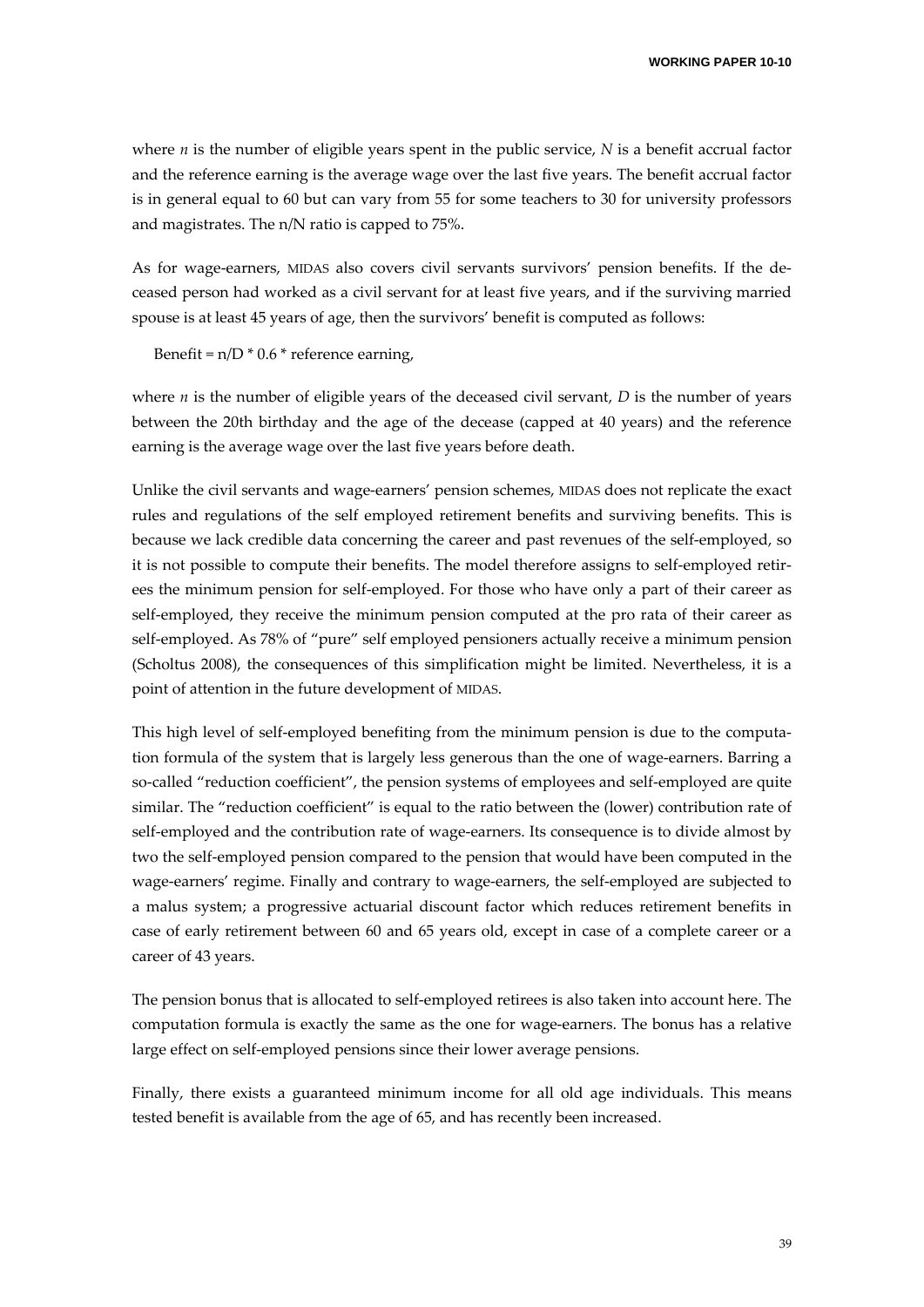where $n$ is the number of eligible years spent in the public service, $N$ is a benefit accrual factor and the reference earning is the average wage over the last five years. The benefit accrual factor is in general equal to 60 but can vary from 55 for some teachers to 30 for university professors and magistrates. The n/N ratio is capped to 75%.

As for wage-earners, MIDAS also covers civil servants survivors' pension benefits. If the deceased person had worked as a civil servant for at least five years, and if the surviving married spouse is at least 45 years of age, then the survivors' benefit is computed as follows:

Benefit = $n/D * 0.6 *$ reference earning,

where $n$ is the number of eligible years of the deceased civil servant, $D$ is the number of years between the 20th birthday and the age of the decease (capped at 40 years) and the reference earning is the average wage over the last five years before death.

Unlike the civil servants and wage-earners' pension schemes, MIDAS does not replicate the exact rules and regulations of the self employed retirement benefits and surviving benefits. This is because we lack credible data concerning the career and past revenues of the self-employed, so it is not possible to compute their benefits. The model therefore assigns to self-employed retirees the minimum pension for self-employed. For those who have only a part of their career as self-employed, they receive the minimum pension computed at the pro rata of their career as self-employed. As 78% of "pure" self employed pensioners actually receive a minimum pension (Scholtus 2008), the consequences of this simplification might be limited. Nevertheless, it is a point of attention in the future development of MIDAS.

This high level of self-employed benefiting from the minimum pension is due to the computation formula of the system that is largely less generous than the one of wage-earners. Barring a so-called "reduction coefficient", the pension systems of employees and self-employed are quite similar. The "reduction coefficient" is equal to the ratio between the (lower) contribution rate of self-employed and the contribution rate of wage-earners. Its consequence is to divide almost by two the self-employed pension compared to the pension that would have been computed in the wage-earners' regime. Finally and contrary to wage-earners, the self-employed are subjected to a malus system; a progressive actuarial discount factor which reduces retirement benefits in case of early retirement between 60 and 65 years old, except in case of a complete career or a career of 43 years.

The pension bonus that is allocated to self-employed retirees is also taken into account here. The computation formula is exactly the same as the one for wage-earners. The bonus has a relative large effect on self-employed pensions since their lower average pensions.

Finally, there exists a guaranteed minimum income for all old age individuals. This means tested benefit is available from the age of 65, and has recently been increased.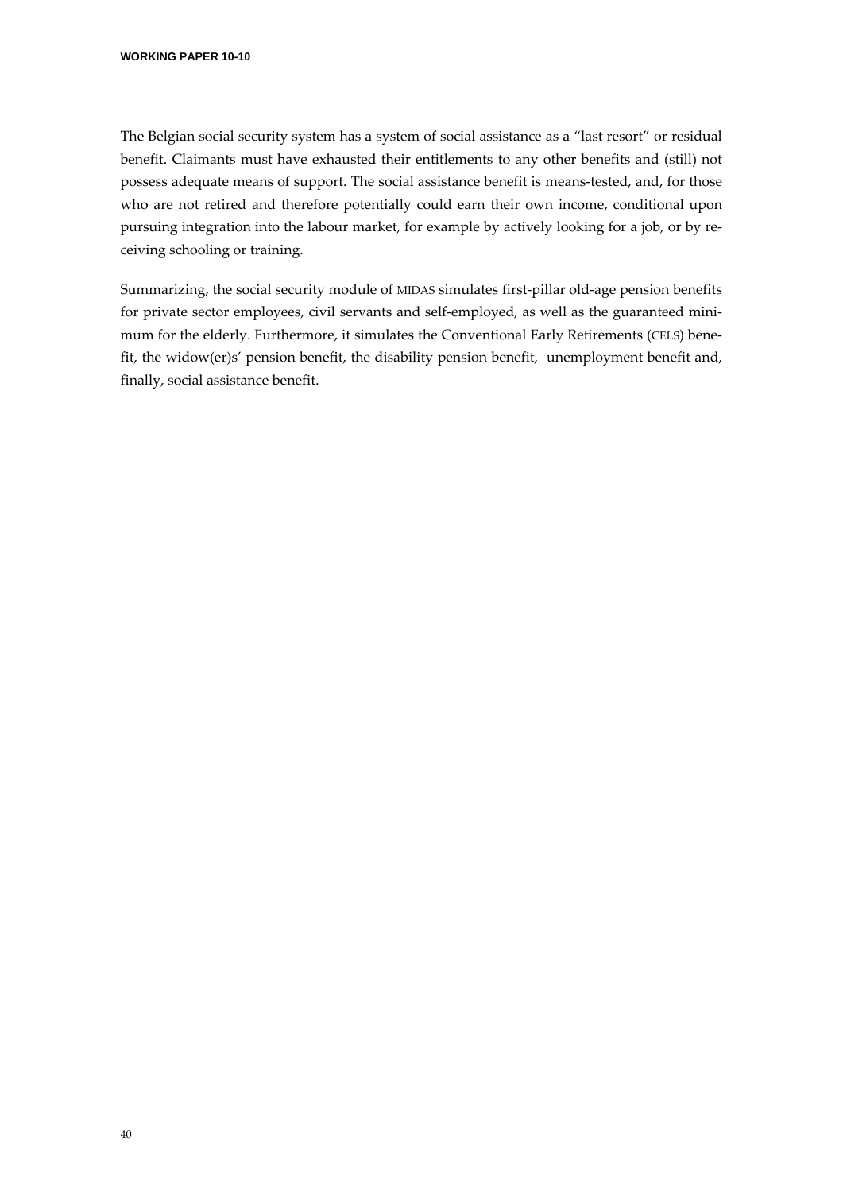The Belgian social security system has a system of social assistance as a "last resort" or residual benefit. Claimants must have exhausted their entitlements to any other benefits and (still) not possess adequate means of support. The social assistance benefit is means-tested, and, for those who are not retired and therefore potentially could earn their own income, conditional upon pursuing integration into the labour market, for example by actively looking for a job, or by receiving schooling or training.

Summarizing, the social security module of MIDAS simulates first-pillar old-age pension benefits for private sector employees, civil servants and self-employed, as well as the guaranteed minimum for the elderly. Furthermore, it simulates the Conventional Early Retirements (CELS) benefit, the widow(er)s' pension benefit, the disability pension benefit, unemployment benefit and, finally, social assistance benefit.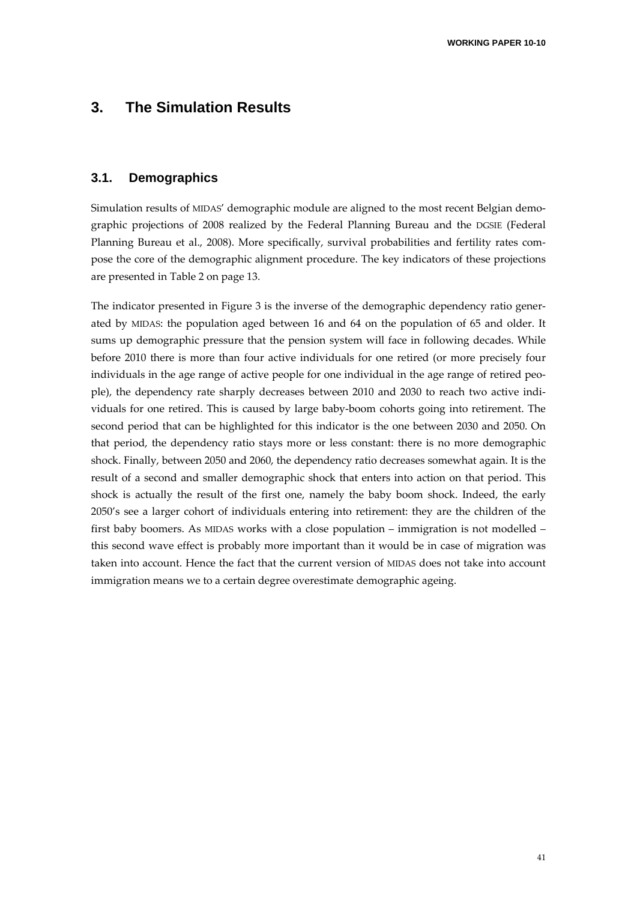# 3. The Simulation Results

## 3.1. Demographics

Simulation results of MIDAS' demographic module are aligned to the most recent Belgian demographic projections of 2008 realized by the Federal Planning Bureau and the DGSIE (Federal Planning Bureau et al., 2008). More specifically, survival probabilities and fertility rates compose the core of the demographic alignment procedure. The key indicators of these projections are presented in Table 2 on page 13.

The indicator presented in Figure 3 is the inverse of the demographic dependency ratio generated by MIDAS: the population aged between 16 and 64 on the population of 65 and older. It sums up demographic pressure that the pension system will face in following decades. While before 2010 there is more than four active individuals for one retired (or more precisely four individuals in the age range of active people for one individual in the age range of retired people), the dependency rate sharply decreases between 2010 and 2030 to reach two active individuals for one retired. This is caused by large baby-boom cohorts going into retirement. The second period that can be highlighted for this indicator is the one between 2030 and 2050. On that period, the dependency ratio stays more or less constant: there is no more demographic shock. Finally, between 2050 and 2060, the dependency ratio decreases somewhat again. It is the result of a second and smaller demographic shock that enters into action on that period. This shock is actually the result of the first one, namely the baby boom shock. Indeed, the early 2050's see a larger cohort of individuals entering into retirement: they are the children of the first baby boomers. As MIDAS works with a close population – immigration is not modelled – this second wave effect is probably more important than it would be in case of migration was taken into account. Hence the fact that the current version of MIDAS does not take into account immigration means we to a certain degree overestimate demographic ageing.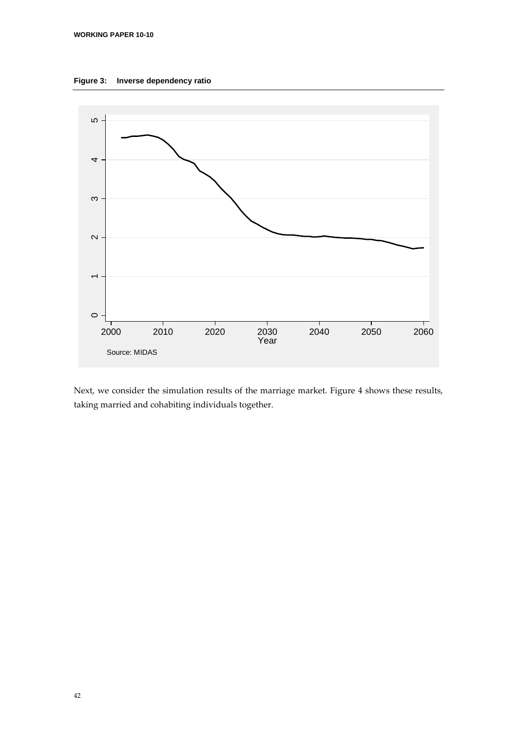**Figure 3: Inverse dependency ratio**

Source: MIDAS

Next, we consider the simulation results of the marriage market. Figure 4 shows these results, taking married and cohabiting individuals together.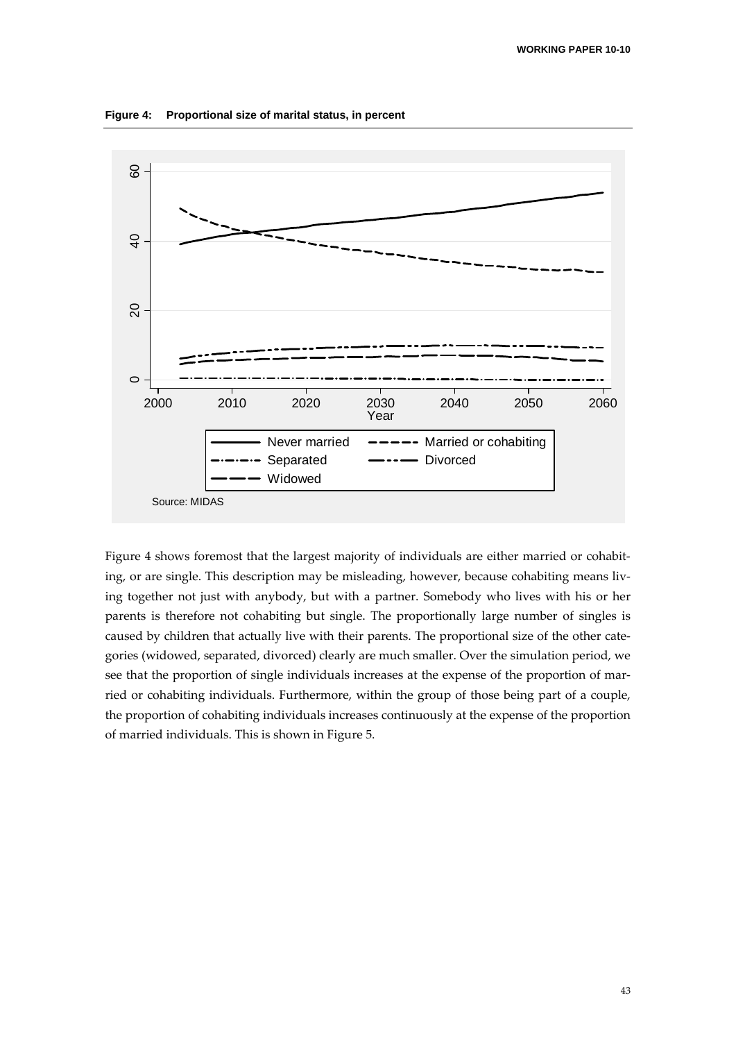**Figure 4: Proportional size of marital status, in percent**

Source: MIDAS

Figure 4 shows foremost that the largest majority of individuals are either married or cohabiting, or are single. This description may be misleading, however, because cohabiting means living together not just with anybody, but with a partner. Somebody who lives with his or her parents is therefore not cohabiting but single. The proportionally large number of singles is caused by children that actually live with their parents. The proportional size of the other categories (widowed, separated, divorced) clearly are much smaller. Over the simulation period, we see that the proportion of single individuals increases at the expense of the proportion of married or cohabiting individuals. Furthermore, within the group of those being part of a couple, the proportion of cohabiting individuals increases continuously at the expense of the proportion of married individuals. This is shown in Figure 5.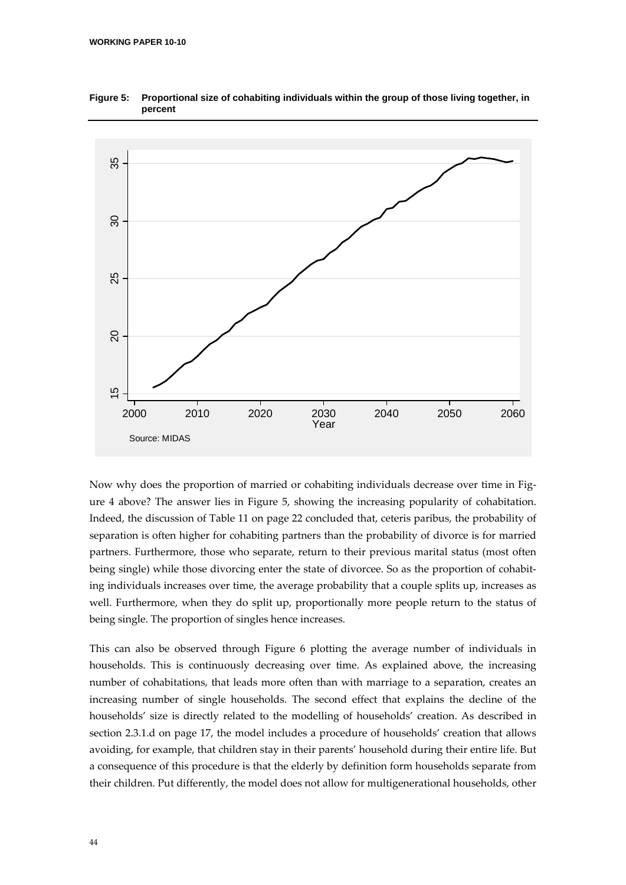**Figure 5: Proportional size of cohabiting individuals within the group of those living together, in percent**

Source: MIDAS

Now why does the proportion of married or cohabiting individuals decrease over time in Figure 4 above? The answer lies in Figure 5, showing the increasing popularity of cohabitation. Indeed, the discussion of Table 11 on page 22 concluded that, ceteris paribus, the probability of separation is often higher for cohabiting partners than the probability of divorce is for married partners. Furthermore, those who separate, return to their previous marital status (most often being single) while those divorcing enter the state of divorcee. So as the proportion of cohabiting individuals increases over time, the average probability that a couple splits up, increases as well. Furthermore, when they do split up, proportionally more people return to the status of being single. The proportion of singles hence increases.

This can also be observed through Figure 6 plotting the average number of individuals in households. This is continuously decreasing over time. As explained above, the increasing number of cohabitations, that leads more often than with marriage to a separation, creates an increasing number of single households. The second effect that explains the decline of the households' size is directly related to the modelling of households' creation. As described in section 2.3.1.d on page 17, the model includes a procedure of households' creation that allows avoiding, for example, that children stay in their parents' household during their entire life. But a consequence of this procedure is that the elderly by definition form households separate from their children. Put differently, the model does not allow for multigenerational households, other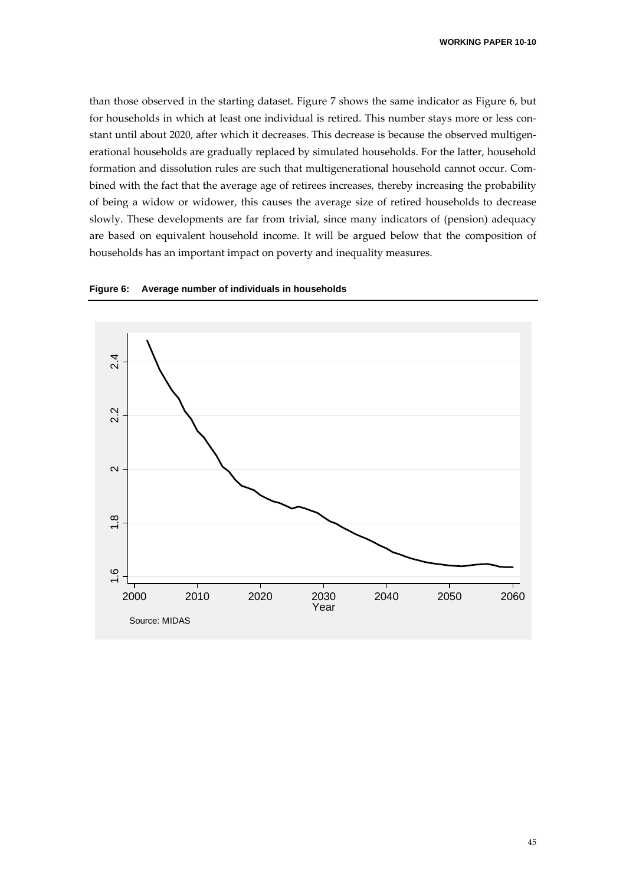than those observed in the starting dataset. Figure 7 shows the same indicator as Figure 6, but for households in which at least one individual is retired. This number stays more or less constant until about 2020, after which it decreases. This decrease is because the observed multigenerational households are gradually replaced by simulated households. For the latter, household formation and dissolution rules are such that multigenerational household cannot occur. Combined with the fact that the average age of retirees increases, thereby increasing the probability of being a widow or widower, this causes the average size of retired households to decrease slowly. These developments are far from trivial, since many indicators of (pension) adequacy are based on equivalent household income. It will be argued below that the composition of households has an important impact on poverty and inequality measures.

**Figure 6: Average number of individuals in households**

Source: MIDAS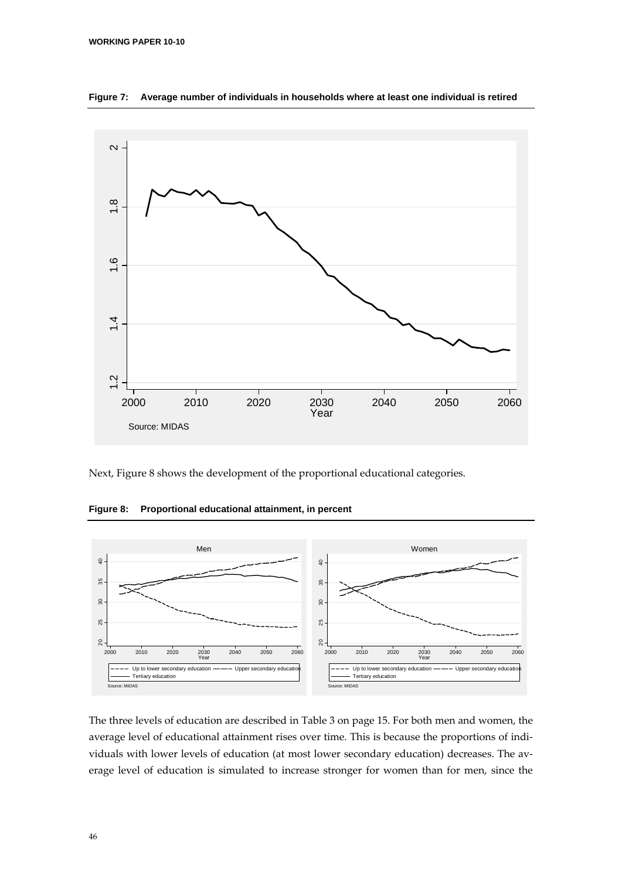**Figure 7: Average number of individuals in households where at least one individual is retired**

Source: MIDAS

Next, Figure 8 shows the development of the proportional educational categories.

**Figure 8: Proportional educational attainment, in percent**

Source: MIDAS

The three levels of education are described in Table 3 on page 15. For both men and women, the average level of educational attainment rises over time. This is because the proportions of individuals with lower levels of education (at most lower secondary education) decreases. The average level of education is simulated to increase stronger for women than for men, since the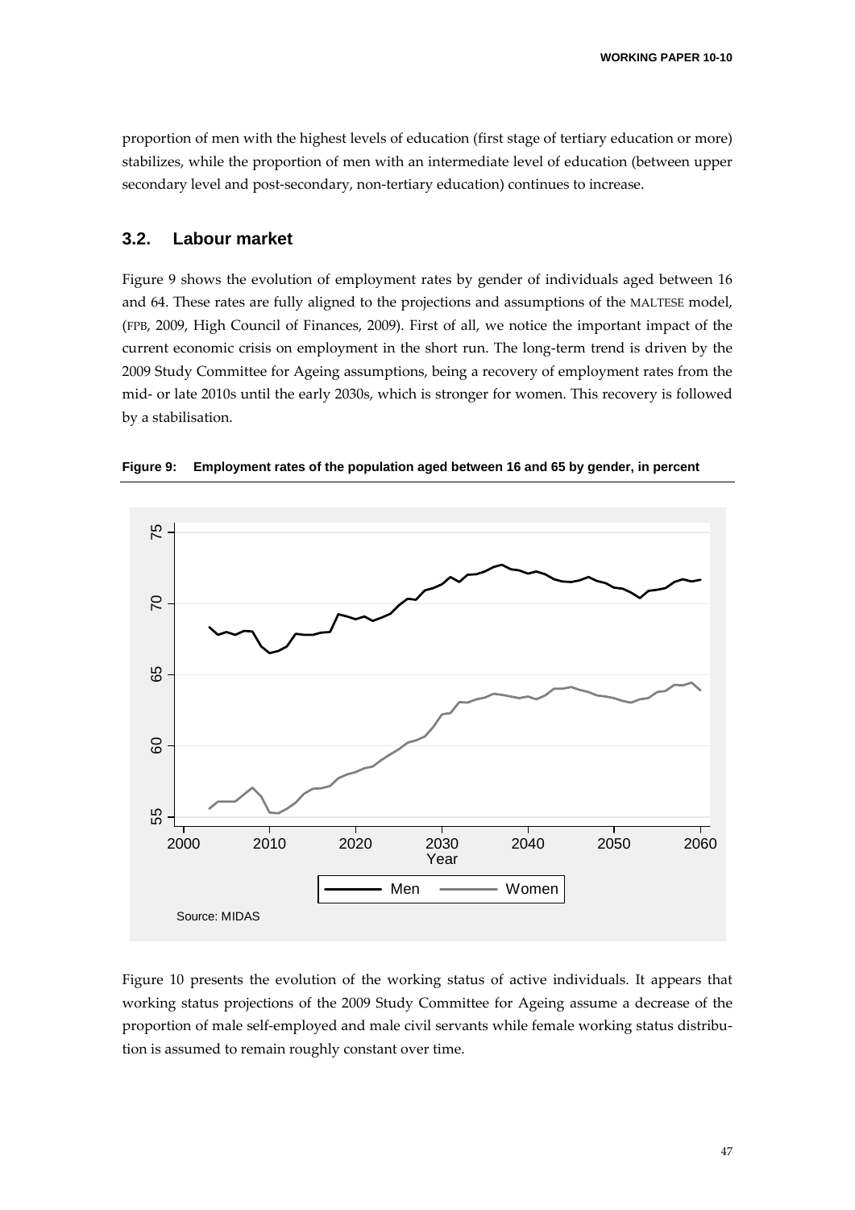proportion of men with the highest levels of education (first stage of tertiary education or more) stabilizes, while the proportion of men with an intermediate level of education (between upper secondary level and post-secondary, non-tertiary education) continues to increase.

### 3.2. Labour market

Figure 9 shows the evolution of employment rates by gender of individuals aged between 16 and 64. These rates are fully aligned to the projections and assumptions of the MALTESE model, (FPB, 2009, High Council of Finances, 2009). First of all, we notice the important impact of the current economic crisis on employment in the short run. The long-term trend is driven by the 2009 Study Committee for Ageing assumptions, being a recovery of employment rates from the mid- or late 2010s until the early 2030s, which is stronger for women. This recovery is followed by a stabilisation.

**Figure 9: Employment rates of the population aged between 16 and 65 by gender, in percent**

Source: MIDAS

Figure 10 presents the evolution of the working status of active individuals. It appears that working status projections of the 2009 Study Committee for Ageing assume a decrease of the proportion of male self-employed and male civil servants while female working status distribution is assumed to remain roughly constant over time.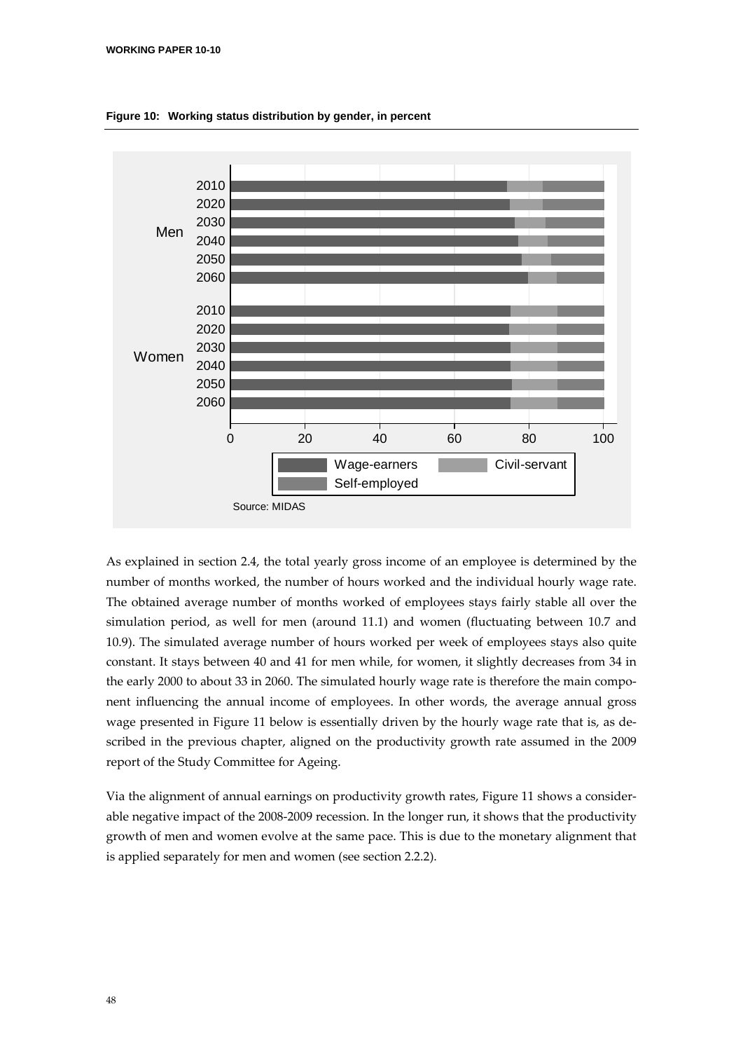**Figure 10: Working status distribution by gender, in percent**

Source: MIDAS

As explained in section 2.4, the total yearly gross income of an employee is determined by the number of months worked, the number of hours worked and the individual hourly wage rate. The obtained average number of months worked of employees stays fairly stable all over the simulation period, as well for men (around 11.1) and women (fluctuating between 10.7 and 10.9). The simulated average number of hours worked per week of employees stays also quite constant. It stays between 40 and 41 for men while, for women, it slightly decreases from 34 in the early 2000 to about 33 in 2060. The simulated hourly wage rate is therefore the main component influencing the annual income of employees. In other words, the average annual gross wage presented in Figure 11 below is essentially driven by the hourly wage rate that is, as described in the previous chapter, aligned on the productivity growth rate assumed in the 2009 report of the Study Committee for Ageing.

Via the alignment of annual earnings on productivity growth rates, Figure 11 shows a considerable negative impact of the 2008-2009 recession. In the longer run, it shows that the productivity growth of men and women evolve at the same pace. This is due to the monetary alignment that is applied separately for men and women (see section 2.2.2).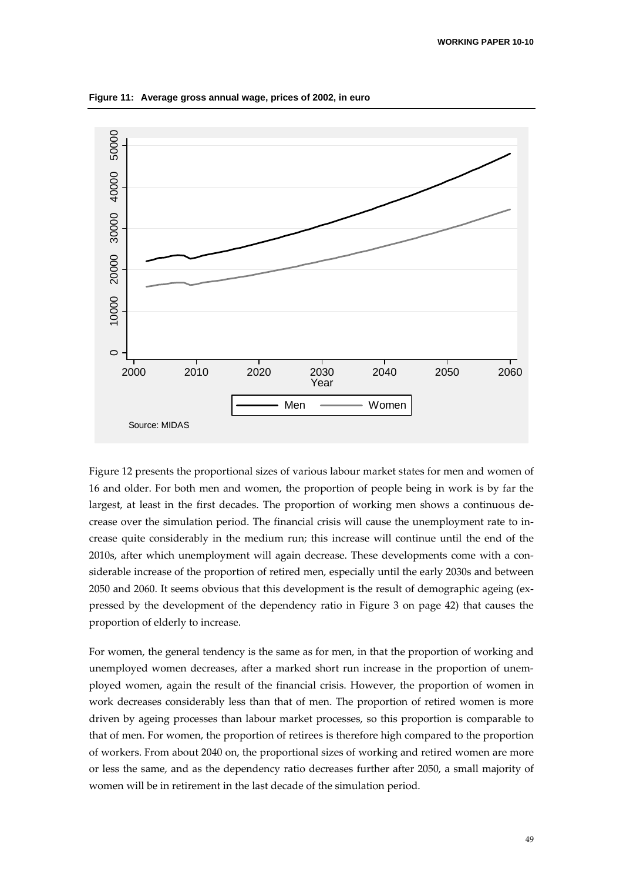**Figure 11: Average gross annual wage, prices of 2002, in euro**

Figure 12 presents the proportional sizes of various labour market states for men and women of 16 and older. For both men and women, the proportion of people being in work is by far the largest, at least in the first decades. The proportion of working men shows a continuous decrease over the simulation period. The financial crisis will cause the unemployment rate to increase quite considerably in the medium run; this increase will continue until the end of the 2010s, after which unemployment will again decrease. These developments come with a considerable increase of the proportion of retired men, especially until the early 2030s and between 2050 and 2060. It seems obvious that this development is the result of demographic ageing (expressed by the development of the dependency ratio in Figure 3 on page 42) that causes the proportion of elderly to increase.

For women, the general tendency is the same as for men, in that the proportion of working and unemployed women decreases, after a marked short run increase in the proportion of unemployed women, again the result of the financial crisis. However, the proportion of women in work decreases considerably less than that of men. The proportion of retired women is more driven by ageing processes than labour market processes, so this proportion is comparable to that of men. For women, the proportion of retirees is therefore high compared to the proportion of workers. From about 2040 on, the proportional sizes of working and retired women are more or less the same, and as the dependency ratio decreases further after 2050, a small majority of women will be in retirement in the last decade of the simulation period.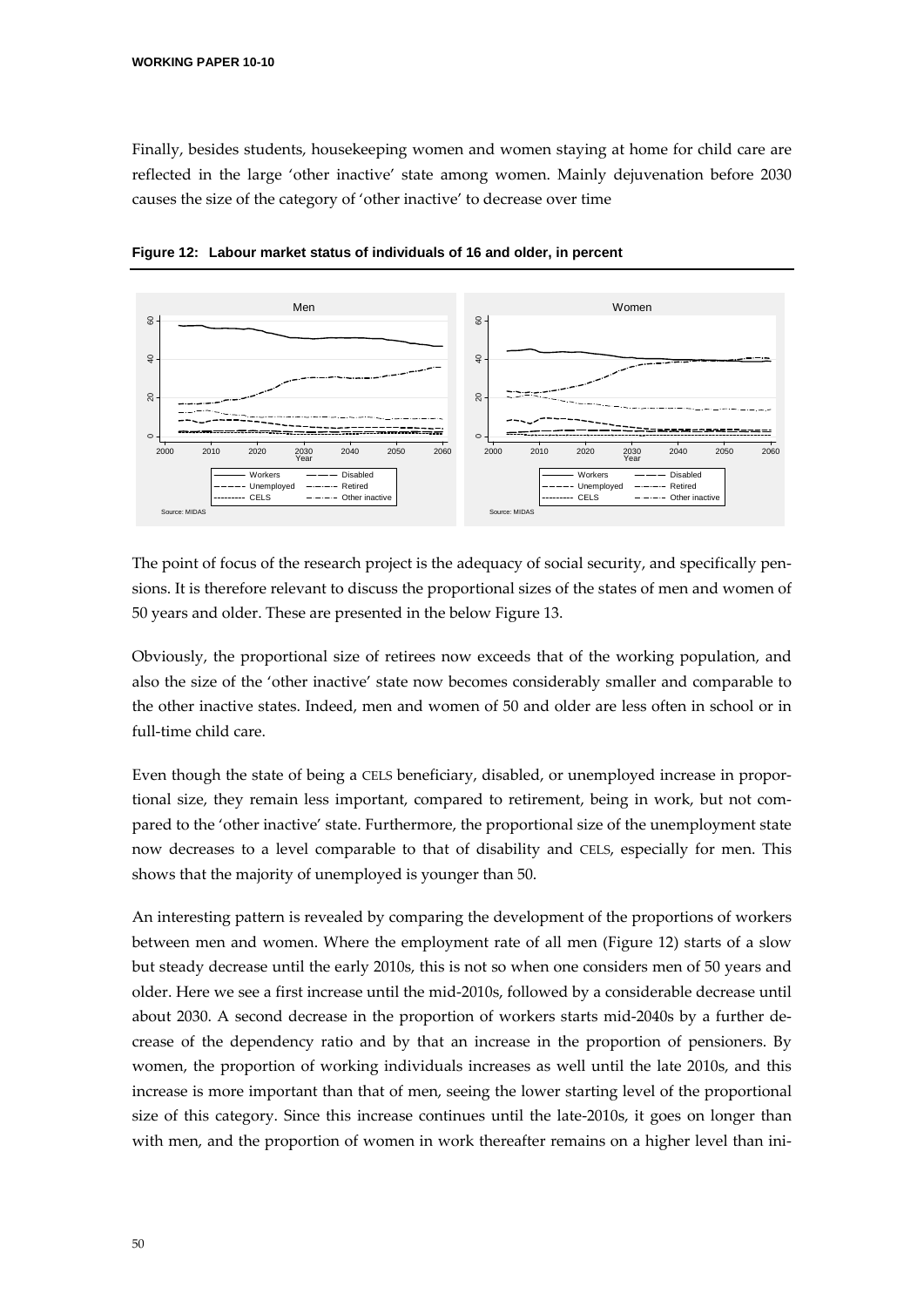Finally, besides students, housekeeping women and women staying at home for child care are reflected in the large 'other inactive' state among women. Mainly dejuvenation before 2030 causes the size of the category of 'other inactive' to decrease over time

**Figure 12: Labour market status of individuals of 16 and older, in percent**

The point of focus of the research project is the adequacy of social security, and specifically pensions. It is therefore relevant to discuss the proportional sizes of the states of men and women of 50 years and older. These are presented in the below Figure 13.

Obviously, the proportional size of retirees now exceeds that of the working population, and also the size of the 'other inactive' state now becomes considerably smaller and comparable to the other inactive states. Indeed, men and women of 50 and older are less often in school or in full-time child care.

Even though the state of being a CELS beneficiary, disabled, or unemployed increase in proportional size, they remain less important, compared to retirement, being in work, but not compared to the 'other inactive' state. Furthermore, the proportional size of the unemployment state now decreases to a level comparable to that of disability and CELS, especially for men. This shows that the majority of unemployed is younger than 50.

An interesting pattern is revealed by comparing the development of the proportions of workers between men and women. Where the employment rate of all men (Figure 12) starts of a slow but steady decrease until the early 2010s, this is not so when one considers men of 50 years and older. Here we see a first increase until the mid-2010s, followed by a considerable decrease until about 2030. A second decrease in the proportion of workers starts mid-2040s by a further decrease of the dependency ratio and by that an increase in the proportion of pensioners. By women, the proportion of working individuals increases as well until the late 2010s, and this increase is more important than that of men, seeing the lower starting level of the proportional size of this category. Since this increase continues until the late-2010s, it goes on longer than with men, and the proportion of women in work thereafter remains on a higher level than ini-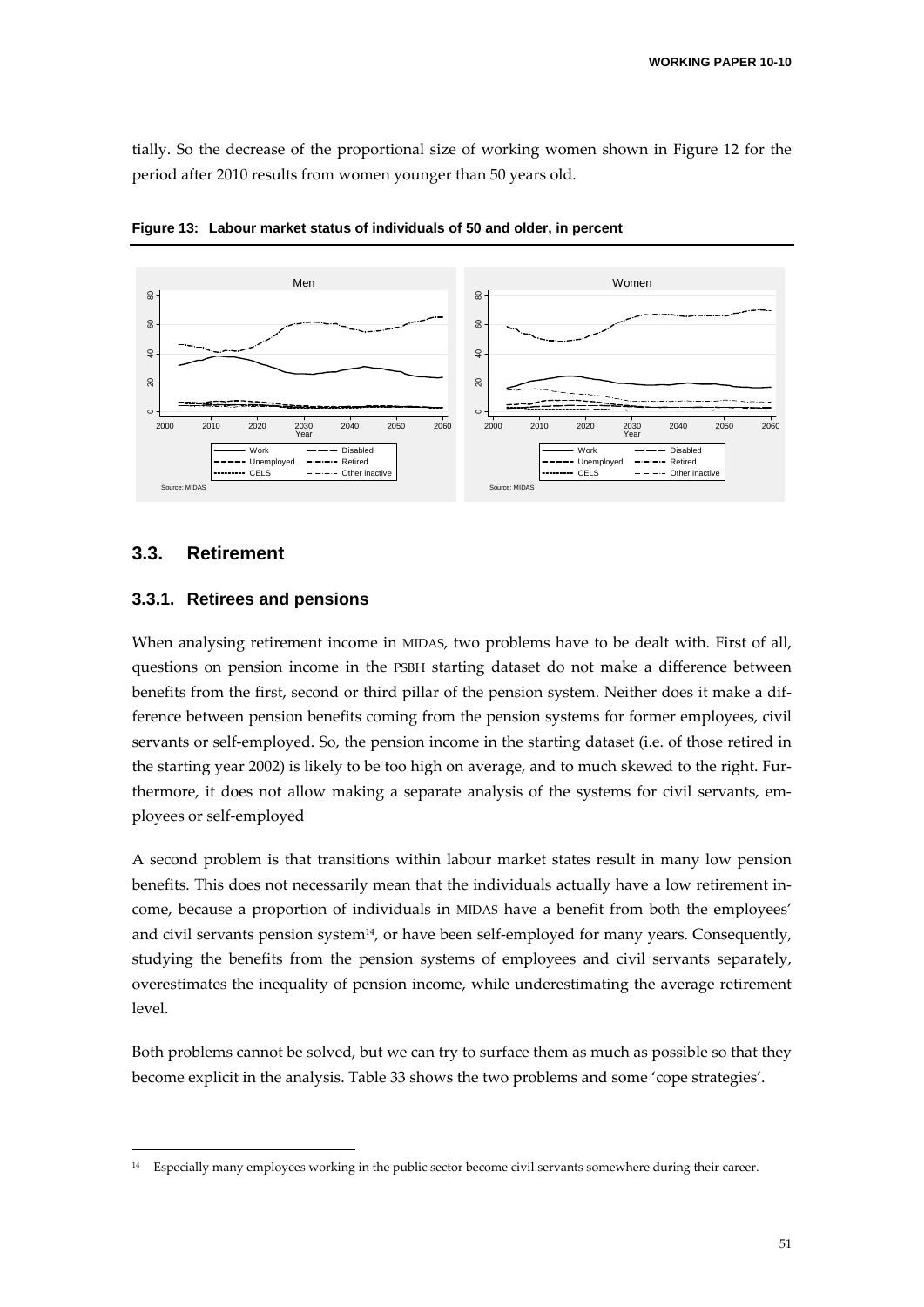tially. So the decrease of the proportional size of working women shown in Figure 12 for the period after 2010 results from women younger than 50 years old.

**Figure 13: Labour market status of individuals of 50 and older, in percent**

## 3.3. Retirement

### 3.3.1. Retirees and pensions

When analysing retirement income in MIDAS, two problems have to be dealt with. First of all, questions on pension income in the PSBH starting dataset do not make a difference between benefits from the first, second or third pillar of the pension system. Neither does it make a difference between pension benefits coming from the pension systems for former employees, civil servants or self-employed. So, the pension income in the starting dataset (i.e. of those retired in the starting year 2002) is likely to be too high on average, and to much skewed to the right. Furthermore, it does not allow making a separate analysis of the systems for civil servants, employees or self-employed

A second problem is that transitions within labour market states result in many low pension benefits. This does not necessarily mean that the individuals actually have a low retirement income, because a proportion of individuals in MIDAS have a benefit from both the employees' and civil servants pension system[14], or have been self-employed for many years. Consequently, studying the benefits from the pension systems of employees and civil servants separately, overestimates the inequality of pension income, while underestimating the average retirement level.

Both problems cannot be solved, but we can try to surface them as much as possible so that they become explicit in the analysis. Table 33 shows the two problems and some 'cope strategies'.

---

[14] Especially many employees working in the public sector become civil servants somewhere during their career.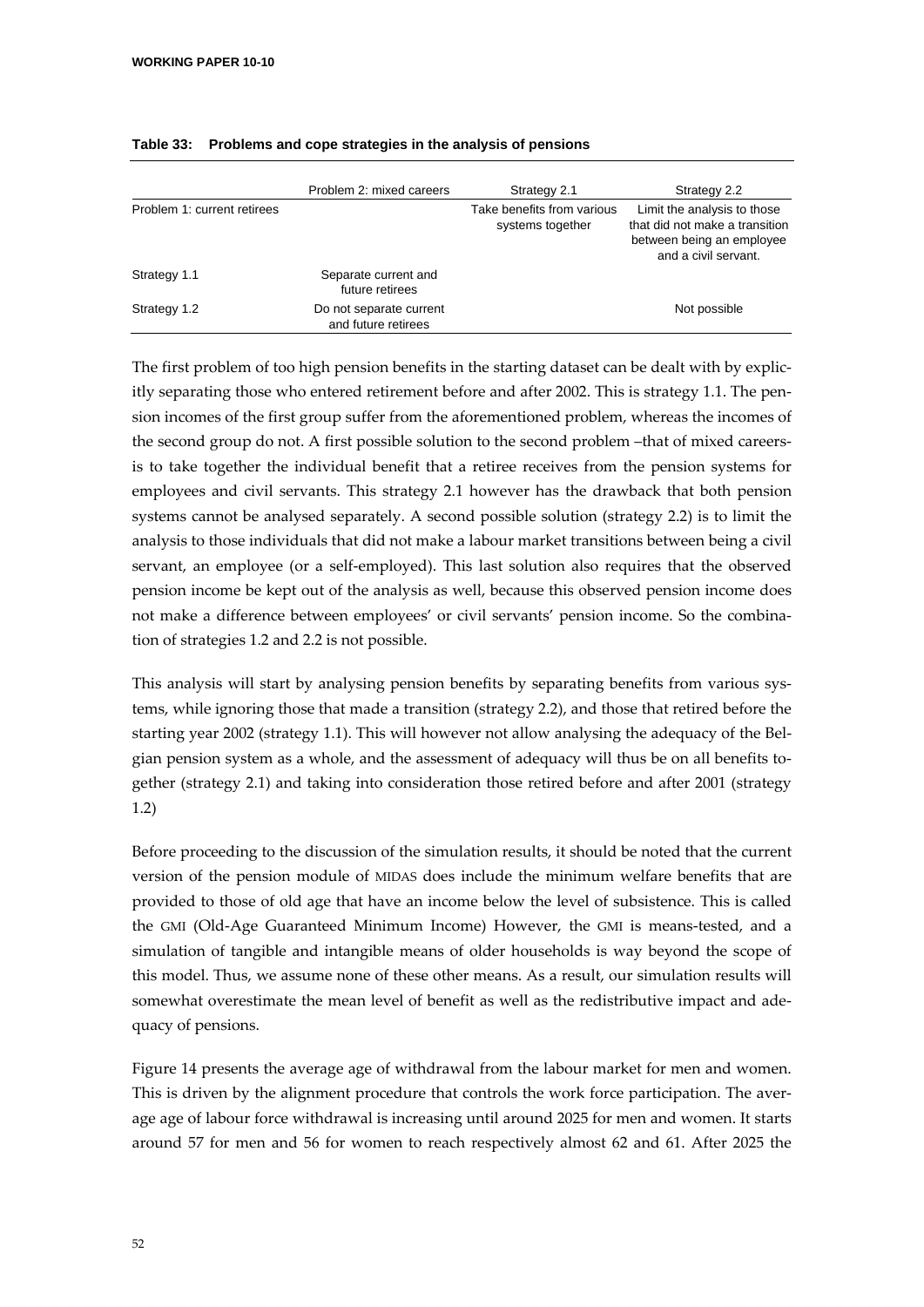**Table 33: Problems and cope strategies in the analysis of pensions**

| | Problem 2: mixed careers | Strategy 2.1 | Strategy 2.2 |
|---|---|---|---|
| Problem 1: current retirees | | Take benefits from various systems together | Limit the analysis to those that did not make a transition between being an employee and a civil servant. |
| Strategy 1.1 | Separate current and future retirees | | |
| Strategy 1.2 | Do not separate current and future retirees | | Not possible |

The first problem of too high pension benefits in the starting dataset can be dealt with by explicitly separating those who entered retirement before and after 2002. This is strategy 1.1. The pension incomes of the first group suffer from the aforementioned problem, whereas the incomes of the second group do not. A first possible solution to the second problem –that of mixed careers- is to take together the individual benefit that a retiree receives from the pension systems for employees and civil servants. This strategy 2.1 however has the drawback that both pension systems cannot be analysed separately. A second possible solution (strategy 2.2) is to limit the analysis to those individuals that did not make a labour market transitions between being a civil servant, an employee (or a self-employed). This last solution also requires that the observed pension income be kept out of the analysis as well, because this observed pension income does not make a difference between employees' or civil servants' pension income. So the combination of strategies 1.2 and 2.2 is not possible.

This analysis will start by analysing pension benefits by separating benefits from various systems, while ignoring those that made a transition (strategy 2.2), and those that retired before the starting year 2002 (strategy 1.1). This will however not allow analysing the adequacy of the Belgian pension system as a whole, and the assessment of adequacy will thus be on all benefits together (strategy 2.1) and taking into consideration those retired before and after 2001 (strategy 1.2)

Before proceeding to the discussion of the simulation results, it should be noted that the current version of the pension module of MIDAS does include the minimum welfare benefits that are provided to those of old age that have an income below the level of subsistence. This is called the GMI (Old-Age Guaranteed Minimum Income) However, the GMI is means-tested, and a simulation of tangible and intangible means of older households is way beyond the scope of this model. Thus, we assume none of these other means. As a result, our simulation results will somewhat overestimate the mean level of benefit as well as the redistributive impact and adequacy of pensions.

Figure 14 presents the average age of withdrawal from the labour market for men and women. This is driven by the alignment procedure that controls the work force participation. The average age of labour force withdrawal is increasing until around 2025 for men and women. It starts around 57 for men and 56 for women to reach respectively almost 62 and 61. After 2025 the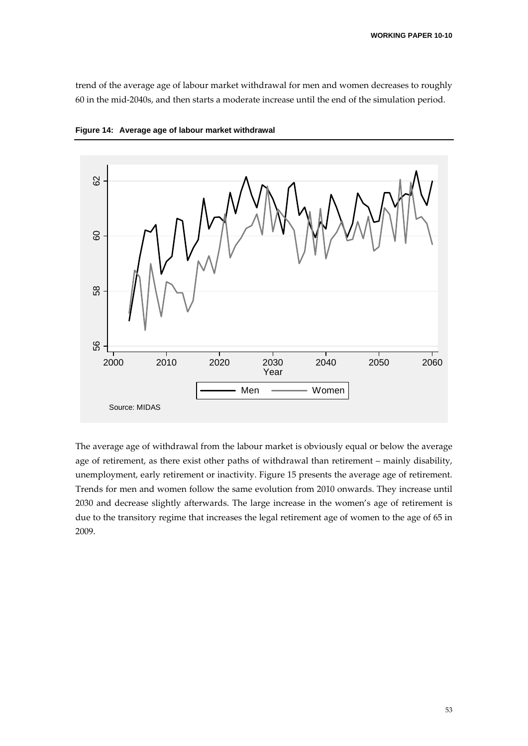trend of the average age of labour market withdrawal for men and women decreases to roughly 60 in the mid-2040s, and then starts a moderate increase until the end of the simulation period.

**Figure 14: Average age of labour market withdrawal**

The average age of withdrawal from the labour market is obviously equal or below the average age of retirement, as there exist other paths of withdrawal than retirement – mainly disability, unemployment, early retirement or inactivity. Figure 15 presents the average age of retirement. Trends for men and women follow the same evolution from 2010 onwards. They increase until 2030 and decrease slightly afterwards. The large increase in the women's age of retirement is due to the transitory regime that increases the legal retirement age of women to the age of 65 in 2009.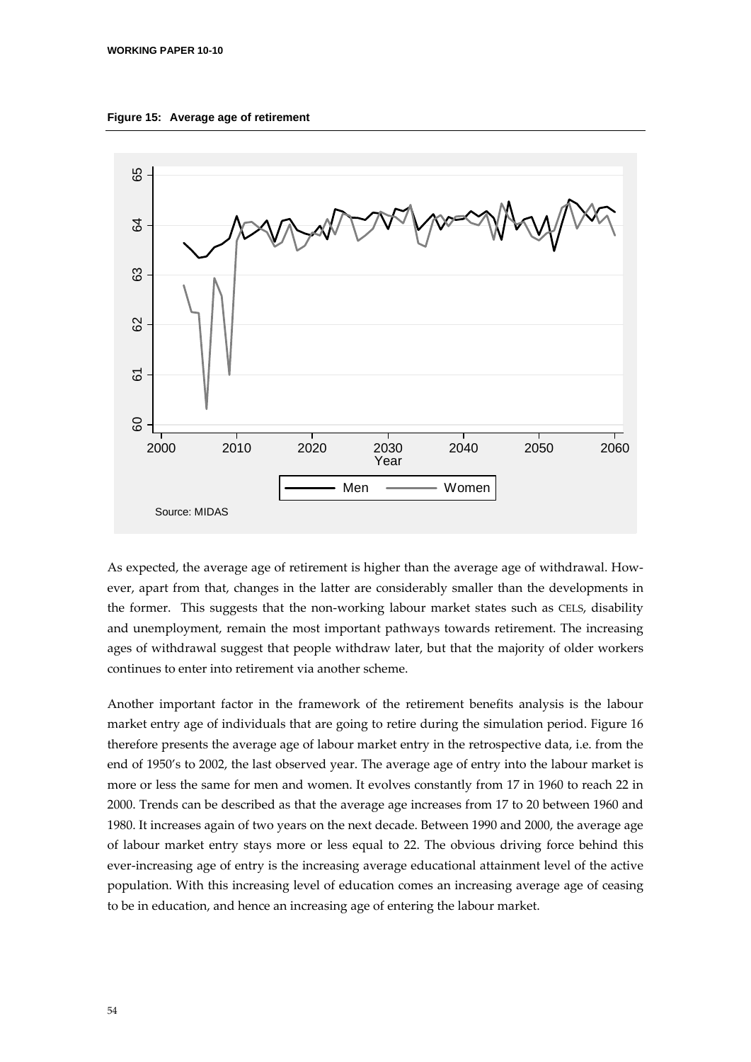**Figure 15: Average age of retirement**

As expected, the average age of retirement is higher than the average age of withdrawal. However, apart from that, changes in the latter are considerably smaller than the developments in the former. This suggests that the non-working labour market states such as CELS, disability and unemployment, remain the most important pathways towards retirement. The increasing ages of withdrawal suggest that people withdraw later, but that the majority of older workers continues to enter into retirement via another scheme.

Another important factor in the framework of the retirement benefits analysis is the labour market entry age of individuals that are going to retire during the simulation period. Figure 16 therefore presents the average age of labour market entry in the retrospective data, i.e. from the end of 1950's to 2002, the last observed year. The average age of entry into the labour market is more or less the same for men and women. It evolves constantly from 17 in 1960 to reach 22 in 2000. Trends can be described as that the average age increases from 17 to 20 between 1960 and 1980. It increases again of two years on the next decade. Between 1990 and 2000, the average age of labour market entry stays more or less equal to 22. The obvious driving force behind this ever-increasing age of entry is the increasing average educational attainment level of the active population. With this increasing level of education comes an increasing average age of ceasing to be in education, and hence an increasing age of entering the labour market.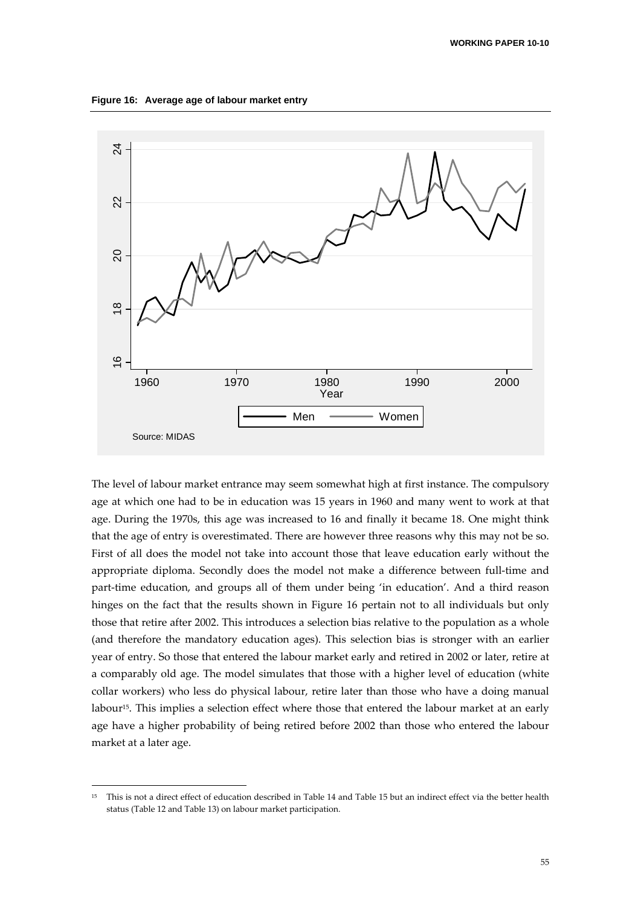**Figure 16: Average age of labour market entry**

Source: MIDAS

The level of labour market entrance may seem somewhat high at first instance. The compulsory age at which one had to be in education was 15 years in 1960 and many went to work at that age. During the 1970s, this age was increased to 16 and finally it became 18. One might think that the age of entry is overestimated. There are however three reasons why this may not be so. First of all does the model not take into account those that leave education early without the appropriate diploma. Secondly does the model not make a difference between full-time and part-time education, and groups all of them under being 'in education'. And a third reason hinges on the fact that the results shown in Figure 16 pertain not to all individuals but only those that retire after 2002. This introduces a selection bias relative to the population as a whole (and therefore the mandatory education ages). This selection bias is stronger with an earlier year of entry. So those that entered the labour market early and retired in 2002 or later, retire at a comparably old age. The model simulates that those with a higher level of education (white collar workers) who less do physical labour, retire later than those who have a doing manual labour[15]. This implies a selection effect where those that entered the labour market at an early age have a higher probability of being retired before 2002 than those who entered the labour market at a later age.

[15] This is not a direct effect of education described in Table 14 and Table 15 but an indirect effect via the better health status (Table 12 and Table 13) on labour market participation.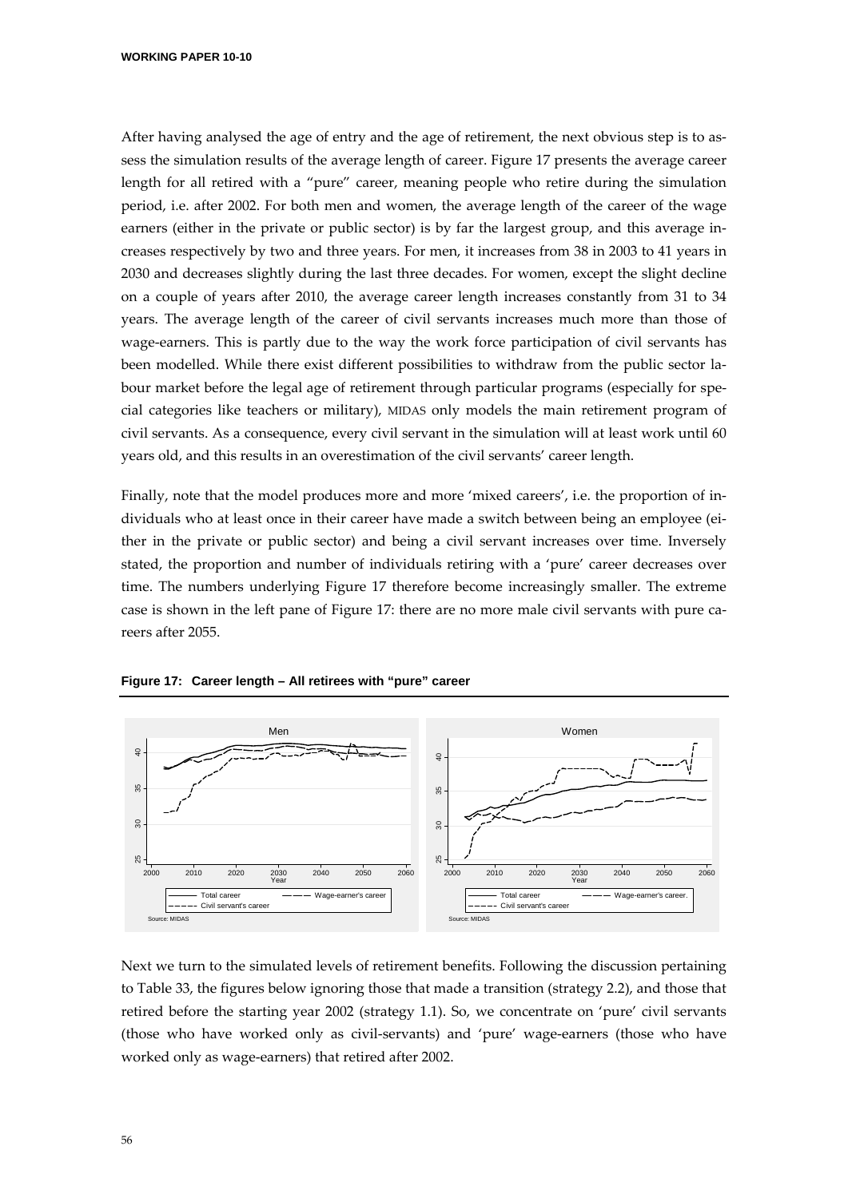After having analysed the age of entry and the age of retirement, the next obvious step is to assess the simulation results of the average length of career. Figure 17 presents the average career length for all retired with a "pure" career, meaning people who retire during the simulation period, i.e. after 2002. For both men and women, the average length of the career of the wage earners (either in the private or public sector) is by far the largest group, and this average increases respectively by two and three years. For men, it increases from 38 in 2003 to 41 years in 2030 and decreases slightly during the last three decades. For women, except the slight decline on a couple of years after 2010, the average career length increases constantly from 31 to 34 years. The average length of the career of civil servants increases much more than those of wage-earners. This is partly due to the way the work force participation of civil servants has been modelled. While there exist different possibilities to withdraw from the public sector labour market before the legal age of retirement through particular programs (especially for special categories like teachers or military), MIDAS only models the main retirement program of civil servants. As a consequence, every civil servant in the simulation will at least work until 60 years old, and this results in an overestimation of the civil servants' career length.

Finally, note that the model produces more and more 'mixed careers', i.e. the proportion of individuals who at least once in their career have made a switch between being an employee (either in the private or public sector) and being a civil servant increases over time. Inversely stated, the proportion and number of individuals retiring with a 'pure' career decreases over time. The numbers underlying Figure 17 therefore become increasingly smaller. The extreme case is shown in the left pane of Figure 17: there are no more male civil servants with pure careers after 2055.

**Figure 17: Career length – All retirees with "pure" career**

Next we turn to the simulated levels of retirement benefits. Following the discussion pertaining to Table 33, the figures below ignoring those that made a transition (strategy 2.2), and those that retired before the starting year 2002 (strategy 1.1). So, we concentrate on 'pure' civil servants (those who have worked only as civil-servants) and 'pure' wage-earners (those who have worked only as wage-earners) that retired after 2002.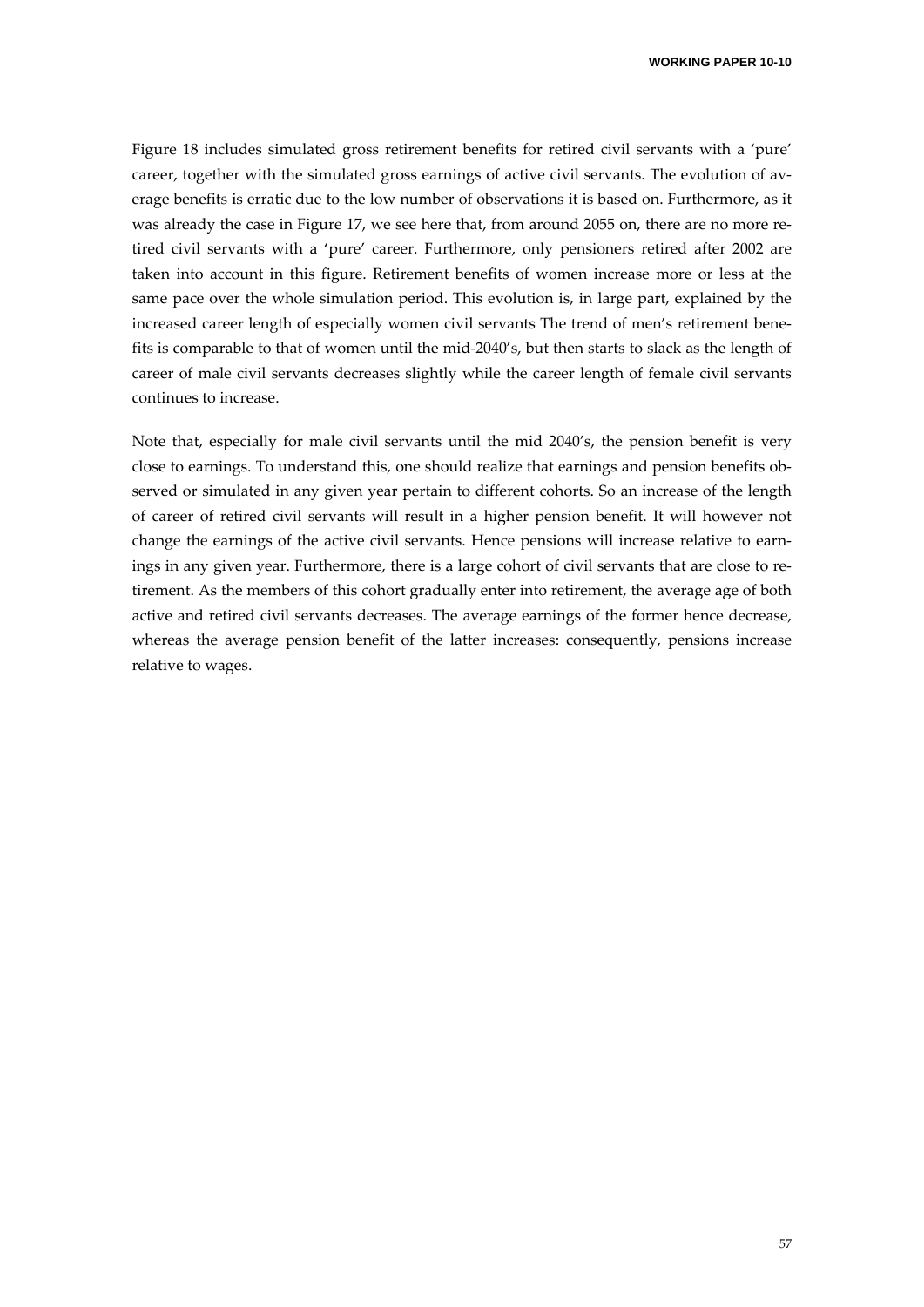Figure 18 includes simulated gross retirement benefits for retired civil servants with a 'pure' career, together with the simulated gross earnings of active civil servants. The evolution of average benefits is erratic due to the low number of observations it is based on. Furthermore, as it was already the case in Figure 17, we see here that, from around 2055 on, there are no more retired civil servants with a 'pure' career. Furthermore, only pensioners retired after 2002 are taken into account in this figure. Retirement benefits of women increase more or less at the same pace over the whole simulation period. This evolution is, in large part, explained by the increased career length of especially women civil servants The trend of men's retirement benefits is comparable to that of women until the mid-2040's, but then starts to slack as the length of career of male civil servants decreases slightly while the career length of female civil servants continues to increase.

Note that, especially for male civil servants until the mid 2040's, the pension benefit is very close to earnings. To understand this, one should realize that earnings and pension benefits observed or simulated in any given year pertain to different cohorts. So an increase of the length of career of retired civil servants will result in a higher pension benefit. It will however not change the earnings of the active civil servants. Hence pensions will increase relative to earnings in any given year. Furthermore, there is a large cohort of civil servants that are close to retirement. As the members of this cohort gradually enter into retirement, the average age of both active and retired civil servants decreases. The average earnings of the former hence decrease, whereas the average pension benefit of the latter increases: consequently, pensions increase relative to wages.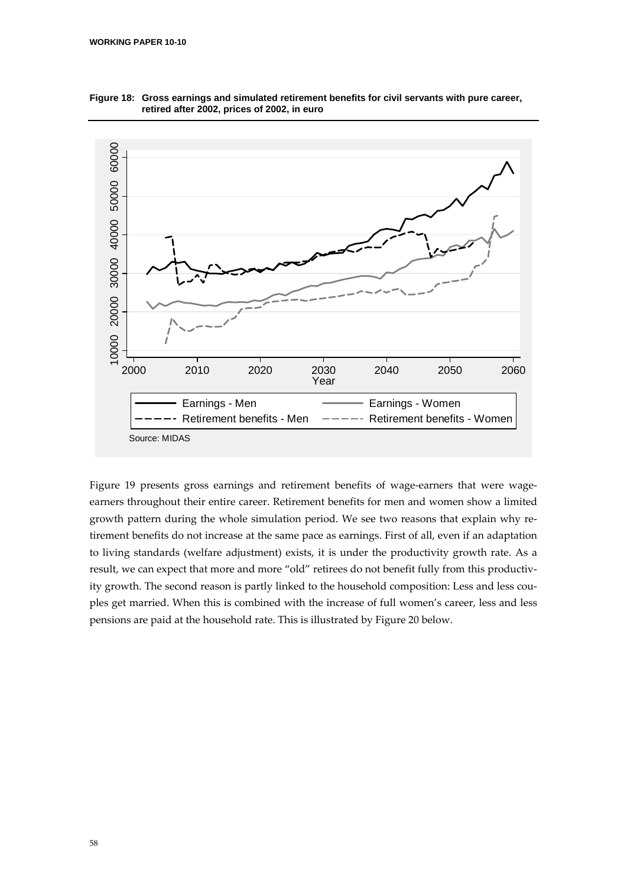**Figure 18: Gross earnings and simulated retirement benefits for civil servants with pure career, retired after 2002, prices of 2002, in euro**

Source: MIDAS

Figure 19 presents gross earnings and retirement benefits of wage-earners that were wage-earners throughout their entire career. Retirement benefits for men and women show a limited growth pattern during the whole simulation period. We see two reasons that explain why retirement benefits do not increase at the same pace as earnings. First of all, even if an adaptation to living standards (welfare adjustment) exists, it is under the productivity growth rate. As a result, we can expect that more and more "old" retirees do not benefit fully from this productivity growth. The second reason is partly linked to the household composition: Less and less couples get married. When this is combined with the increase of full women's career, less and less pensions are paid at the household rate. This is illustrated by Figure 20 below.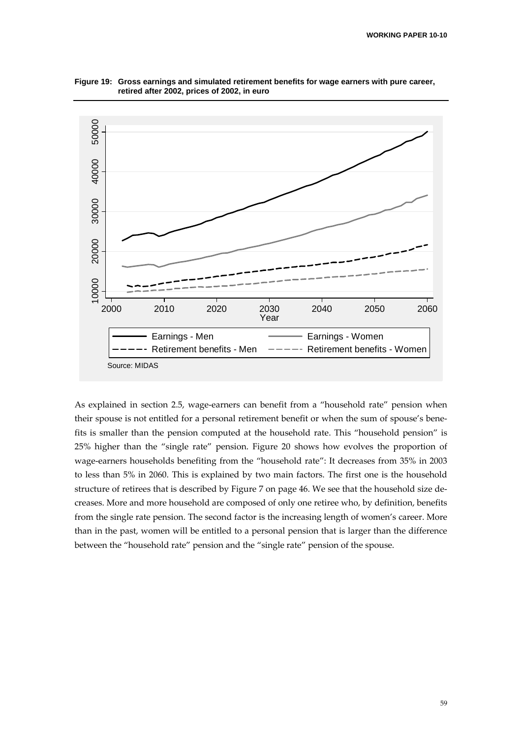**Figure 19: Gross earnings and simulated retirement benefits for wage earners with pure career, retired after 2002, prices of 2002, in euro**

Source: MIDAS

As explained in section 2.5, wage-earners can benefit from a "household rate" pension when their spouse is not entitled for a personal retirement benefit or when the sum of spouse's benefits is smaller than the pension computed at the household rate. This "household pension" is 25% higher than the "single rate" pension. Figure 20 shows how evolves the proportion of wage-earners households benefiting from the "household rate": It decreases from 35% in 2003 to less than 5% in 2060. This is explained by two main factors. The first one is the household structure of retirees that is described by Figure 7 on page 46. We see that the household size decreases. More and more household are composed of only one retiree who, by definition, benefits from the single rate pension. The second factor is the increasing length of women's career. More than in the past, women will be entitled to a personal pension that is larger than the difference between the "household rate" pension and the "single rate" pension of the spouse.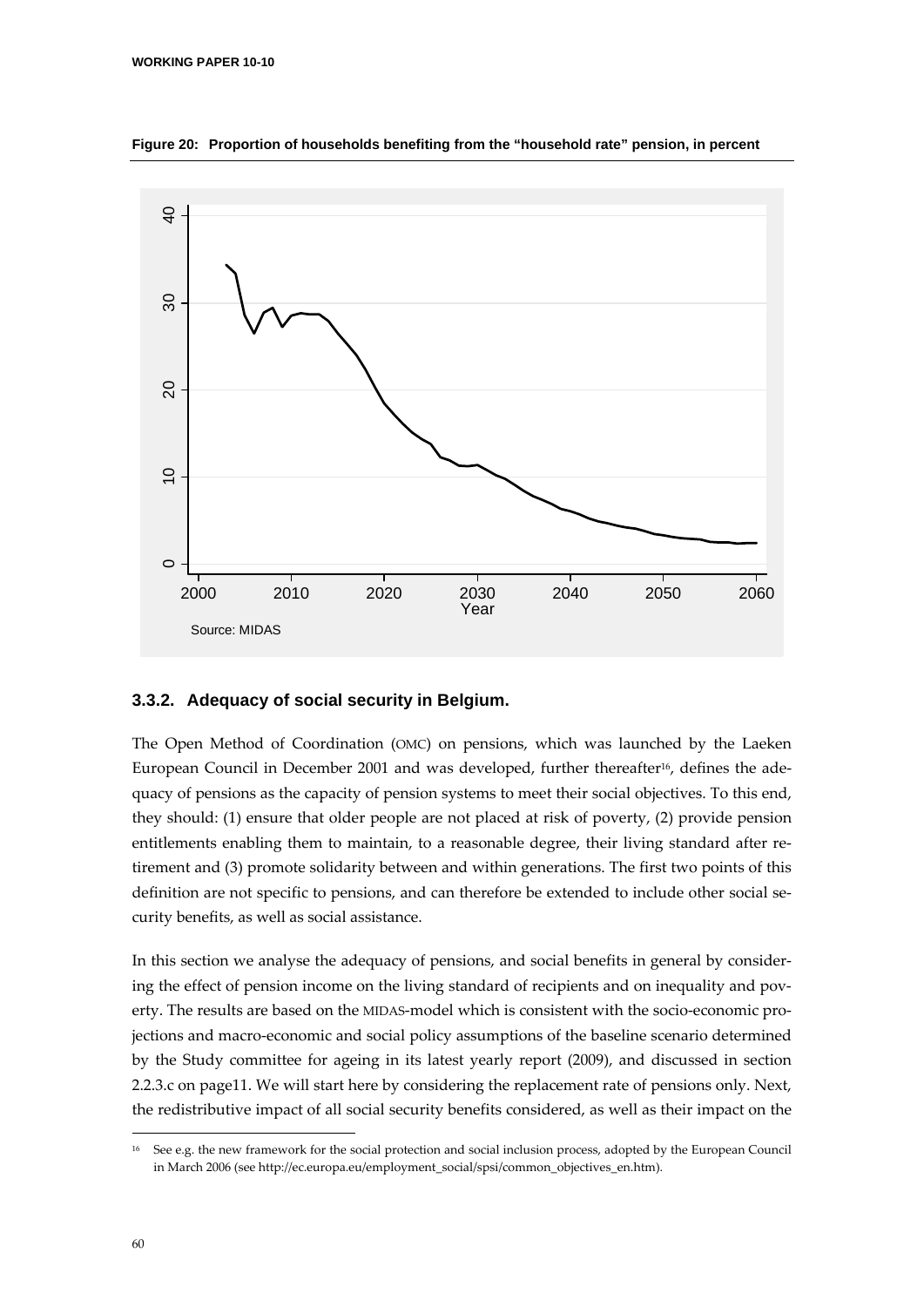**Figure 20: Proportion of households benefiting from the "household rate" pension, in percent**

Source: MIDAS

### 3.3.2. Adequacy of social security in Belgium.

The Open Method of Coordination (OMC) on pensions, which was launched by the Laeken European Council in December 2001 and was developed, further thereafter[16], defines the adequacy of pensions as the capacity of pension systems to meet their social objectives. To this end, they should: (1) ensure that older people are not placed at risk of poverty, (2) provide pension entitlements enabling them to maintain, to a reasonable degree, their living standard after retirement and (3) promote solidarity between and within generations. The first two points of this definition are not specific to pensions, and can therefore be extended to include other social security benefits, as well as social assistance.

In this section we analyse the adequacy of pensions, and social benefits in general by considering the effect of pension income on the living standard of recipients and on inequality and poverty. The results are based on the MIDAS-model which is consistent with the socio-economic projections and macro-economic and social policy assumptions of the baseline scenario determined by the Study committee for ageing in its latest yearly report (2009), and discussed in section 2.2.3.c on page11. We will start here by considering the replacement rate of pensions only. Next, the redistributive impact of all social security benefits considered, as well as their impact on the

[16] See e.g. the new framework for the social protection and social inclusion process, adopted by the European Council in March 2006 (see http://ec.europa.eu/employment_social/spsi/common_objectives_en.htm).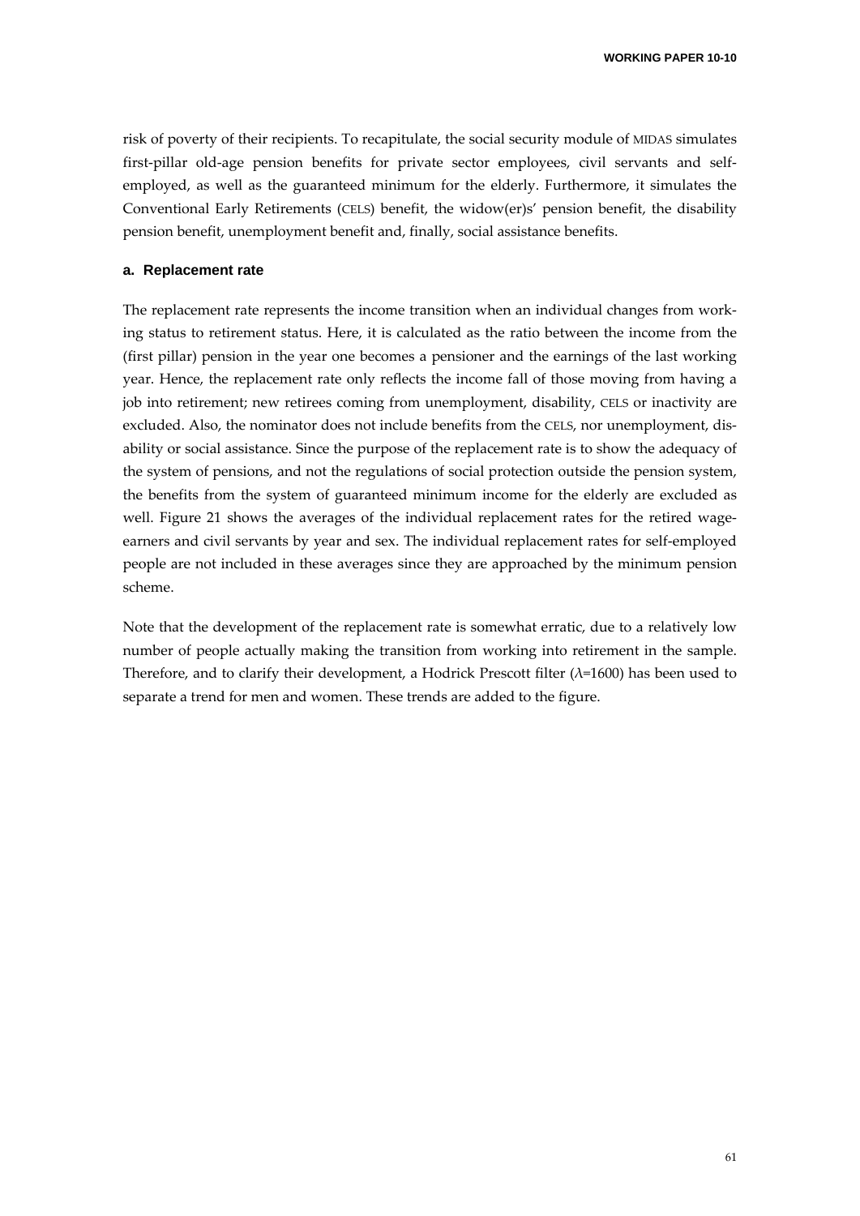risk of poverty of their recipients. To recapitulate, the social security module of MIDAS simulates first-pillar old-age pension benefits for private sector employees, civil servants and self-employed, as well as the guaranteed minimum for the elderly. Furthermore, it simulates the Conventional Early Retirements (CELS) benefit, the widow(er)s' pension benefit, the disability pension benefit, unemployment benefit and, finally, social assistance benefits.

#### a. Replacement rate

The replacement rate represents the income transition when an individual changes from working status to retirement status. Here, it is calculated as the ratio between the income from the (first pillar) pension in the year one becomes a pensioner and the earnings of the last working year. Hence, the replacement rate only reflects the income fall of those moving from having a job into retirement; new retirees coming from unemployment, disability, CELS or inactivity are excluded. Also, the nominator does not include benefits from the CELS, nor unemployment, disability or social assistance. Since the purpose of the replacement rate is to show the adequacy of the system of pensions, and not the regulations of social protection outside the pension system, the benefits from the system of guaranteed minimum income for the elderly are excluded as well. Figure 21 shows the averages of the individual replacement rates for the retired wage-earners and civil servants by year and sex. The individual replacement rates for self-employed people are not included in these averages since they are approached by the minimum pension scheme.

Note that the development of the replacement rate is somewhat erratic, due to a relatively low number of people actually making the transition from working into retirement in the sample. Therefore, and to clarify their development, a Hodrick Prescott filter ($\lambda$=1600) has been used to separate a trend for men and women. These trends are added to the figure.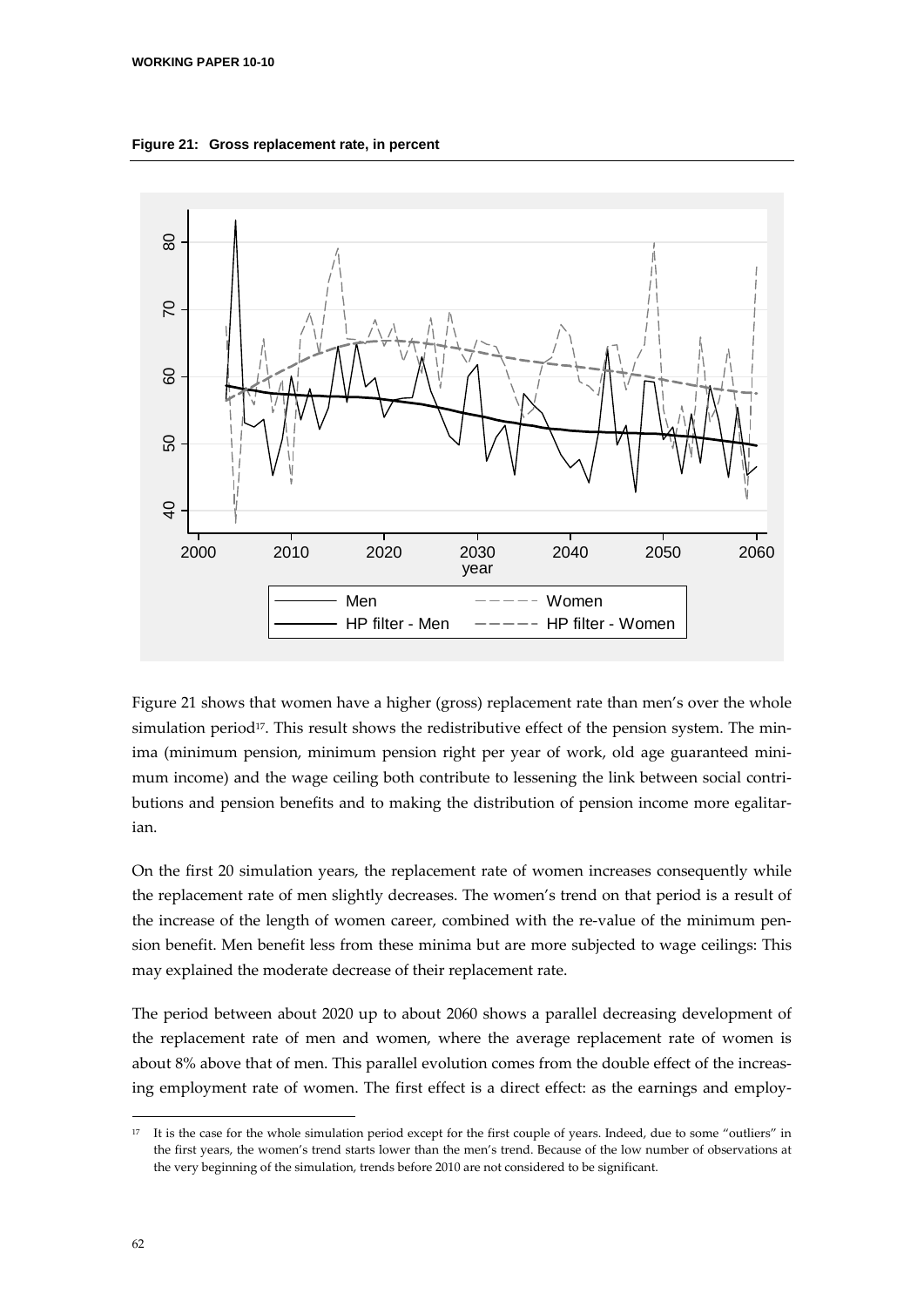**Figure 21: Gross replacement rate, in percent**

Figure 21 shows that women have a higher (gross) replacement rate than men's over the whole simulation period[17]. This result shows the redistributive effect of the pension system. The minima (minimum pension, minimum pension right per year of work, old age guaranteed minimum income) and the wage ceiling both contribute to lessening the link between social contributions and pension benefits and to making the distribution of pension income more egalitarian.

On the first 20 simulation years, the replacement rate of women increases consequently while the replacement rate of men slightly decreases. The women's trend on that period is a result of the increase of the length of women career, combined with the re-value of the minimum pension benefit. Men benefit less from these minima but are more subjected to wage ceilings: This may explained the moderate decrease of their replacement rate.

The period between about 2020 up to about 2060 shows a parallel decreasing development of the replacement rate of men and women, where the average replacement rate of women is about 8% above that of men. This parallel evolution comes from the double effect of the increasing employment rate of women. The first effect is a direct effect: as the earnings and employ-

[17] It is the case for the whole simulation period except for the first couple of years. Indeed, due to some "outliers" in the first years, the women's trend starts lower than the men's trend. Because of the low number of observations at the very beginning of the simulation, trends before 2010 are not considered to be significant.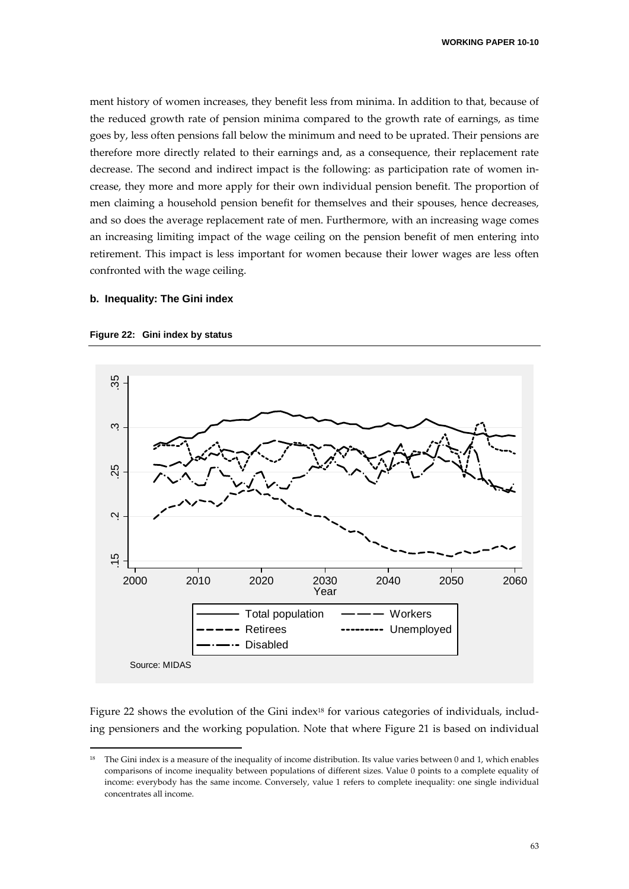ment history of women increases, they benefit less from minima. In addition to that, because of the reduced growth rate of pension minima compared to the growth rate of earnings, as time goes by, less often pensions fall below the minimum and need to be uprated. Their pensions are therefore more directly related to their earnings and, as a consequence, their replacement rate decrease. The second and indirect impact is the following: as participation rate of women increase, they more and more apply for their own individual pension benefit. The proportion of men claiming a household pension benefit for themselves and their spouses, hence decreases, and so does the average replacement rate of men. Furthermore, with an increasing wage comes an increasing limiting impact of the wage ceiling on the pension benefit of men entering into retirement. This impact is less important for women because their lower wages are less often confronted with the wage ceiling.

### b. Inequality: The Gini index

**Figure 22: Gini index by status**

Source: MIDAS

Figure 22 shows the evolution of the Gini index[18] for various categories of individuals, including pensioners and the working population. Note that where Figure 21 is based on individual

[18] The Gini index is a measure of the inequality of income distribution. Its value varies between 0 and 1, which enables comparisons of income inequality between populations of different sizes. Value 0 points to a complete equality of income: everybody has the same income. Conversely, value 1 refers to complete inequality: one single individual concentrates all income.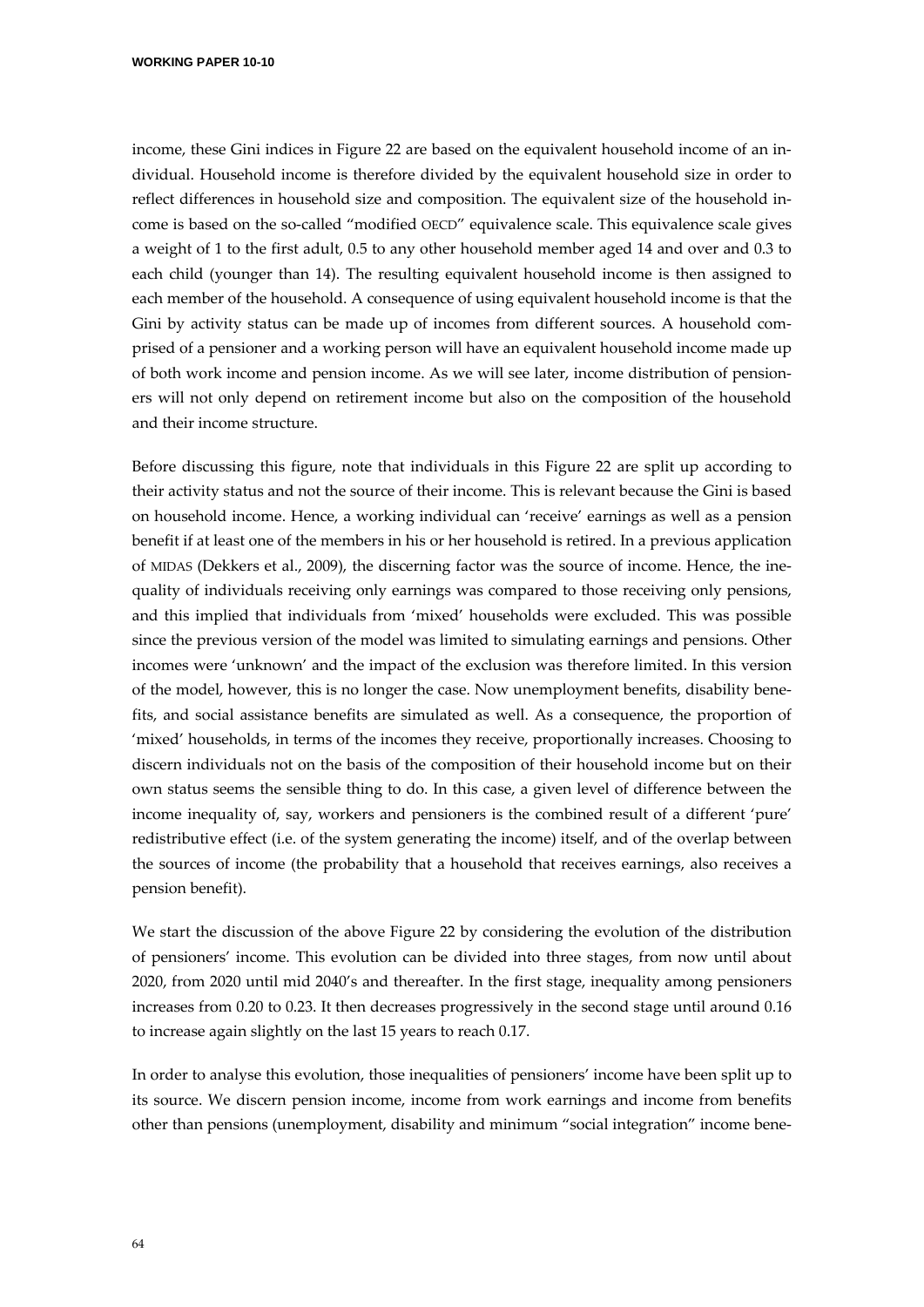income, these Gini indices in Figure 22 are based on the equivalent household income of an individual. Household income is therefore divided by the equivalent household size in order to reflect differences in household size and composition. The equivalent size of the household income is based on the so-called "modified OECD" equivalence scale. This equivalence scale gives a weight of 1 to the first adult, 0.5 to any other household member aged 14 and over and 0.3 to each child (younger than 14). The resulting equivalent household income is then assigned to each member of the household. A consequence of using equivalent household income is that the Gini by activity status can be made up of incomes from different sources. A household comprised of a pensioner and a working person will have an equivalent household income made up of both work income and pension income. As we will see later, income distribution of pensioners will not only depend on retirement income but also on the composition of the household and their income structure.

Before discussing this figure, note that individuals in this Figure 22 are split up according to their activity status and not the source of their income. This is relevant because the Gini is based on household income. Hence, a working individual can 'receive' earnings as well as a pension benefit if at least one of the members in his or her household is retired. In a previous application of MIDAS (Dekkers et al., 2009), the discerning factor was the source of income. Hence, the inequality of individuals receiving only earnings was compared to those receiving only pensions, and this implied that individuals from 'mixed' households were excluded. This was possible since the previous version of the model was limited to simulating earnings and pensions. Other incomes were 'unknown' and the impact of the exclusion was therefore limited. In this version of the model, however, this is no longer the case. Now unemployment benefits, disability benefits, and social assistance benefits are simulated as well. As a consequence, the proportion of 'mixed' households, in terms of the incomes they receive, proportionally increases. Choosing to discern individuals not on the basis of the composition of their household income but on their own status seems the sensible thing to do. In this case, a given level of difference between the income inequality of, say, workers and pensioners is the combined result of a different 'pure' redistributive effect (i.e. of the system generating the income) itself, and of the overlap between the sources of income (the probability that a household that receives earnings, also receives a pension benefit).

We start the discussion of the above Figure 22 by considering the evolution of the distribution of pensioners' income. This evolution can be divided into three stages, from now until about 2020, from 2020 until mid 2040's and thereafter. In the first stage, inequality among pensioners increases from 0.20 to 0.23. It then decreases progressively in the second stage until around 0.16 to increase again slightly on the last 15 years to reach 0.17.

In order to analyse this evolution, those inequalities of pensioners' income have been split up to its source. We discern pension income, income from work earnings and income from benefits other than pensions (unemployment, disability and minimum "social integration" income bene-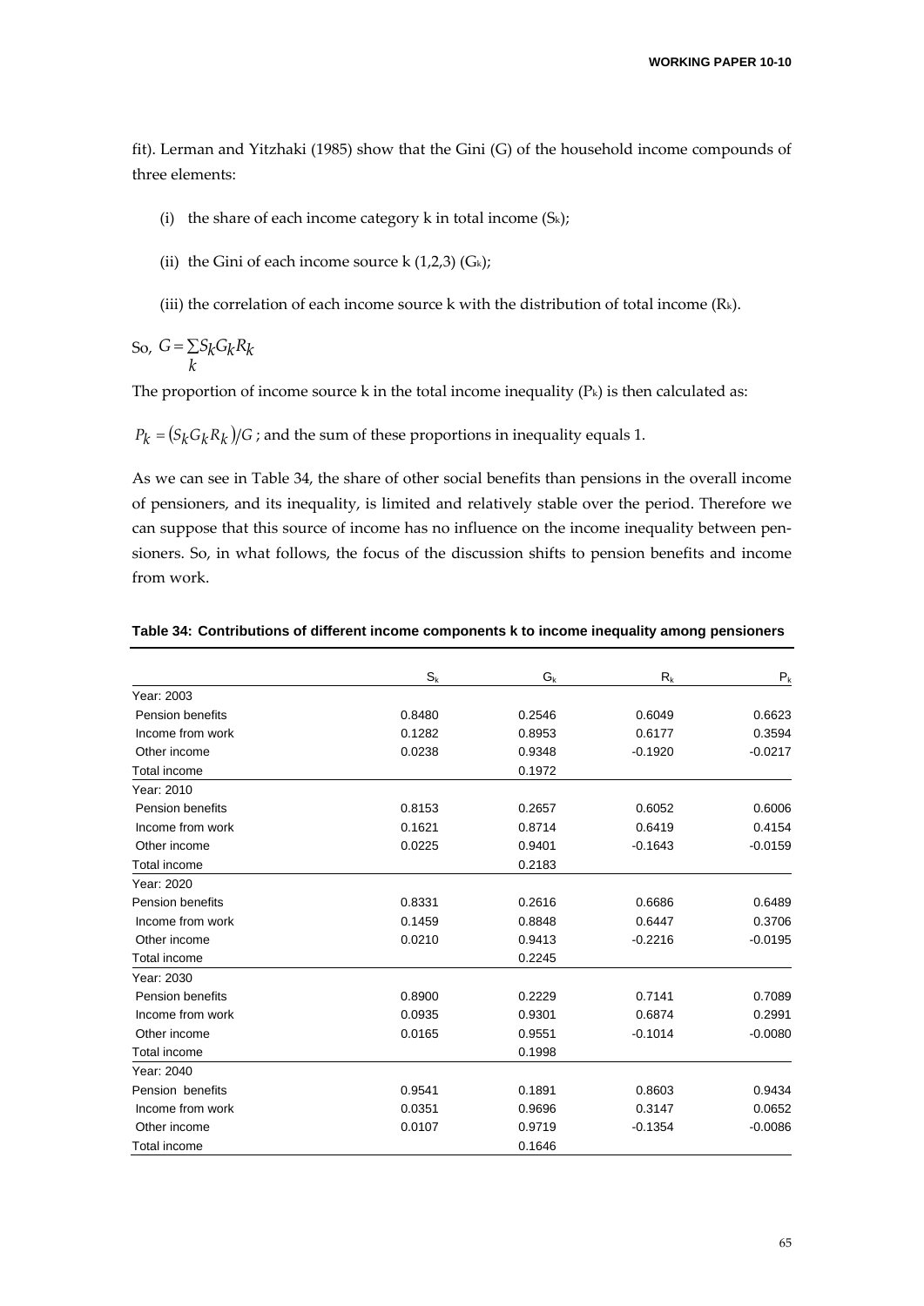fit). Lerman and Yitzhaki (1985) show that the Gini (G) of the household income compounds of three elements:

(i) the share of each income category k in total income ($S_k$);

(ii) the Gini of each income source k (1,2,3) ($G_k$);

(iii) the correlation of each income source k with the distribution of total income ($R_k$).

So, $G = \sum_k S_k G_k R_k$

The proportion of income source k in the total income inequality ($P_k$) is then calculated as:

$P_k = (S_k G_k R_k)/G$ ; and the sum of these proportions in inequality equals 1.

As we can see in Table 34, the share of other social benefits than pensions in the overall income of pensioners, and its inequality, is limited and relatively stable over the period. Therefore we can suppose that this source of income has no influence on the income inequality between pensioners. So, in what follows, the focus of the discussion shifts to pension benefits and income from work.

**Table 34: Contributions of different income components k to income inequality among pensioners**

| | $S_k$ | $G_k$ | $R_k$ | $P_k$ |
|---|---|---|---|---|
| Year: 2003 | | | | |
| Pension benefits | 0.8480 | 0.2546 | 0.6049 | 0.6623 |
| Income from work | 0.1282 | 0.8953 | 0.6177 | 0.3594 |
| Other income | 0.0238 | 0.9348 | -0.1920 | -0.0217 |
| Total income | | 0.1972 | | |
| Year: 2010 | | | | |
| Pension benefits | 0.8153 | 0.2657 | 0.6052 | 0.6006 |
| Income from work | 0.1621 | 0.8714 | 0.6419 | 0.4154 |
| Other income | 0.0225 | 0.9401 | -0.1643 | -0.0159 |
| Total income | | 0.2183 | | |
| Year: 2020 | | | | |
| Pension benefits | 0.8331 | 0.2616 | 0.6686 | 0.6489 |
| Income from work | 0.1459 | 0.8848 | 0.6447 | 0.3706 |
| Other income | 0.0210 | 0.9413 | -0.2216 | -0.0195 |
| Total income | | 0.2245 | | |
| Year: 2030 | | | | |
| Pension benefits | 0.8900 | 0.2229 | 0.7141 | 0.7089 |
| Income from work | 0.0935 | 0.9301 | 0.6874 | 0.2991 |
| Other income | 0.0165 | 0.9551 | -0.1014 | -0.0080 |
| Total income | | 0.1998 | | |
| Year: 2040 | | | | |
| Pension benefits | 0.9541 | 0.1891 | 0.8603 | 0.9434 |
| Income from work | 0.0351 | 0.9696 | 0.3147 | 0.0652 |
| Other income | 0.0107 | 0.9719 | -0.1354 | -0.0086 |
| Total income | | 0.1646 | | |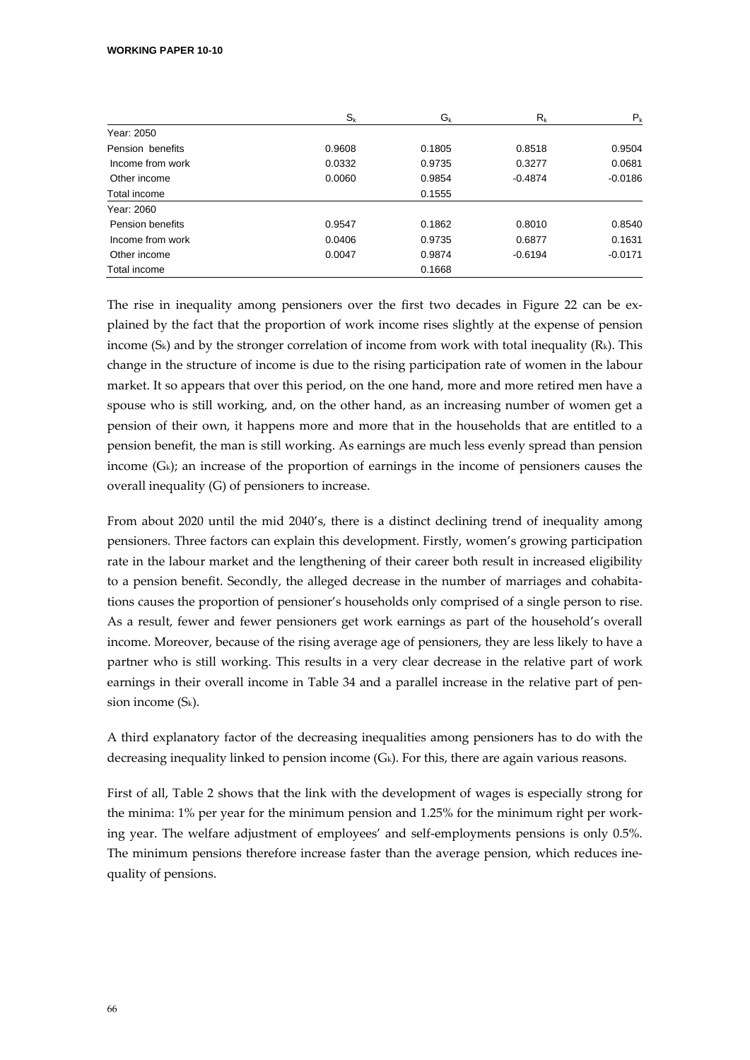|  | $S_k$ | $G_k$ | $R_k$ | $P_k$ |
|---|---|---|---|---|
| Year: 2050 |  |  |  |  |
| Pension benefits | 0.9608 | 0.1805 | 0.8518 | 0.9504 |
| Income from work | 0.0332 | 0.9735 | 0.3277 | 0.0681 |
| Other income | 0.0060 | 0.9854 | -0.4874 | -0.0186 |
| Total income |  | 0.1555 |  |  |
| Year: 2060 |  |  |  |  |
| Pension benefits | 0.9547 | 0.1862 | 0.8010 | 0.8540 |
| Income from work | 0.0406 | 0.9735 | 0.6877 | 0.1631 |
| Other income | 0.0047 | 0.9874 | -0.6194 | -0.0171 |
| Total income |  | 0.1668 |  |  |

The rise in inequality among pensioners over the first two decades in Figure 22 can be explained by the fact that the proportion of work income rises slightly at the expense of pension income ($S_k$) and by the stronger correlation of income from work with total inequality ($R_k$). This change in the structure of income is due to the rising participation rate of women in the labour market. It so appears that over this period, on the one hand, more and more retired men have a spouse who is still working, and, on the other hand, as an increasing number of women get a pension of their own, it happens more and more that in the households that are entitled to a pension benefit, the man is still working. As earnings are much less evenly spread than pension income ($G_k$); an increase of the proportion of earnings in the income of pensioners causes the overall inequality (G) of pensioners to increase.

From about 2020 until the mid 2040's, there is a distinct declining trend of inequality among pensioners. Three factors can explain this development. Firstly, women's growing participation rate in the labour market and the lengthening of their career both result in increased eligibility to a pension benefit. Secondly, the alleged decrease in the number of marriages and cohabitations causes the proportion of pensioner's households only comprised of a single person to rise. As a result, fewer and fewer pensioners get work earnings as part of the household's overall income. Moreover, because of the rising average age of pensioners, they are less likely to have a partner who is still working. This results in a very clear decrease in the relative part of work earnings in their overall income in Table 34 and a parallel increase in the relative part of pension income ($S_k$).

A third explanatory factor of the decreasing inequalities among pensioners has to do with the decreasing inequality linked to pension income ($G_k$). For this, there are again various reasons.

First of all, Table 2 shows that the link with the development of wages is especially strong for the minima: 1% per year for the minimum pension and 1.25% for the minimum right per working year. The welfare adjustment of employees' and self-employments pensions is only 0.5%. The minimum pensions therefore increase faster than the average pension, which reduces inequality of pensions.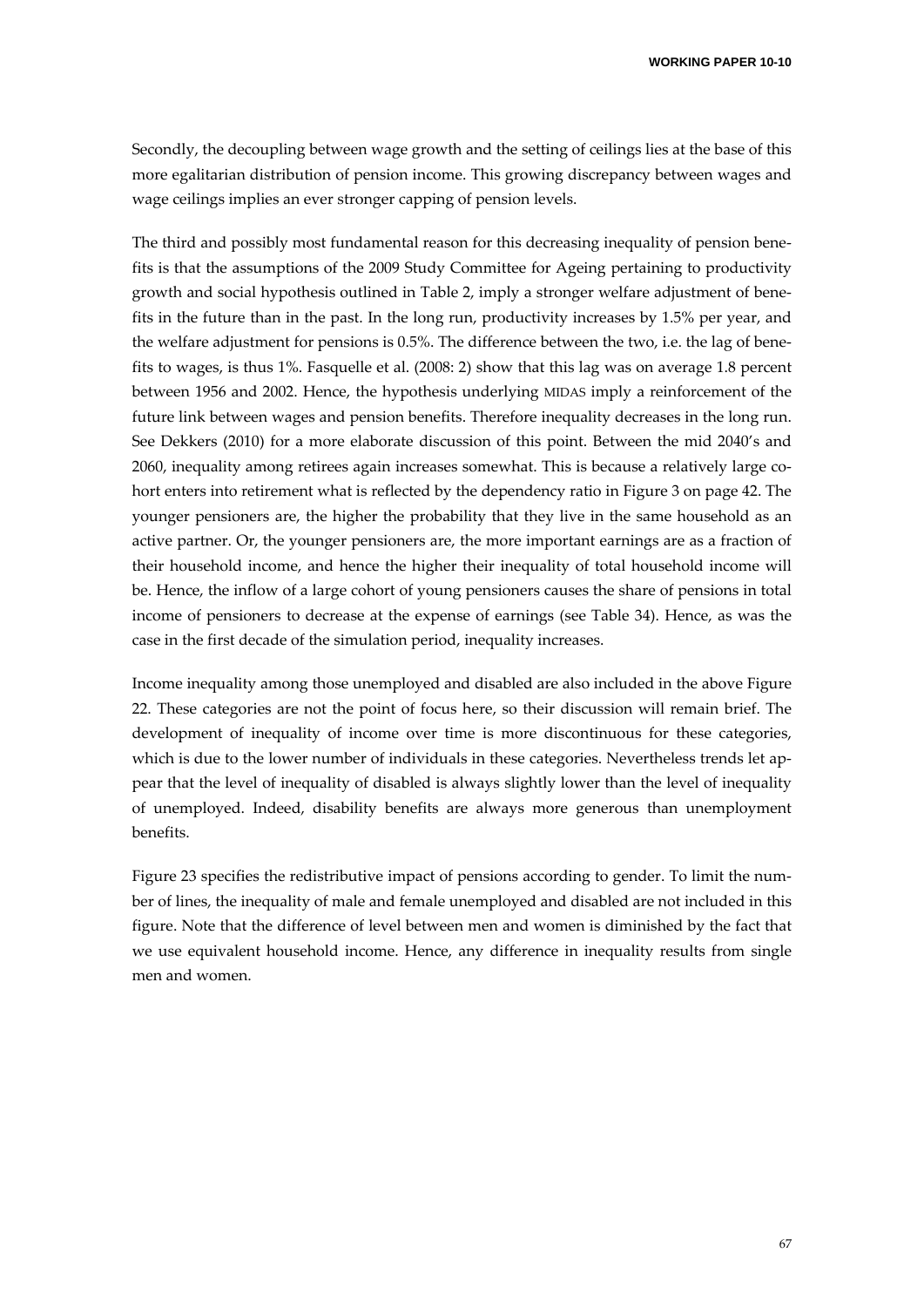Secondly, the decoupling between wage growth and the setting of ceilings lies at the base of this more egalitarian distribution of pension income. This growing discrepancy between wages and wage ceilings implies an ever stronger capping of pension levels.

The third and possibly most fundamental reason for this decreasing inequality of pension benefits is that the assumptions of the 2009 Study Committee for Ageing pertaining to productivity growth and social hypothesis outlined in Table 2, imply a stronger welfare adjustment of benefits in the future than in the past. In the long run, productivity increases by 1.5% per year, and the welfare adjustment for pensions is 0.5%. The difference between the two, i.e. the lag of benefits to wages, is thus 1%. Fasquelle et al. (2008: 2) show that this lag was on average 1.8 percent between 1956 and 2002. Hence, the hypothesis underlying MIDAS imply a reinforcement of the future link between wages and pension benefits. Therefore inequality decreases in the long run. See Dekkers (2010) for a more elaborate discussion of this point. Between the mid 2040's and 2060, inequality among retirees again increases somewhat. This is because a relatively large cohort enters into retirement what is reflected by the dependency ratio in Figure 3 on page 42. The younger pensioners are, the higher the probability that they live in the same household as an active partner. Or, the younger pensioners are, the more important earnings are as a fraction of their household income, and hence the higher their inequality of total household income will be. Hence, the inflow of a large cohort of young pensioners causes the share of pensions in total income of pensioners to decrease at the expense of earnings (see Table 34). Hence, as was the case in the first decade of the simulation period, inequality increases.

Income inequality among those unemployed and disabled are also included in the above Figure 22. These categories are not the point of focus here, so their discussion will remain brief. The development of inequality of income over time is more discontinuous for these categories, which is due to the lower number of individuals in these categories. Nevertheless trends let appear that the level of inequality of disabled is always slightly lower than the level of inequality of unemployed. Indeed, disability benefits are always more generous than unemployment benefits.

Figure 23 specifies the redistributive impact of pensions according to gender. To limit the number of lines, the inequality of male and female unemployed and disabled are not included in this figure. Note that the difference of level between men and women is diminished by the fact that we use equivalent household income. Hence, any difference in inequality results from single men and women.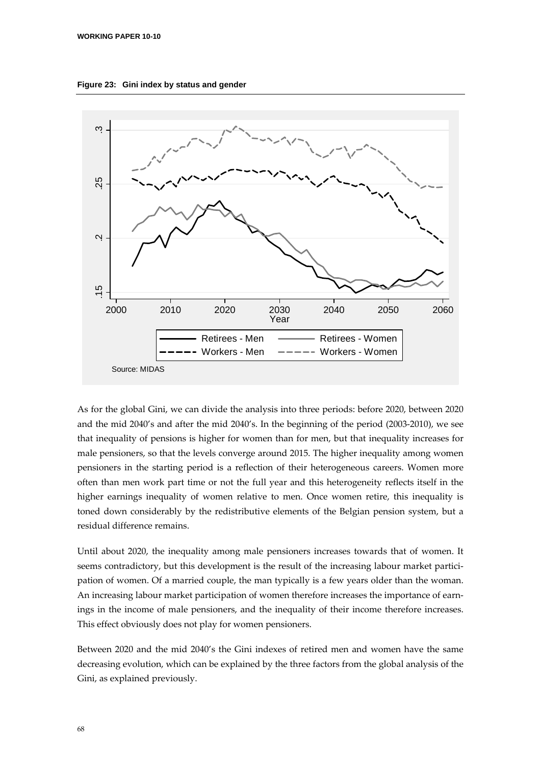**Figure 23: Gini index by status and gender**

Source: MIDAS

As for the global Gini, we can divide the analysis into three periods: before 2020, between 2020 and the mid 2040's and after the mid 2040's. In the beginning of the period (2003-2010), we see that inequality of pensions is higher for women than for men, but that inequality increases for male pensioners, so that the levels converge around 2015. The higher inequality among women pensioners in the starting period is a reflection of their heterogeneous careers. Women more often than men work part time or not the full year and this heterogeneity reflects itself in the higher earnings inequality of women relative to men. Once women retire, this inequality is toned down considerably by the redistributive elements of the Belgian pension system, but a residual difference remains.

Until about 2020, the inequality among male pensioners increases towards that of women. It seems contradictory, but this development is the result of the increasing labour market participation of women. Of a married couple, the man typically is a few years older than the woman. An increasing labour market participation of women therefore increases the importance of earnings in the income of male pensioners, and the inequality of their income therefore increases. This effect obviously does not play for women pensioners.

Between 2020 and the mid 2040's the Gini indexes of retired men and women have the same decreasing evolution, which can be explained by the three factors from the global analysis of the Gini, as explained previously.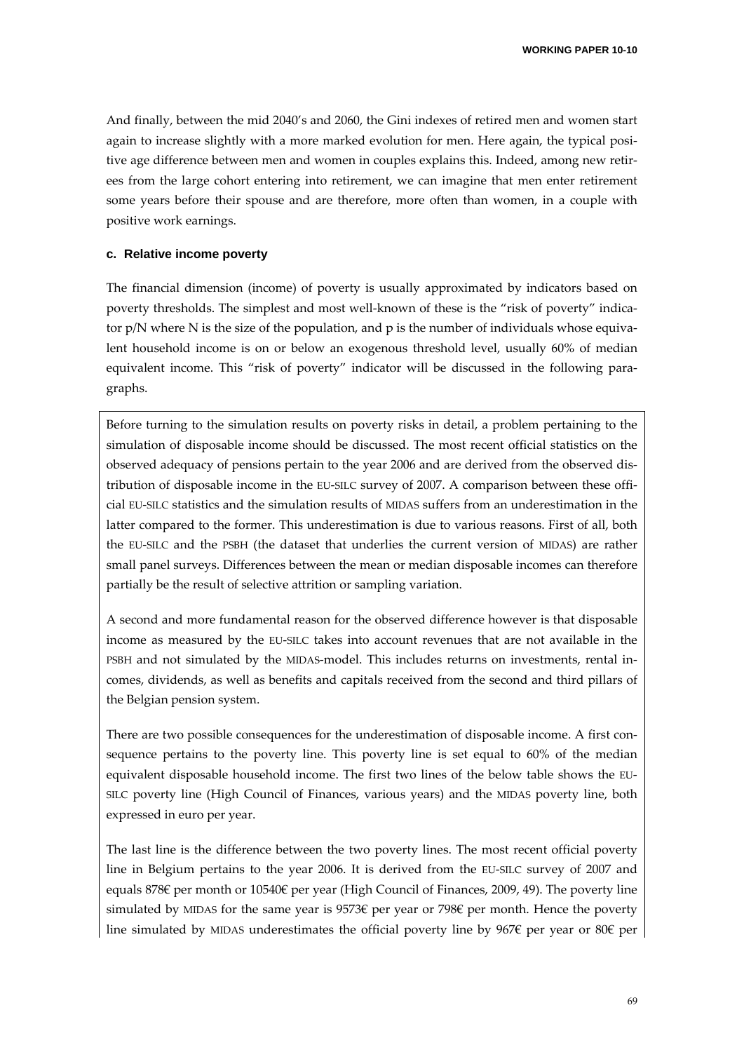And finally, between the mid 2040's and 2060, the Gini indexes of retired men and women start again to increase slightly with a more marked evolution for men. Here again, the typical positive age difference between men and women in couples explains this. Indeed, among new retirees from the large cohort entering into retirement, we can imagine that men enter retirement some years before their spouse and are therefore, more often than women, in a couple with positive work earnings.

### c. Relative income poverty

The financial dimension (income) of poverty is usually approximated by indicators based on poverty thresholds. The simplest and most well-known of these is the "risk of poverty" indicator p/N where N is the size of the population, and p is the number of individuals whose equivalent household income is on or below an exogenous threshold level, usually 60% of median equivalent income. This "risk of poverty" indicator will be discussed in the following paragraphs.

Before turning to the simulation results on poverty risks in detail, a problem pertaining to the simulation of disposable income should be discussed. The most recent official statistics on the observed adequacy of pensions pertain to the year 2006 and are derived from the observed distribution of disposable income in the EU-SILC survey of 2007. A comparison between these official EU-SILC statistics and the simulation results of MIDAS suffers from an underestimation in the latter compared to the former. This underestimation is due to various reasons. First of all, both the EU-SILC and the PSBH (the dataset that underlies the current version of MIDAS) are rather small panel surveys. Differences between the mean or median disposable incomes can therefore partially be the result of selective attrition or sampling variation.

A second and more fundamental reason for the observed difference however is that disposable income as measured by the EU-SILC takes into account revenues that are not available in the PSBH and not simulated by the MIDAS-model. This includes returns on investments, rental incomes, dividends, as well as benefits and capitals received from the second and third pillars of the Belgian pension system.

There are two possible consequences for the underestimation of disposable income. A first consequence pertains to the poverty line. This poverty line is set equal to 60% of the median equivalent disposable household income. The first two lines of the below table shows the EU-SILC poverty line (High Council of Finances, various years) and the MIDAS poverty line, both expressed in euro per year.

The last line is the difference between the two poverty lines. The most recent official poverty line in Belgium pertains to the year 2006. It is derived from the EU-SILC survey of 2007 and equals 878€ per month or 10540€ per year (High Council of Finances, 2009, 49). The poverty line simulated by MIDAS for the same year is 9573€ per year or 798€ per month. Hence the poverty line simulated by MIDAS underestimates the official poverty line by 967€ per year or 80€ per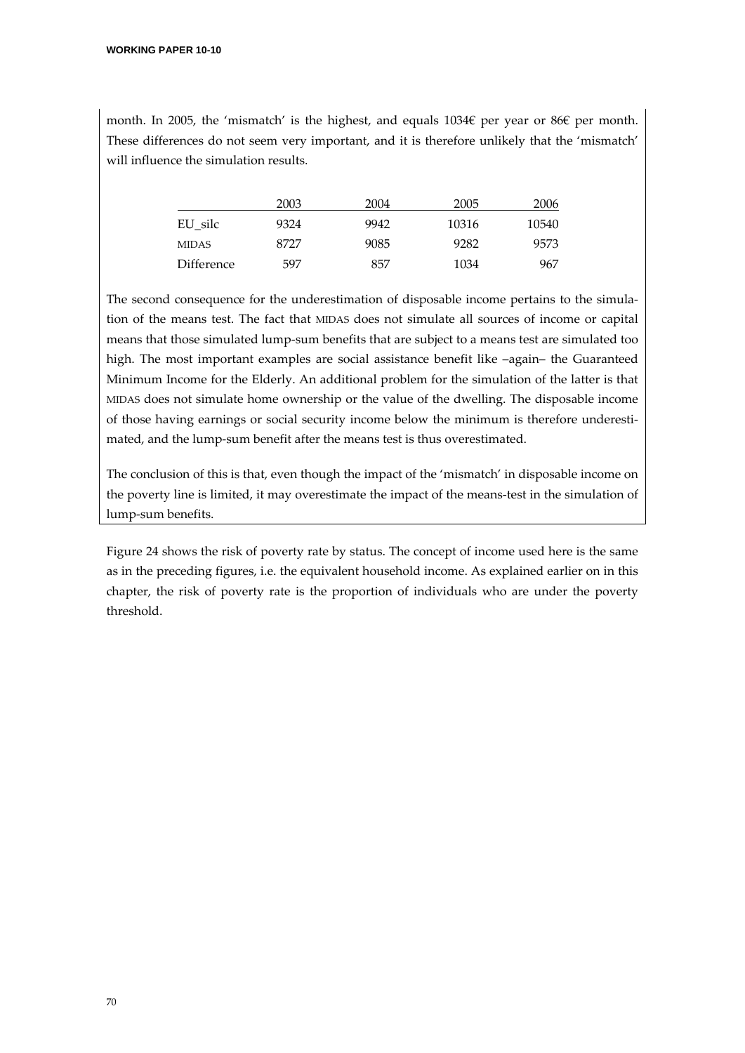month. In 2005, the 'mismatch' is the highest, and equals 1034€ per year or 86€ per month. These differences do not seem very important, and it is therefore unlikely that the 'mismatch' will influence the simulation results.

| | 2003 | 2004 | 2005 | 2006 |
|---|---|---|---|---|
| EU_silc | 9324 | 9942 | 10316 | 10540 |
| MIDAS | 8727 | 9085 | 9282 | 9573 |
| Difference | 597 | 857 | 1034 | 967 |

The second consequence for the underestimation of disposable income pertains to the simulation of the means test. The fact that MIDAS does not simulate all sources of income or capital means that those simulated lump-sum benefits that are subject to a means test are simulated too high. The most important examples are social assistance benefit like –again– the Guaranteed Minimum Income for the Elderly. An additional problem for the simulation of the latter is that MIDAS does not simulate home ownership or the value of the dwelling. The disposable income of those having earnings or social security income below the minimum is therefore underestimated, and the lump-sum benefit after the means test is thus overestimated.

The conclusion of this is that, even though the impact of the 'mismatch' in disposable income on the poverty line is limited, it may overestimate the impact of the means-test in the simulation of lump-sum benefits.

Figure 24 shows the risk of poverty rate by status. The concept of income used here is the same as in the preceding figures, i.e. the equivalent household income. As explained earlier on in this chapter, the risk of poverty rate is the proportion of individuals who are under the poverty threshold.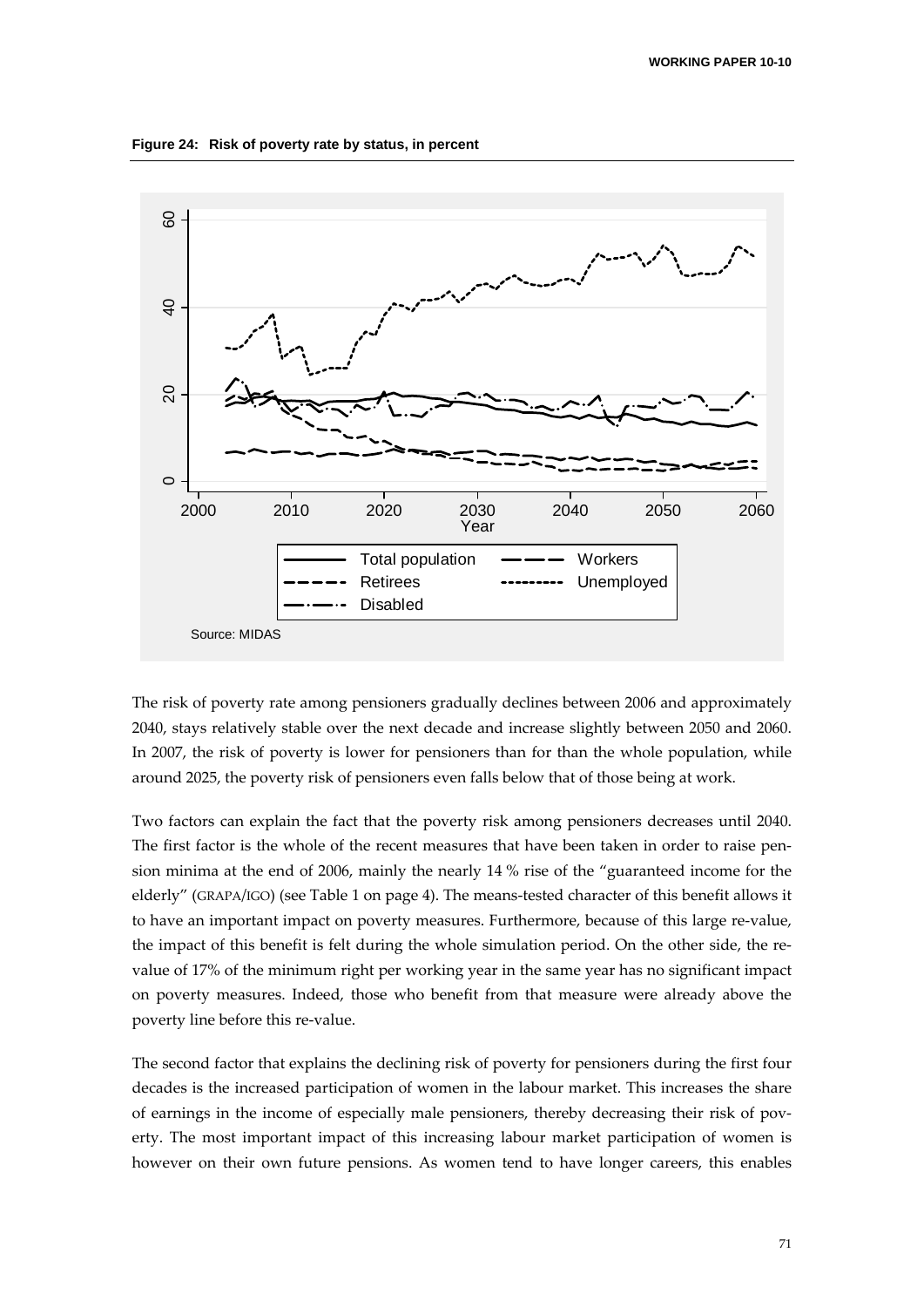**Figure 24: Risk of poverty rate by status, in percent**

Source: MIDAS

The risk of poverty rate among pensioners gradually declines between 2006 and approximately 2040, stays relatively stable over the next decade and increase slightly between 2050 and 2060. In 2007, the risk of poverty is lower for pensioners than for than the whole population, while around 2025, the poverty risk of pensioners even falls below that of those being at work.

Two factors can explain the fact that the poverty risk among pensioners decreases until 2040. The first factor is the whole of the recent measures that have been taken in order to raise pension minima at the end of 2006, mainly the nearly 14 % rise of the "guaranteed income for the elderly" (GRAPA/IGO) (see Table 1 on page 4). The means-tested character of this benefit allows it to have an important impact on poverty measures. Furthermore, because of this large re-value, the impact of this benefit is felt during the whole simulation period. On the other side, the re-value of 17% of the minimum right per working year in the same year has no significant impact on poverty measures. Indeed, those who benefit from that measure were already above the poverty line before this re-value.

The second factor that explains the declining risk of poverty for pensioners during the first four decades is the increased participation of women in the labour market. This increases the share of earnings in the income of especially male pensioners, thereby decreasing their risk of poverty. The most important impact of this increasing labour market participation of women is however on their own future pensions. As women tend to have longer careers, this enables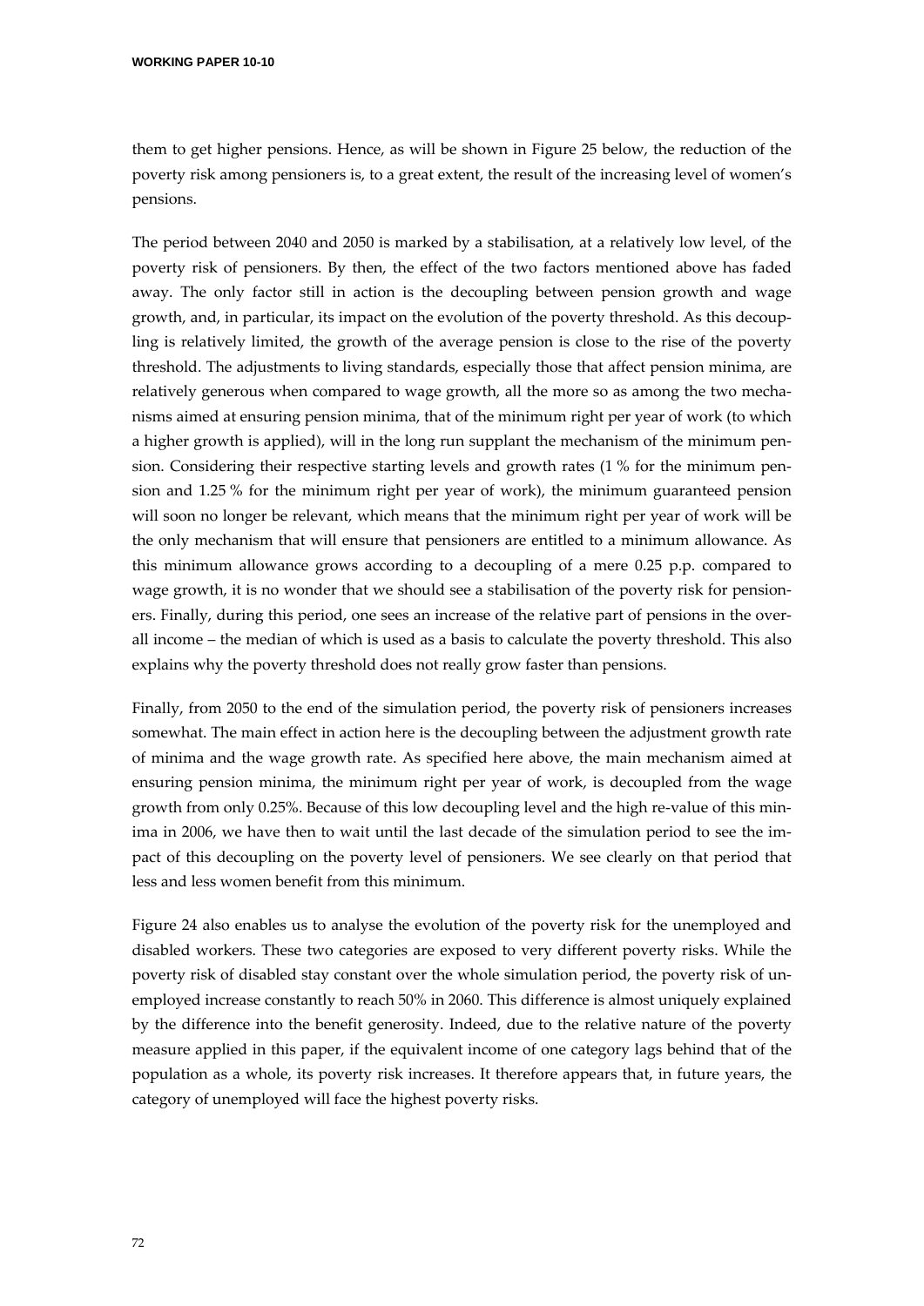them to get higher pensions. Hence, as will be shown in Figure 25 below, the reduction of the poverty risk among pensioners is, to a great extent, the result of the increasing level of women's pensions.

The period between 2040 and 2050 is marked by a stabilisation, at a relatively low level, of the poverty risk of pensioners. By then, the effect of the two factors mentioned above has faded away. The only factor still in action is the decoupling between pension growth and wage growth, and, in particular, its impact on the evolution of the poverty threshold. As this decoupling is relatively limited, the growth of the average pension is close to the rise of the poverty threshold. The adjustments to living standards, especially those that affect pension minima, are relatively generous when compared to wage growth, all the more so as among the two mechanisms aimed at ensuring pension minima, that of the minimum right per year of work (to which a higher growth is applied), will in the long run supplant the mechanism of the minimum pension. Considering their respective starting levels and growth rates (1 % for the minimum pension and 1.25 % for the minimum right per year of work), the minimum guaranteed pension will soon no longer be relevant, which means that the minimum right per year of work will be the only mechanism that will ensure that pensioners are entitled to a minimum allowance. As this minimum allowance grows according to a decoupling of a mere 0.25 p.p. compared to wage growth, it is no wonder that we should see a stabilisation of the poverty risk for pensioners. Finally, during this period, one sees an increase of the relative part of pensions in the overall income – the median of which is used as a basis to calculate the poverty threshold. This also explains why the poverty threshold does not really grow faster than pensions.

Finally, from 2050 to the end of the simulation period, the poverty risk of pensioners increases somewhat. The main effect in action here is the decoupling between the adjustment growth rate of minima and the wage growth rate. As specified here above, the main mechanism aimed at ensuring pension minima, the minimum right per year of work, is decoupled from the wage growth from only 0.25%. Because of this low decoupling level and the high re-value of this minima in 2006, we have then to wait until the last decade of the simulation period to see the impact of this decoupling on the poverty level of pensioners. We see clearly on that period that less and less women benefit from this minimum.

Figure 24 also enables us to analyse the evolution of the poverty risk for the unemployed and disabled workers. These two categories are exposed to very different poverty risks. While the poverty risk of disabled stay constant over the whole simulation period, the poverty risk of unemployed increase constantly to reach 50% in 2060. This difference is almost uniquely explained by the difference into the benefit generosity. Indeed, due to the relative nature of the poverty measure applied in this paper, if the equivalent income of one category lags behind that of the population as a whole, its poverty risk increases. It therefore appears that, in future years, the category of unemployed will face the highest poverty risks.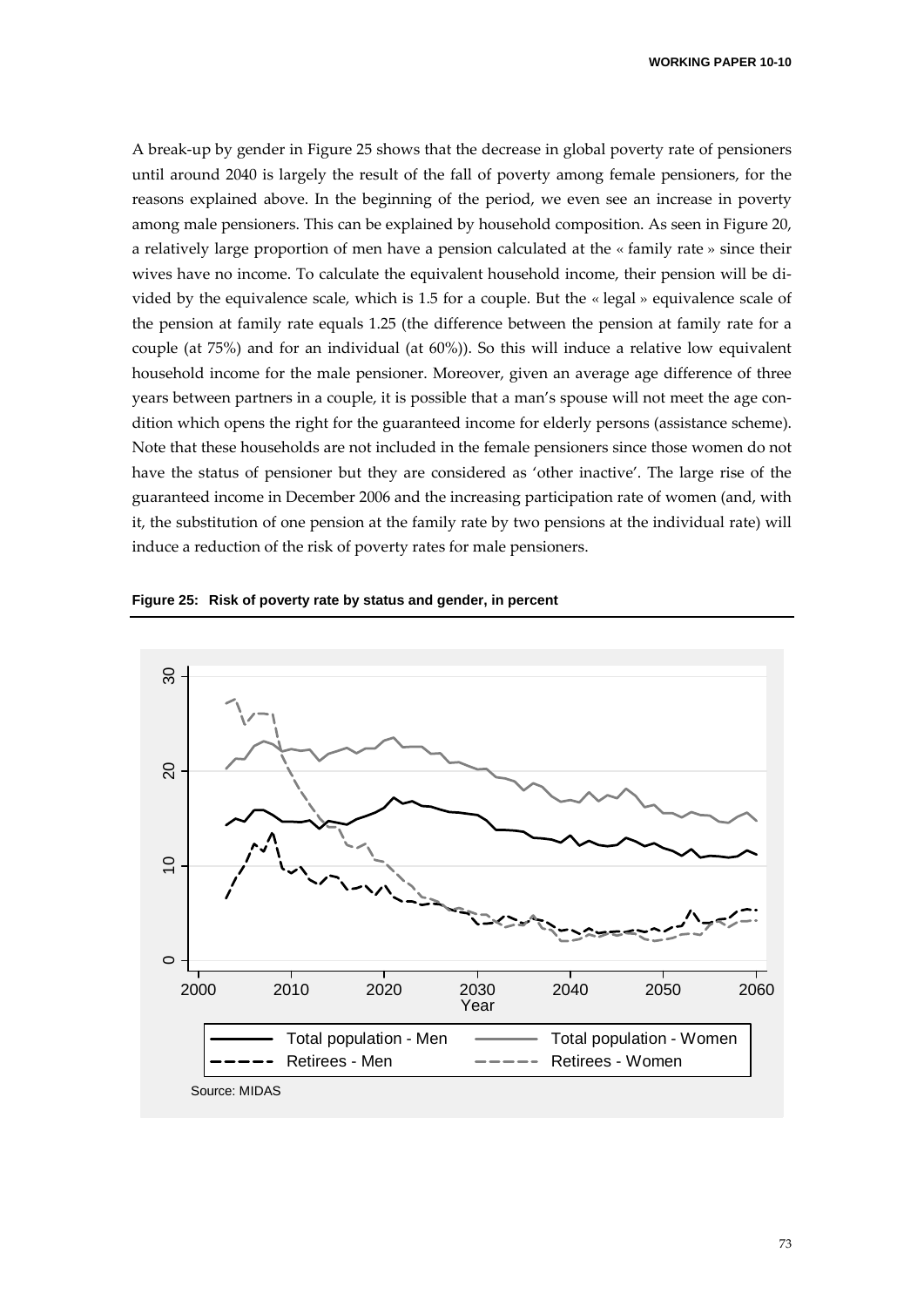A break-up by gender in Figure 25 shows that the decrease in global poverty rate of pensioners until around 2040 is largely the result of the fall of poverty among female pensioners, for the reasons explained above. In the beginning of the period, we even see an increase in poverty among male pensioners. This can be explained by household composition. As seen in Figure 20, a relatively large proportion of men have a pension calculated at the « family rate » since their wives have no income. To calculate the equivalent household income, their pension will be divided by the equivalence scale, which is 1.5 for a couple. But the « legal » equivalence scale of the pension at family rate equals 1.25 (the difference between the pension at family rate for a couple (at 75%) and for an individual (at 60%)). So this will induce a relative low equivalent household income for the male pensioner. Moreover, given an average age difference of three years between partners in a couple, it is possible that a man's spouse will not meet the age condition which opens the right for the guaranteed income for elderly persons (assistance scheme). Note that these households are not included in the female pensioners since those women do not have the status of pensioner but they are considered as 'other inactive'. The large rise of the guaranteed income in December 2006 and the increasing participation rate of women (and, with it, the substitution of one pension at the family rate by two pensions at the individual rate) will induce a reduction of the risk of poverty rates for male pensioners.

**Figure 25: Risk of poverty rate by status and gender, in percent**

Source: MIDAS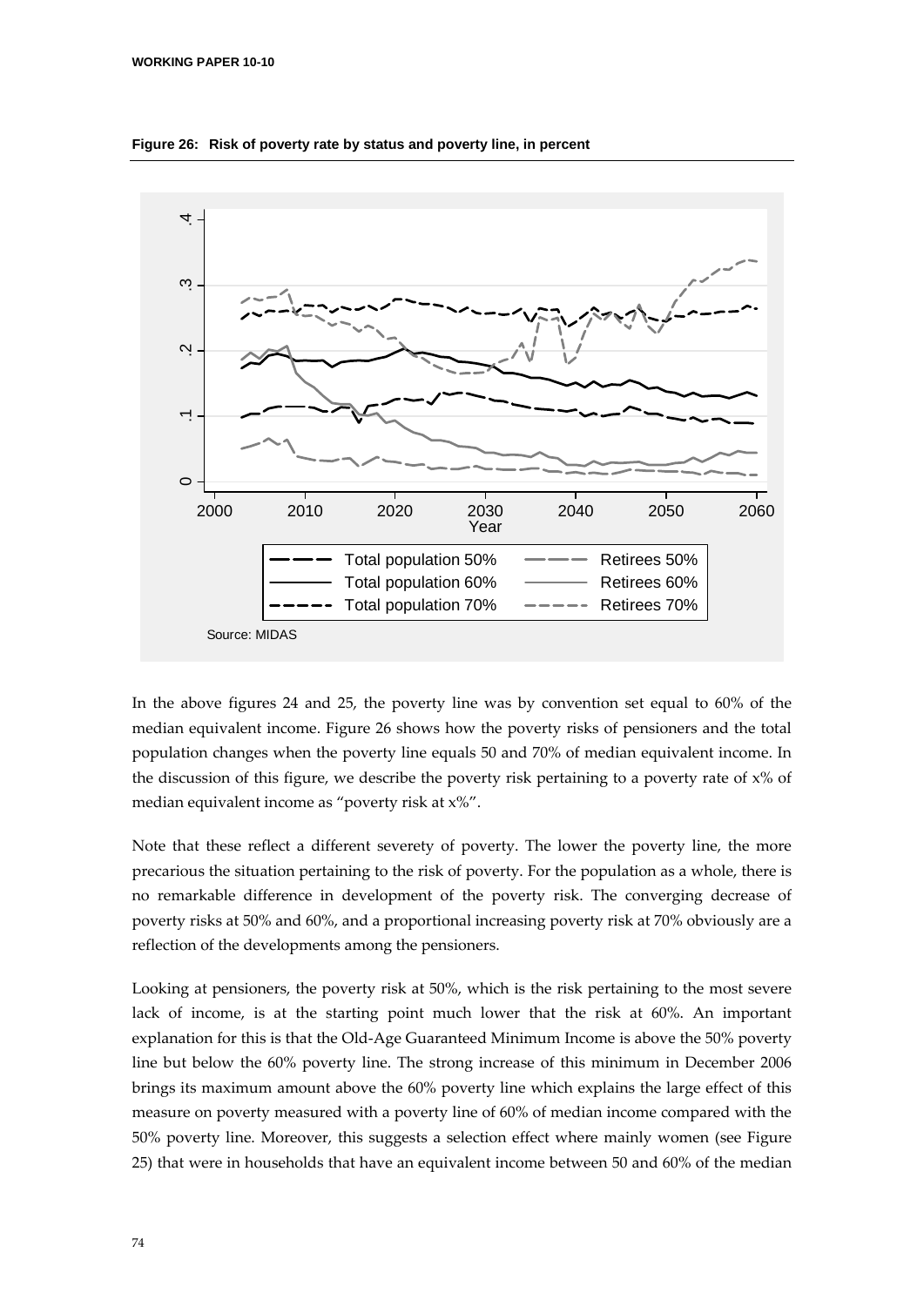**Figure 26: Risk of poverty rate by status and poverty line, in percent**

Source: MIDAS

In the above figures 24 and 25, the poverty line was by convention set equal to 60% of the median equivalent income. Figure 26 shows how the poverty risks of pensioners and the total population changes when the poverty line equals 50 and 70% of median equivalent income. In the discussion of this figure, we describe the poverty risk pertaining to a poverty rate of x% of median equivalent income as "poverty risk at x%".

Note that these reflect a different severety of poverty. The lower the poverty line, the more precarious the situation pertaining to the risk of poverty. For the population as a whole, there is no remarkable difference in development of the poverty risk. The converging decrease of poverty risks at 50% and 60%, and a proportional increasing poverty risk at 70% obviously are a reflection of the developments among the pensioners.

Looking at pensioners, the poverty risk at 50%, which is the risk pertaining to the most severe lack of income, is at the starting point much lower that the risk at 60%. An important explanation for this is that the Old-Age Guaranteed Minimum Income is above the 50% poverty line but below the 60% poverty line. The strong increase of this minimum in December 2006 brings its maximum amount above the 60% poverty line which explains the large effect of this measure on poverty measured with a poverty line of 60% of median income compared with the 50% poverty line. Moreover, this suggests a selection effect where mainly women (see Figure 25) that were in households that have an equivalent income between 50 and 60% of the median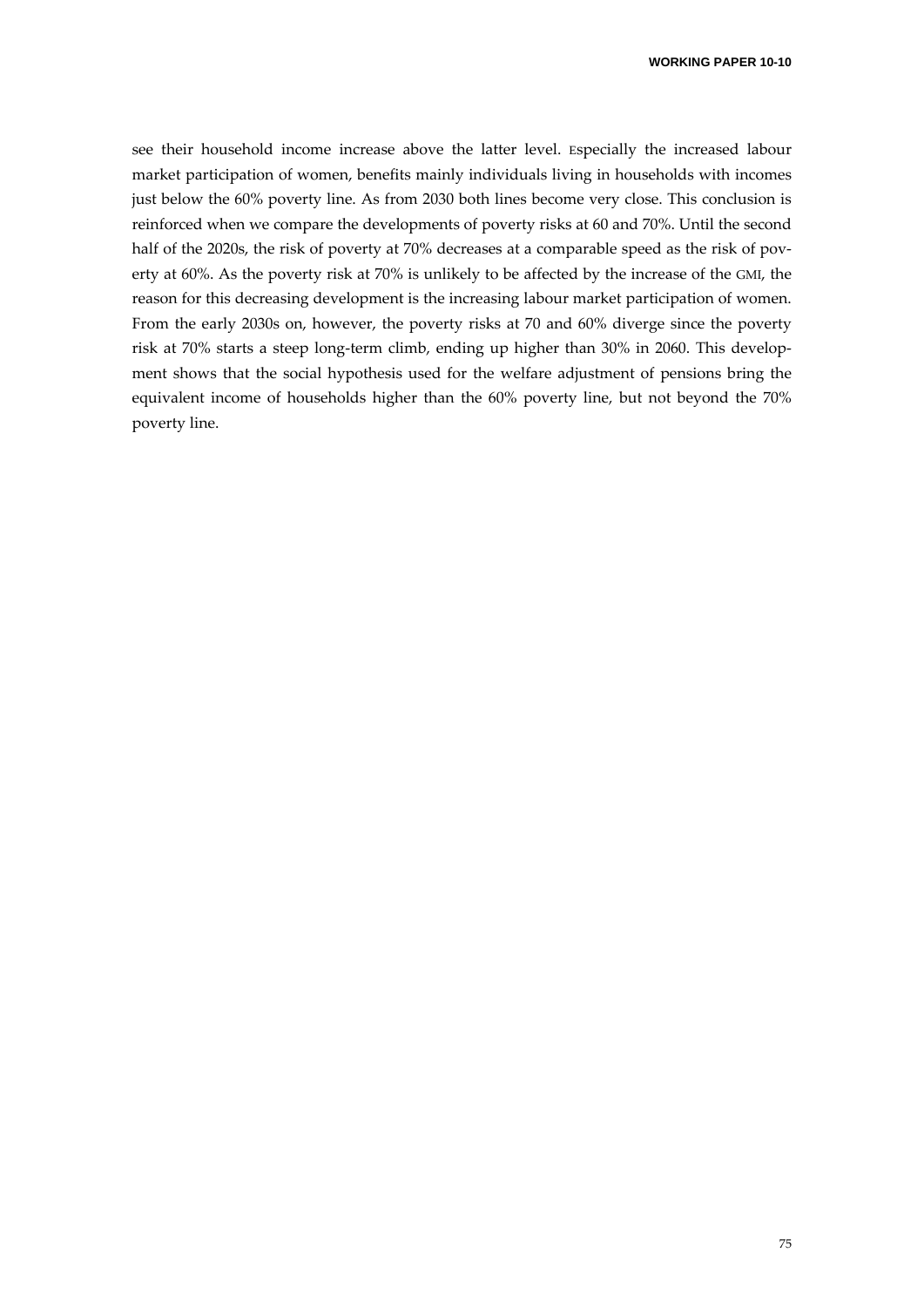see their household income increase above the latter level. Especially the increased labour market participation of women, benefits mainly individuals living in households with incomes just below the 60% poverty line. As from 2030 both lines become very close. This conclusion is reinforced when we compare the developments of poverty risks at 60 and 70%. Until the second half of the 2020s, the risk of poverty at 70% decreases at a comparable speed as the risk of poverty at 60%. As the poverty risk at 70% is unlikely to be affected by the increase of the GMI, the reason for this decreasing development is the increasing labour market participation of women. From the early 2030s on, however, the poverty risks at 70 and 60% diverge since the poverty risk at 70% starts a steep long-term climb, ending up higher than 30% in 2060. This development shows that the social hypothesis used for the welfare adjustment of pensions bring the equivalent income of households higher than the 60% poverty line, but not beyond the 70% poverty line.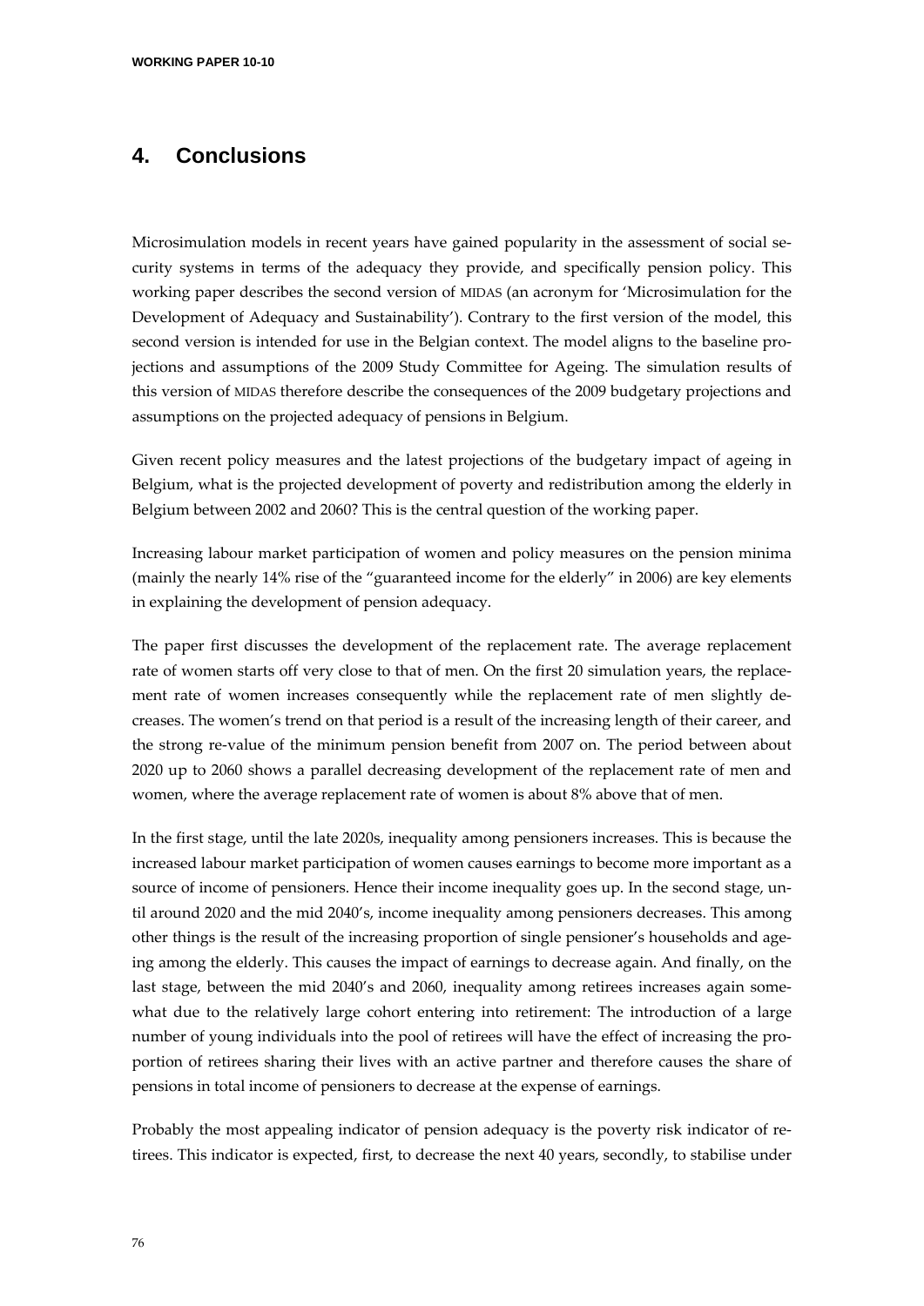## 4. Conclusions

Microsimulation models in recent years have gained popularity in the assessment of social security systems in terms of the adequacy they provide, and specifically pension policy. This working paper describes the second version of MIDAS (an acronym for 'Microsimulation for the Development of Adequacy and Sustainability'). Contrary to the first version of the model, this second version is intended for use in the Belgian context. The model aligns to the baseline projections and assumptions of the 2009 Study Committee for Ageing. The simulation results of this version of MIDAS therefore describe the consequences of the 2009 budgetary projections and assumptions on the projected adequacy of pensions in Belgium.

Given recent policy measures and the latest projections of the budgetary impact of ageing in Belgium, what is the projected development of poverty and redistribution among the elderly in Belgium between 2002 and 2060? This is the central question of the working paper.

Increasing labour market participation of women and policy measures on the pension minima (mainly the nearly 14% rise of the "guaranteed income for the elderly" in 2006) are key elements in explaining the development of pension adequacy.

The paper first discusses the development of the replacement rate. The average replacement rate of women starts off very close to that of men. On the first 20 simulation years, the replacement rate of women increases consequently while the replacement rate of men slightly decreases. The women's trend on that period is a result of the increasing length of their career, and the strong re-value of the minimum pension benefit from 2007 on. The period between about 2020 up to 2060 shows a parallel decreasing development of the replacement rate of men and women, where the average replacement rate of women is about 8% above that of men.

In the first stage, until the late 2020s, inequality among pensioners increases. This is because the increased labour market participation of women causes earnings to become more important as a source of income of pensioners. Hence their income inequality goes up. In the second stage, until around 2020 and the mid 2040's, income inequality among pensioners decreases. This among other things is the result of the increasing proportion of single pensioner's households and ageing among the elderly. This causes the impact of earnings to decrease again. And finally, on the last stage, between the mid 2040's and 2060, inequality among retirees increases again somewhat due to the relatively large cohort entering into retirement: The introduction of a large number of young individuals into the pool of retirees will have the effect of increasing the proportion of retirees sharing their lives with an active partner and therefore causes the share of pensions in total income of pensioners to decrease at the expense of earnings.

Probably the most appealing indicator of pension adequacy is the poverty risk indicator of retirees. This indicator is expected, first, to decrease the next 40 years, secondly, to stabilise under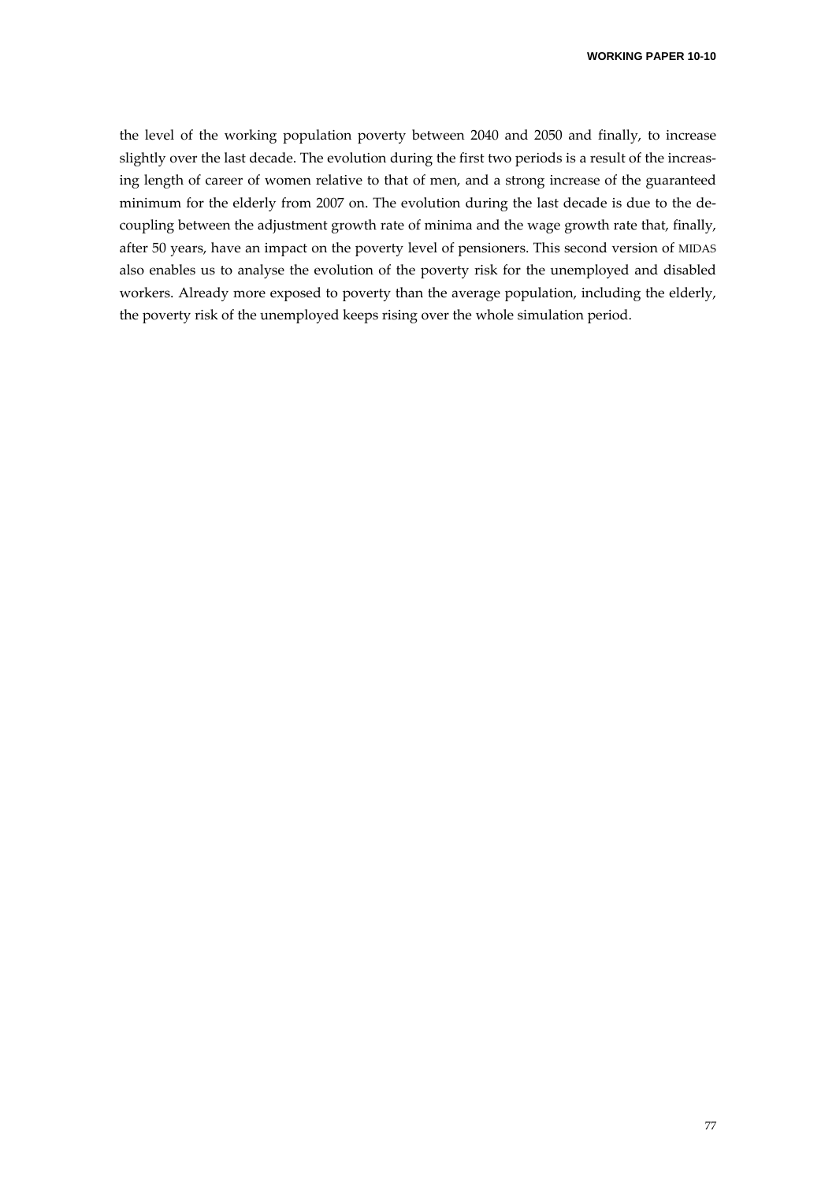the level of the working population poverty between 2040 and 2050 and finally, to increase slightly over the last decade. The evolution during the first two periods is a result of the increasing length of career of women relative to that of men, and a strong increase of the guaranteed minimum for the elderly from 2007 on. The evolution during the last decade is due to the decoupling between the adjustment growth rate of minima and the wage growth rate that, finally, after 50 years, have an impact on the poverty level of pensioners. This second version of MIDAS also enables us to analyse the evolution of the poverty risk for the unemployed and disabled workers. Already more exposed to poverty than the average population, including the elderly, the poverty risk of the unemployed keeps rising over the whole simulation period.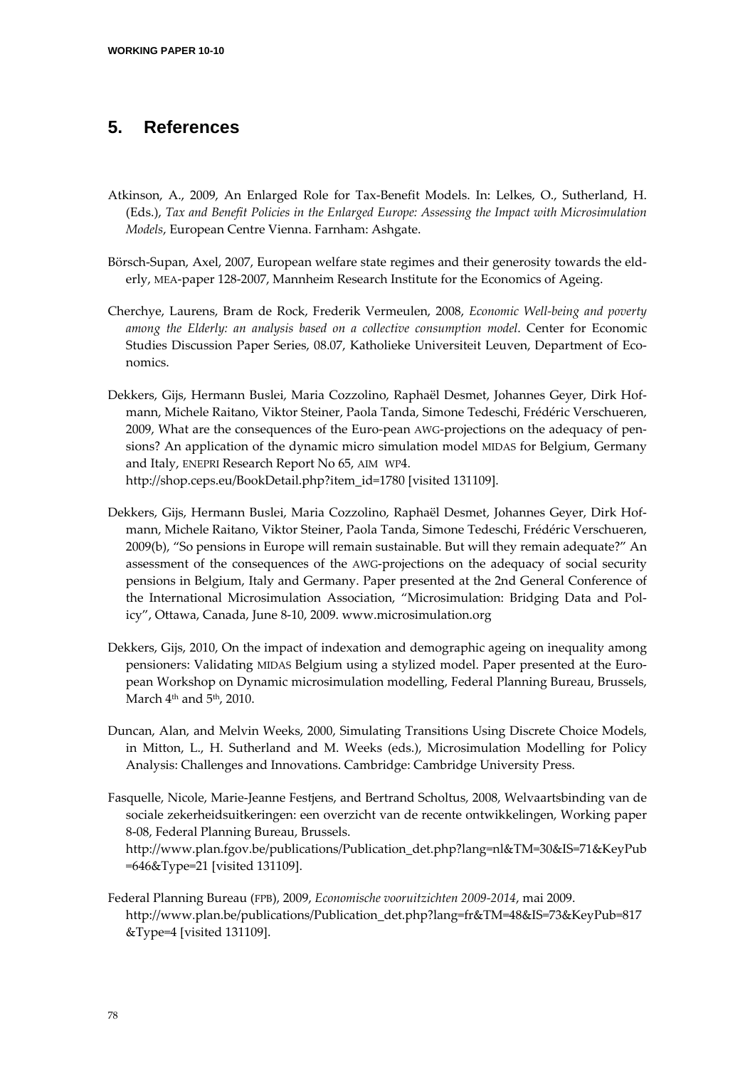## 5. References

Atkinson, A., 2009, An Enlarged Role for Tax-Benefit Models. In: Lelkes, O., Sutherland, H. (Eds.), *Tax and Benefit Policies in the Enlarged Europe: Assessing the Impact with Microsimulation Models*, European Centre Vienna. Farnham: Ashgate.

Börsch-Supan, Axel, 2007, European welfare state regimes and their generosity towards the elderly, MEA-paper 128-2007, Mannheim Research Institute for the Economics of Ageing.

Cherchye, Laurens, Bram de Rock, Frederik Vermeulen, 2008, *Economic Well-being and poverty among the Elderly: an analysis based on a collective consumption model*. Center for Economic Studies Discussion Paper Series, 08.07, Katholieke Universiteit Leuven, Department of Economics.

Dekkers, Gijs, Hermann Buslei, Maria Cozzolino, Raphaël Desmet, Johannes Geyer, Dirk Hofmann, Michele Raitano, Viktor Steiner, Paola Tanda, Simone Tedeschi, Frédéric Verschueren, 2009, What are the consequences of the Euro-pean AWG-projections on the adequacy of pensions? An application of the dynamic micro simulation model MIDAS for Belgium, Germany and Italy, ENEPRI Research Report No 65, AIM WP4. http://shop.ceps.eu/BookDetail.php?item_id=1780 [visited 131109].

Dekkers, Gijs, Hermann Buslei, Maria Cozzolino, Raphaël Desmet, Johannes Geyer, Dirk Hofmann, Michele Raitano, Viktor Steiner, Paola Tanda, Simone Tedeschi, Frédéric Verschueren, 2009(b), "So pensions in Europe will remain sustainable. But will they remain adequate?" An assessment of the consequences of the AWG-projections on the adequacy of social security pensions in Belgium, Italy and Germany. Paper presented at the 2nd General Conference of the International Microsimulation Association, "Microsimulation: Bridging Data and Policy", Ottawa, Canada, June 8-10, 2009. www.microsimulation.org

Dekkers, Gijs, 2010, On the impact of indexation and demographic ageing on inequality among pensioners: Validating MIDAS Belgium using a stylized model. Paper presented at the European Workshop on Dynamic microsimulation modelling, Federal Planning Bureau, Brussels, March 4th and 5th, 2010.

Duncan, Alan, and Melvin Weeks, 2000, Simulating Transitions Using Discrete Choice Models, in Mitton, L., H. Sutherland and M. Weeks (eds.), Microsimulation Modelling for Policy Analysis: Challenges and Innovations. Cambridge: Cambridge University Press.

Fasquelle, Nicole, Marie-Jeanne Festjens, and Bertrand Scholtus, 2008, Welvaartsbinding van de sociale zekerheidsuitkeringen: een overzicht van de recente ontwikkelingen, Working paper 8-08, Federal Planning Bureau, Brussels. http://www.plan.fgov.be/publications/Publication_det.php?lang=nl&TM=30&IS=71&KeyPub=646&Type=21 [visited 131109].

Federal Planning Bureau (FPB), 2009, *Economische vooruitzichten 2009-2014*, mai 2009. http://www.plan.be/publications/Publication_det.php?lang=fr&TM=48&IS=73&KeyPub=817&Type=4 [visited 131109].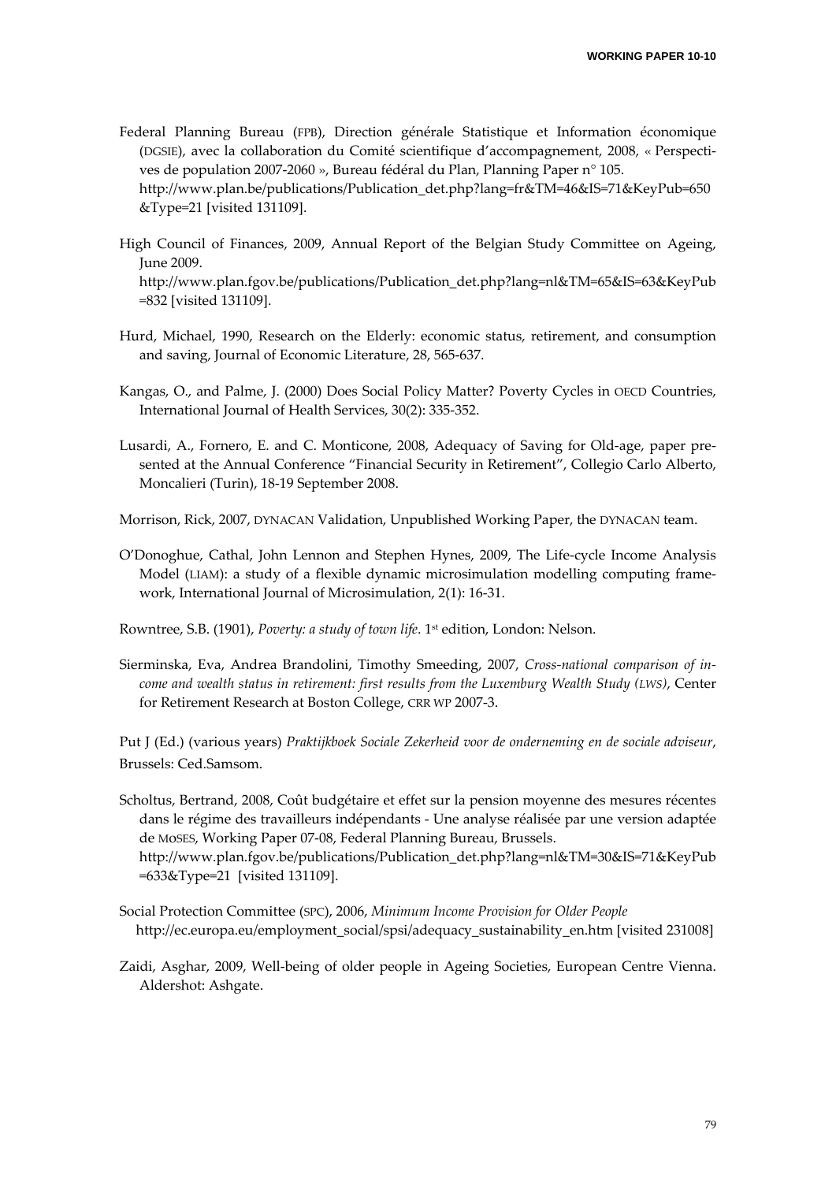Federal Planning Bureau (FPB), Direction générale Statistique et Information économique (DGSIE), avec la collaboration du Comité scientifique d'accompagnement, 2008, « Perspectives de population 2007-2060 », Bureau fédéral du Plan, Planning Paper n° 105. http://www.plan.be/publications/Publication_det.php?lang=fr&TM=46&IS=71&KeyPub=650&Type=21 [visited 131109].

High Council of Finances, 2009, Annual Report of the Belgian Study Committee on Ageing, June 2009. http://www.plan.fgov.be/publications/Publication_det.php?lang=nl&TM=65&IS=63&KeyPub=832 [visited 131109].

Hurd, Michael, 1990, Research on the Elderly: economic status, retirement, and consumption and saving, Journal of Economic Literature, 28, 565-637.

Kangas, O., and Palme, J. (2000) Does Social Policy Matter? Poverty Cycles in OECD Countries, International Journal of Health Services, 30(2): 335-352.

Lusardi, A., Fornero, E. and C. Monticone, 2008, Adequacy of Saving for Old-age, paper presented at the Annual Conference "Financial Security in Retirement", Collegio Carlo Alberto, Moncalieri (Turin), 18-19 September 2008.

Morrison, Rick, 2007, DYNACAN Validation, Unpublished Working Paper, the DYNACAN team.

O'Donoghue, Cathal, John Lennon and Stephen Hynes, 2009, The Life-cycle Income Analysis Model (LIAM): a study of a flexible dynamic microsimulation modelling computing framework, International Journal of Microsimulation, 2(1): 16-31.

Rowntree, S.B. (1901), *Poverty: a study of town life*. 1st edition, London: Nelson.

Sierminska, Eva, Andrea Brandolini, Timothy Smeeding, 2007, *Cross-national comparison of income and wealth status in retirement: first results from the Luxemburg Wealth Study (LWS)*, Center for Retirement Research at Boston College, CRR WP 2007-3.

Put J (Ed.) (various years) *Praktijkboek Sociale Zekerheid voor de onderneming en de sociale adviseur*, Brussels: Ced.Samsom.

Scholtus, Bertrand, 2008, Coût budgétaire et effet sur la pension moyenne des mesures récentes dans le régime des travailleurs indépendants - Une analyse réalisée par une version adaptée de MOSES, Working Paper 07-08, Federal Planning Bureau, Brussels. http://www.plan.fgov.be/publications/Publication_det.php?lang=nl&TM=30&IS=71&KeyPub=633&Type=21 [visited 131109].

Social Protection Committee (SPC), 2006, *Minimum Income Provision for Older People* http://ec.europa.eu/employment_social/spsi/adequacy_sustainability_en.htm [visited 231008]

Zaidi, Asghar, 2009, Well-being of older people in Ageing Societies, European Centre Vienna. Aldershot: Ashgate.